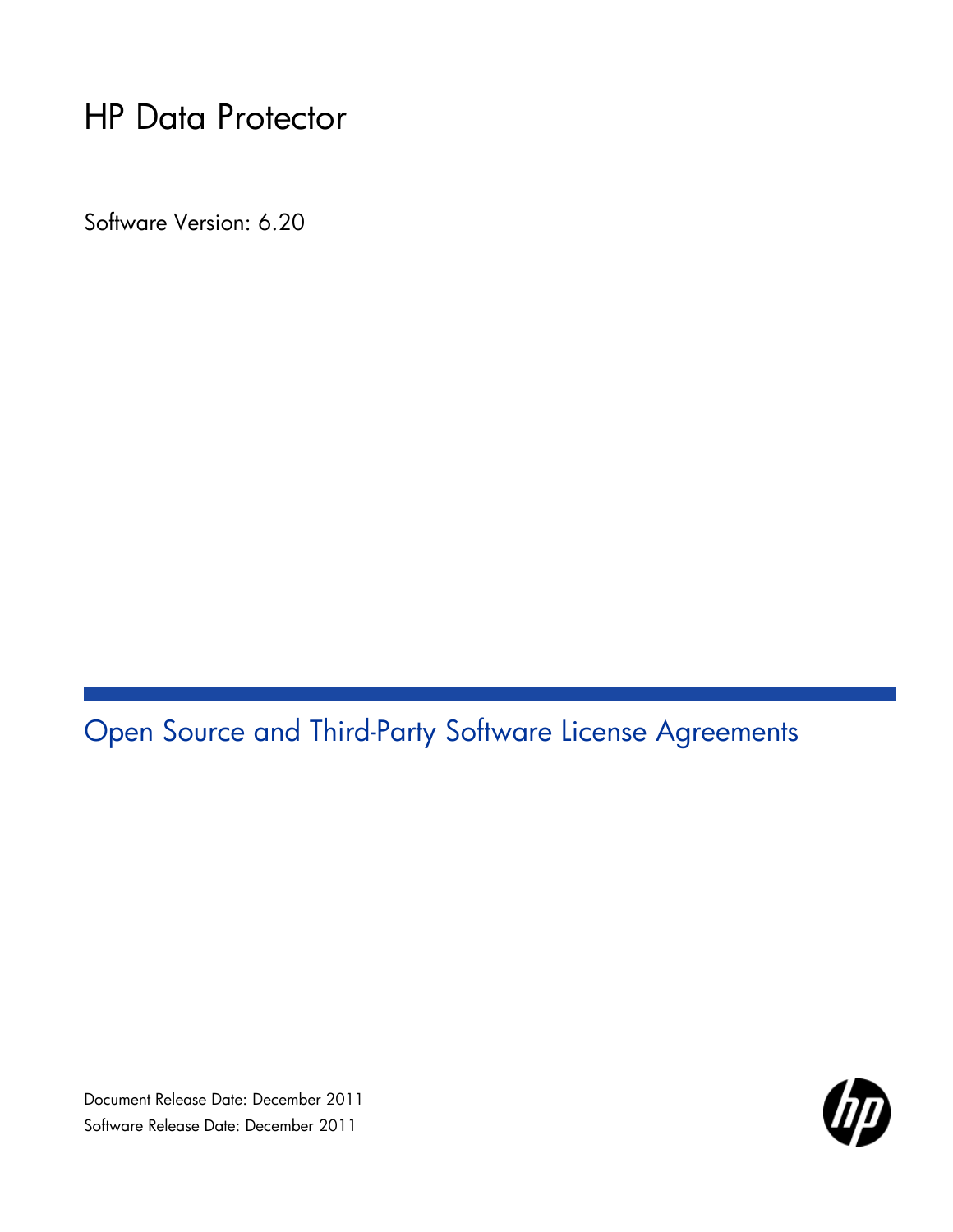# HP Data Protector

Software Version: 6.20

## Open Source and Third-Party Software License Agreements

Document Release Date: December 2011

Software Release Date: December 2011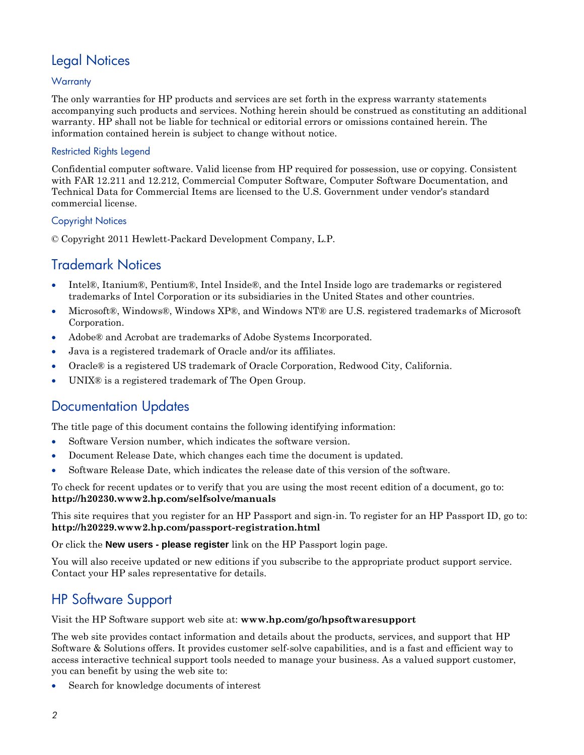# Legal Notices

## Warranty

The only warranties for HP products and services are set forth in the express warranty statements accompanying such products and services. Nothing herein should be construed as constituting an additional warranty. HP shall not be liable for technical or editorial errors or omissions contained herein. The information contained herein is subject to change without notice.

## Restricted Rights Legend

Confidential computer software. Valid license from HP required for possession, use or copying. Consistent with FAR 12.211 and 12.212, Commercial Computer Software, Computer Software Documentation, and Technical Data for Commercial Items are licensed to the U.S. Government under vendor's standard commercial license.

## Copyright Notices

© Copyright 2011 Hewlett-Packard Development Company, L.P.

# Trademark Notices

- Intel®, Itanium®, Pentium®, Intel Inside®, and the Intel Inside logo are trademarks or registered trademarks of Intel Corporation or its subsidiaries in the United States and other countries.
- Microsoft®, Windows®, Windows XP®, and Windows NT® are U.S. registered trademarks of Microsoft Corporation.
- Adobe® and Acrobat are trademarks of Adobe Systems Incorporated.
- Java is a registered trademark of Oracle and/or its affiliates.
- Oracle® is a registered US trademark of Oracle Corporation, Redwood City, California.
- UNIX® is a registered trademark of The Open Group.

# Documentation Updates

The title page of this document contains the following identifying information:

- Software Version number, which indicates the software version.
- Document Release Date, which changes each time the document is updated.
- Software Release Date, which indicates the release date of this version of the software.

To check for recent updates or to verify that you are using the most recent edition of a document, go to: **http://h20230.www2.hp.com/selfsolve/manuals**

This site requires that you register for an HP Passport and sign-in. To register for an HP Passport ID, go to: **http://h20229.www2.hp.com/passport-registration.html**

Or click the **New users - please register** link on the HP Passport login page.

You will also receive updated or new editions if you subscribe to the appropriate product support service. Contact your HP sales representative for details.

# HP Software Support

Visit the HP Software support web site at: **www.hp.com/go/hpsoftwaresupport**

The web site provides contact information and details about the products, services, and support that HP Software & Solutions offers. It provides customer self-solve capabilities, and is a fast and efficient way to access interactive technical support tools needed to manage your business. As a valued support customer, you can benefit by using the web site to:

- Search for knowledge documents of interest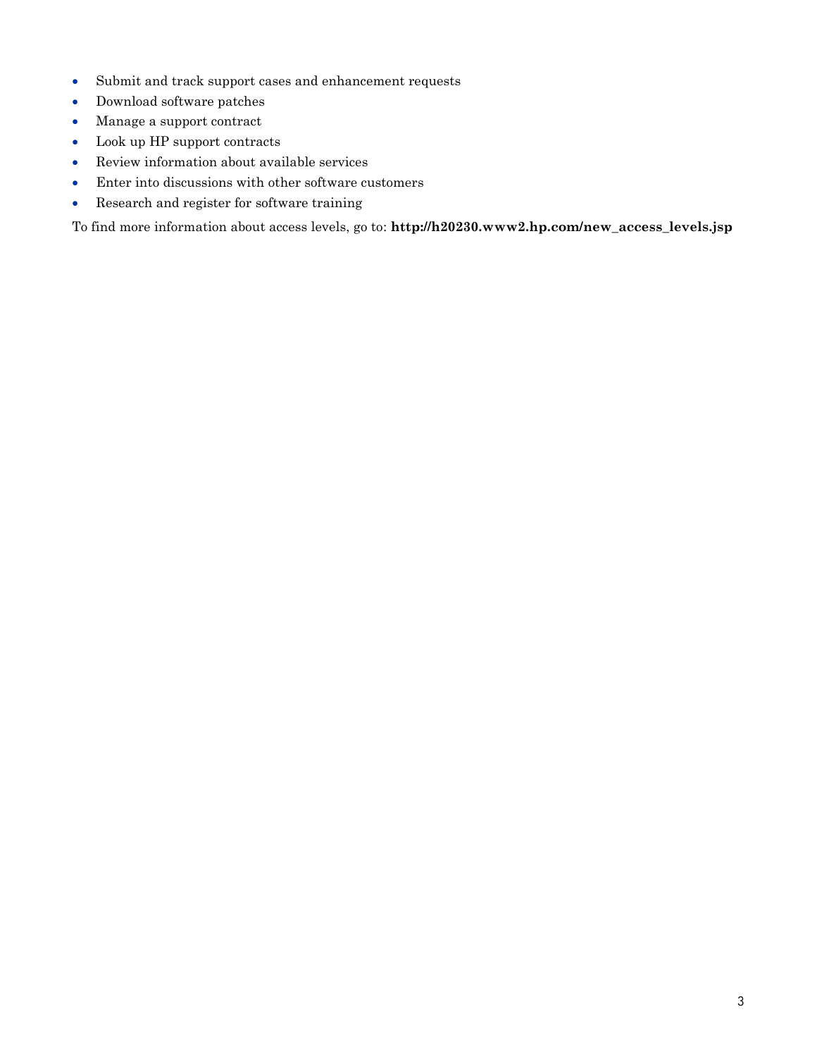- Submit and track support cases and enhancement requests
- Download software patches
- Manage a support contract
- Look up HP support contracts
- Review information about available services
- Enter into discussions with other software customers
- Research and register for software training

To find more information about access levels, go to: **http://h20230.www2.hp.com/new_access_levels.jsp**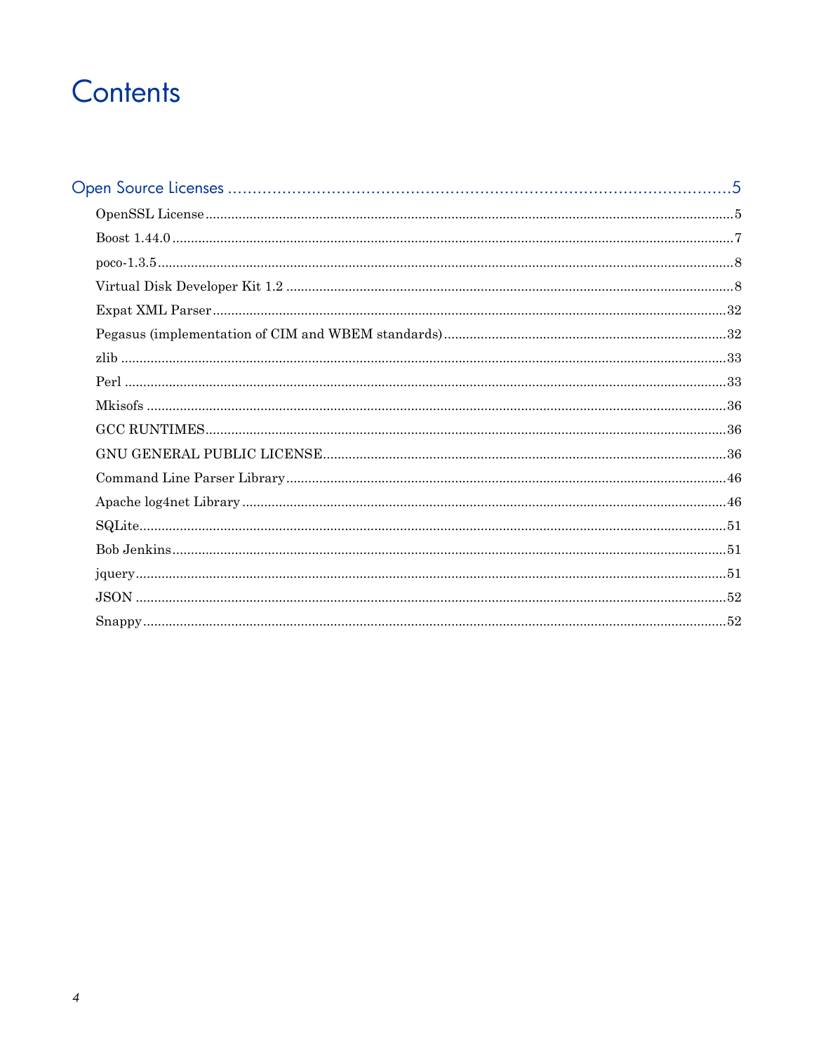# Contents

Open Source Licenses ........................................................................................... 5

- OpenSSL License ........................................................................................... 5
- Boost 1.44.0 ................................................................................................... 7
- poco-1.3.5 ...................................................................................................... 8
- Virtual Disk Developer Kit 1.2 ...................................................................... 8
- Expat XML Parser ........................................................................................ 32
- Pegasus (implementation of CIM and WBEM standards) ........................... 32
- zlib ................................................................................................................ 33
- Perl ............................................................................................................... 33
- Mkisofs ......................................................................................................... 36
- GCC RUNTIMES .......................................................................................... 36
- GNU GENERAL PUBLIC LICENSE .............................................................. 36
- Command Line Parser Library ..................................................................... 46
- Apache log4net Library ................................................................................ 46
- SQLite ........................................................................................................... 51
- Bob Jenkins ................................................................................................... 51
- jquery ............................................................................................................ 51
- JSON ............................................................................................................. 52
- Snappy .......................................................................................................... 52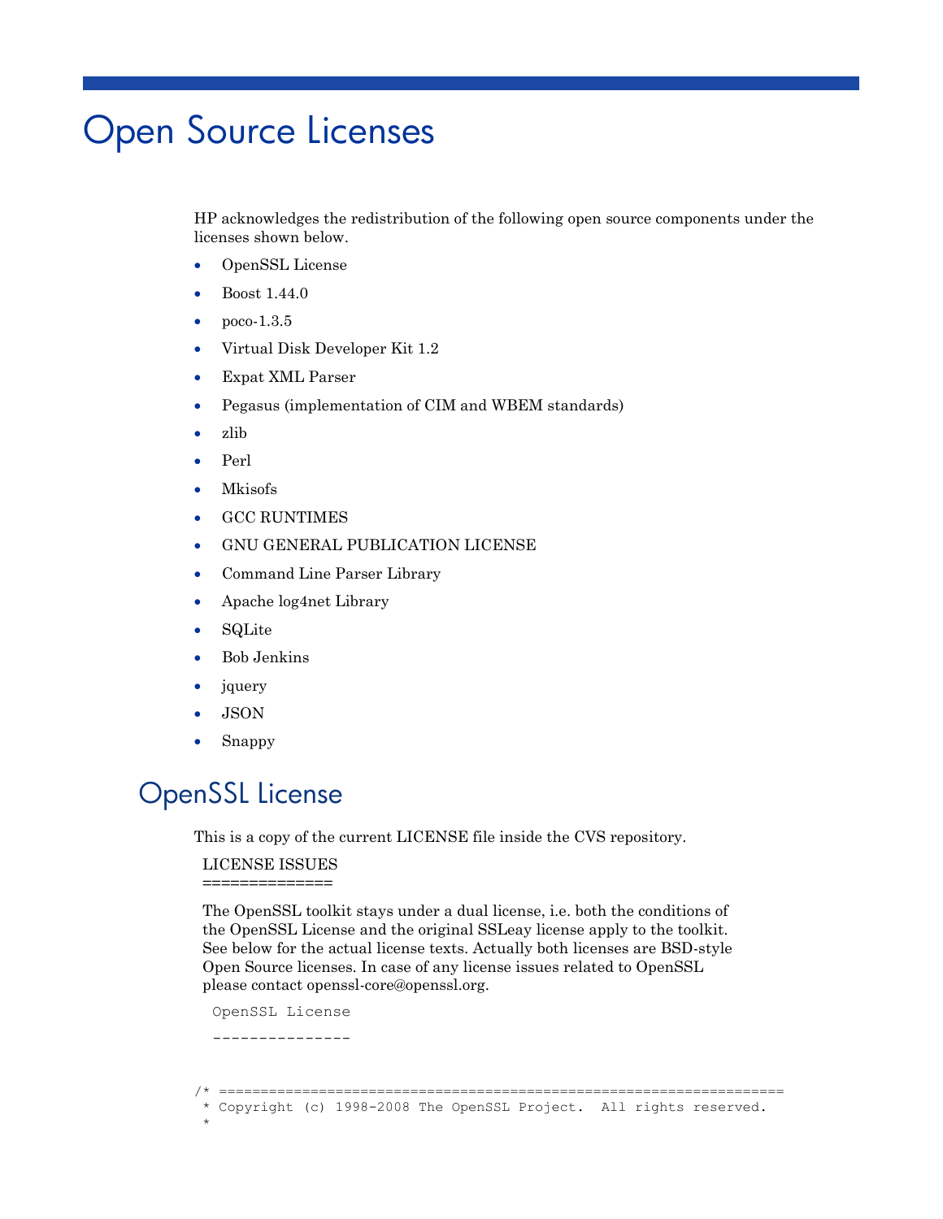# Open Source Licenses

HP acknowledges the redistribution of the following open source components under the licenses shown below.

- OpenSSL License
- Boost 1.44.0
- poco-1.3.5
- Virtual Disk Developer Kit 1.2
- Expat XML Parser
- Pegasus (implementation of CIM and WBEM standards)
- zlib
- Perl
- Mkisofs
- GCC RUNTIMES
- GNU GENERAL PUBLICATION LICENSE
- Command Line Parser Library
- Apache log4net Library
- SQLite
- Bob Jenkins
- jquery
- JSON
- Snappy

## OpenSSL License

This is a copy of the current LICENSE file inside the CVS repository.

LICENSE ISSUES
==============

The OpenSSL toolkit stays under a dual license, i.e. both the conditions of the OpenSSL License and the original SSLeay license apply to the toolkit. See below for the actual license texts. Actually both licenses are BSD-style Open Source licenses. In case of any license issues related to OpenSSL please contact openssl-core@openssl.org.

```
OpenSSL License
---------------
```

```
/* ====================================================================
 * Copyright (c) 1998-2008 The OpenSSL Project.  All rights reserved.
 *
```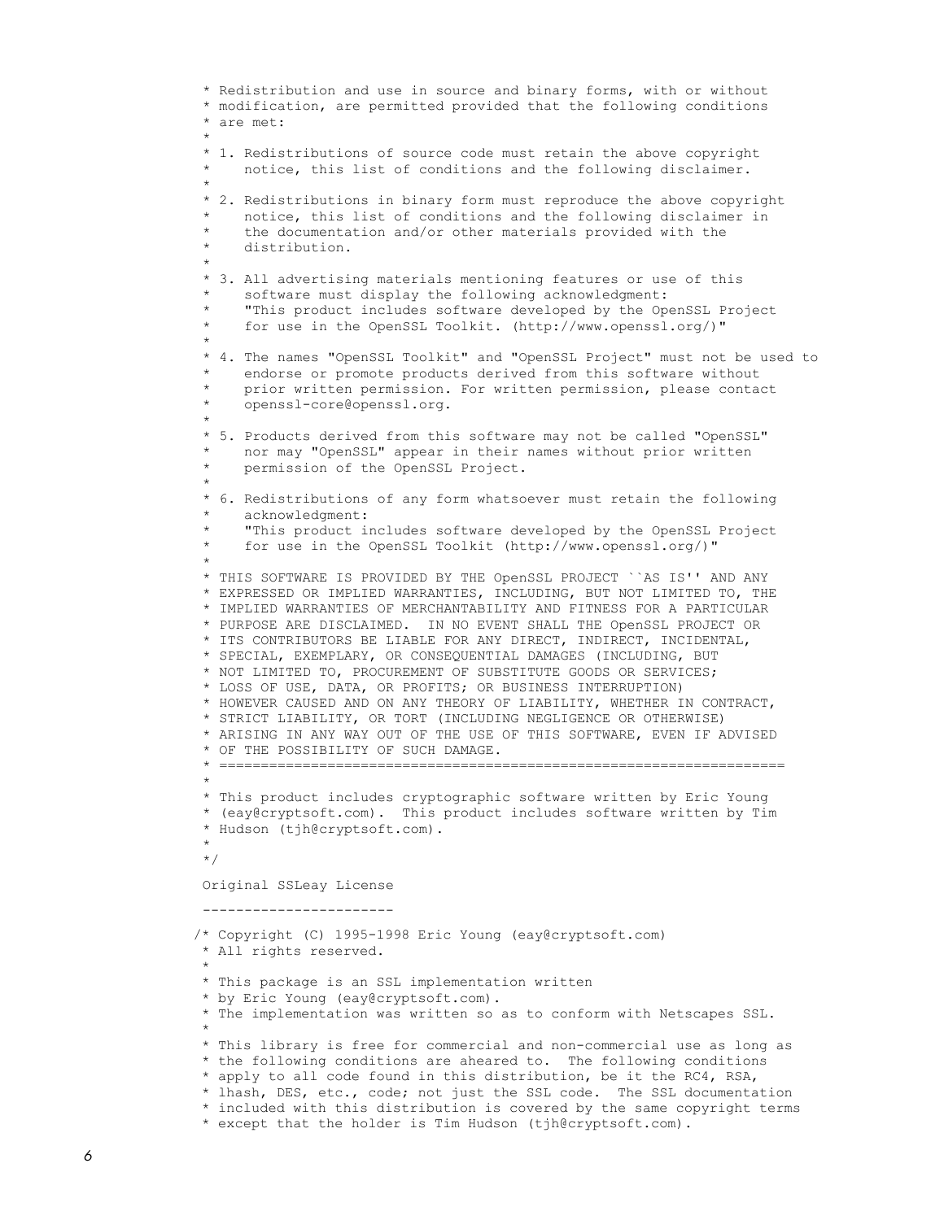```
 * Redistribution and use in source and binary forms, with or without
 * modification, are permitted provided that the following conditions
 * are met:
 *
 * 1. Redistributions of source code must retain the above copyright
 *    notice, this list of conditions and the following disclaimer.
 *
 * 2. Redistributions in binary form must reproduce the above copyright
 *    notice, this list of conditions and the following disclaimer in
 *    the documentation and/or other materials provided with the
 *    distribution.
 *
 * 3. All advertising materials mentioning features or use of this
 *    software must display the following acknowledgment:
 *    "This product includes software developed by the OpenSSL Project
 *    for use in the OpenSSL Toolkit. (http://www.openssl.org/)"
 *
 * 4. The names "OpenSSL Toolkit" and "OpenSSL Project" must not be used to
 *    endorse or promote products derived from this software without
 *    prior written permission. For written permission, please contact
 *    openssl-core@openssl.org.
 *
 * 5. Products derived from this software may not be called "OpenSSL"
 *    nor may "OpenSSL" appear in their names without prior written
 *    permission of the OpenSSL Project.
 *
 * 6. Redistributions of any form whatsoever must retain the following
 *    acknowledgment:
 *    "This product includes software developed by the OpenSSL Project
 *    for use in the OpenSSL Toolkit (http://www.openssl.org/)"
 *
 * THIS SOFTWARE IS PROVIDED BY THE OpenSSL PROJECT ``AS IS'' AND ANY
 * EXPRESSED OR IMPLIED WARRANTIES, INCLUDING, BUT NOT LIMITED TO, THE
 * IMPLIED WARRANTIES OF MERCHANTABILITY AND FITNESS FOR A PARTICULAR
 * PURPOSE ARE DISCLAIMED.  IN NO EVENT SHALL THE OpenSSL PROJECT OR
 * ITS CONTRIBUTORS BE LIABLE FOR ANY DIRECT, INDIRECT, INCIDENTAL,
 * SPECIAL, EXEMPLARY, OR CONSEQUENTIAL DAMAGES (INCLUDING, BUT
 * NOT LIMITED TO, PROCUREMENT OF SUBSTITUTE GOODS OR SERVICES;
 * LOSS OF USE, DATA, OR PROFITS; OR BUSINESS INTERRUPTION)
 * HOWEVER CAUSED AND ON ANY THEORY OF LIABILITY, WHETHER IN CONTRACT,
 * STRICT LIABILITY, OR TORT (INCLUDING NEGLIGENCE OR OTHERWISE)
 * ARISING IN ANY WAY OUT OF THE USE OF THIS SOFTWARE, EVEN IF ADVISED
 * OF THE POSSIBILITY OF SUCH DAMAGE.
 * ====================================================================
 *
 * This product includes cryptographic software written by Eric Young
 * (eay@cryptsoft.com).  This product includes software written by Tim
 * Hudson (tjh@cryptsoft.com).
 *
 */

 Original SSLeay License

 -----------------------

/* Copyright (C) 1995-1998 Eric Young (eay@cryptsoft.com)
 * All rights reserved.
 *
 * This package is an SSL implementation written
 * by Eric Young (eay@cryptsoft.com).
 * The implementation was written so as to conform with Netscapes SSL.
 *
 * This library is free for commercial and non-commercial use as long as
 * the following conditions are aheared to.  The following conditions
 * apply to all code found in this distribution, be it the RC4, RSA,
 * lhash, DES, etc., code; not just the SSL code.  The SSL documentation
 * included with this distribution is covered by the same copyright terms
 * except that the holder is Tim Hudson (tjh@cryptsoft.com).
```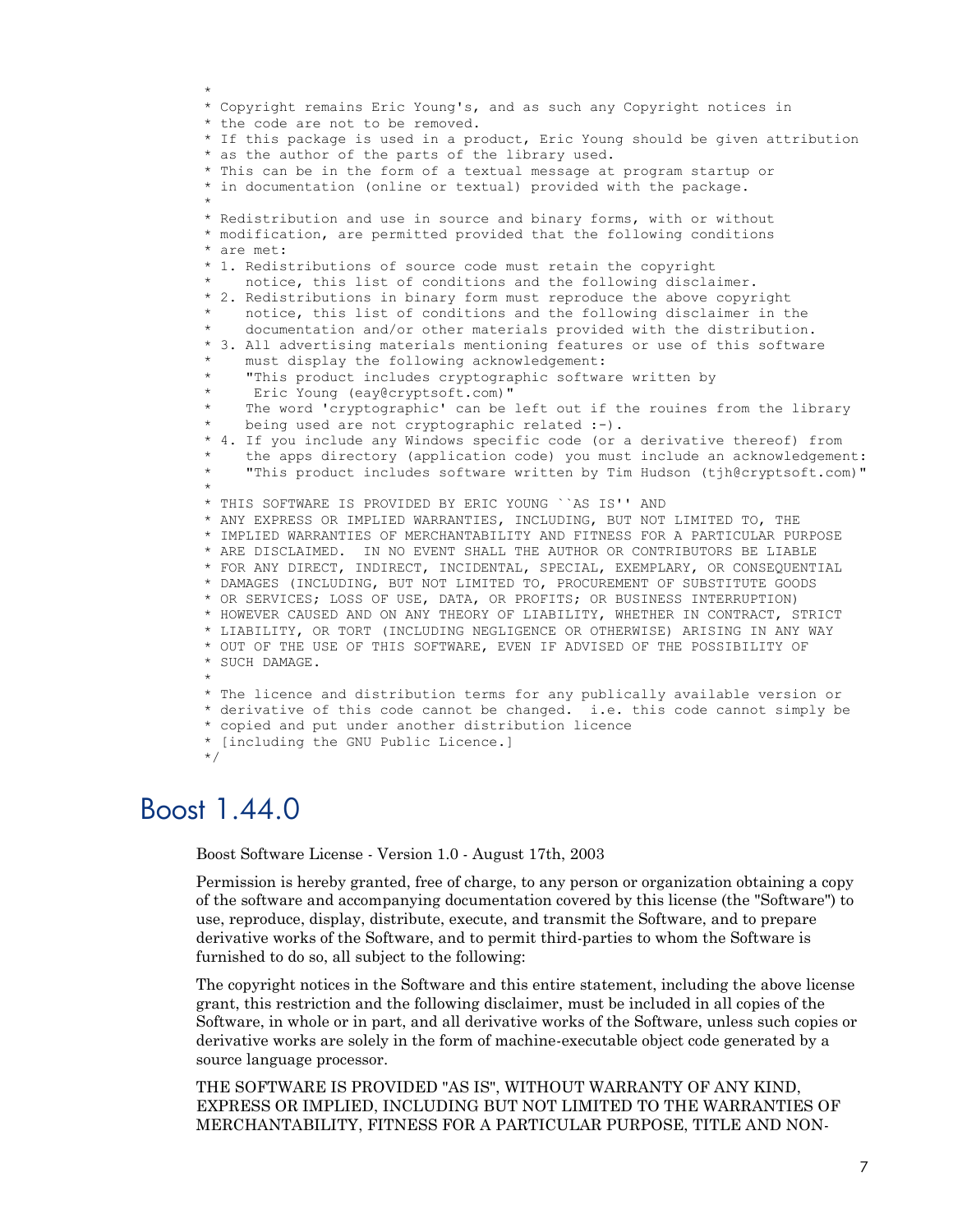```
 *
 * Copyright remains Eric Young's, and as such any Copyright notices in
 * the code are not to be removed.
 * If this package is used in a product, Eric Young should be given attribution
 * as the author of the parts of the library used.
 * This can be in the form of a textual message at program startup or
 * in documentation (online or textual) provided with the package.
 *
 * Redistribution and use in source and binary forms, with or without
 * modification, are permitted provided that the following conditions
 * are met:
 * 1. Redistributions of source code must retain the copyright
 *    notice, this list of conditions and the following disclaimer.
 * 2. Redistributions in binary form must reproduce the above copyright
 *    notice, this list of conditions and the following disclaimer in the
 *    documentation and/or other materials provided with the distribution.
 * 3. All advertising materials mentioning features or use of this software
 *    must display the following acknowledgement:
 *    "This product includes cryptographic software written by
 *     Eric Young (eay@cryptsoft.com)"
 *    The word 'cryptographic' can be left out if the rouines from the library
 *    being used are not cryptographic related :-).
 * 4. If you include any Windows specific code (or a derivative thereof) from
 *    the apps directory (application code) you must include an acknowledgement:
 *    "This product includes software written by Tim Hudson (tjh@cryptsoft.com)"
 *
 * THIS SOFTWARE IS PROVIDED BY ERIC YOUNG ``AS IS'' AND
 * ANY EXPRESS OR IMPLIED WARRANTIES, INCLUDING, BUT NOT LIMITED TO, THE
 * IMPLIED WARRANTIES OF MERCHANTABILITY AND FITNESS FOR A PARTICULAR PURPOSE
 * ARE DISCLAIMED.  IN NO EVENT SHALL THE AUTHOR OR CONTRIBUTORS BE LIABLE
 * FOR ANY DIRECT, INDIRECT, INCIDENTAL, SPECIAL, EXEMPLARY, OR CONSEQUENTIAL
 * DAMAGES (INCLUDING, BUT NOT LIMITED TO, PROCUREMENT OF SUBSTITUTE GOODS
 * OR SERVICES; LOSS OF USE, DATA, OR PROFITS; OR BUSINESS INTERRUPTION)
 * HOWEVER CAUSED AND ON ANY THEORY OF LIABILITY, WHETHER IN CONTRACT, STRICT
 * LIABILITY, OR TORT (INCLUDING NEGLIGENCE OR OTHERWISE) ARISING IN ANY WAY
 * OUT OF THE USE OF THIS SOFTWARE, EVEN IF ADVISED OF THE POSSIBILITY OF
 * SUCH DAMAGE.
 *
 * The licence and distribution terms for any publically available version or
 * derivative of this code cannot be changed.  i.e. this code cannot simply be
 * copied and put under another distribution licence
 * [including the GNU Public Licence.]
 */
```

# Boost 1.44.0

Boost Software License - Version 1.0 - August 17th, 2003

Permission is hereby granted, free of charge, to any person or organization obtaining a copy of the software and accompanying documentation covered by this license (the "Software") to use, reproduce, display, distribute, execute, and transmit the Software, and to prepare derivative works of the Software, and to permit third-parties to whom the Software is furnished to do so, all subject to the following:

The copyright notices in the Software and this entire statement, including the above license grant, this restriction and the following disclaimer, must be included in all copies of the Software, in whole or in part, and all derivative works of the Software, unless such copies or derivative works are solely in the form of machine-executable object code generated by a source language processor.

THE SOFTWARE IS PROVIDED "AS IS", WITHOUT WARRANTY OF ANY KIND, EXPRESS OR IMPLIED, INCLUDING BUT NOT LIMITED TO THE WARRANTIES OF MERCHANTABILITY, FITNESS FOR A PARTICULAR PURPOSE, TITLE AND NON-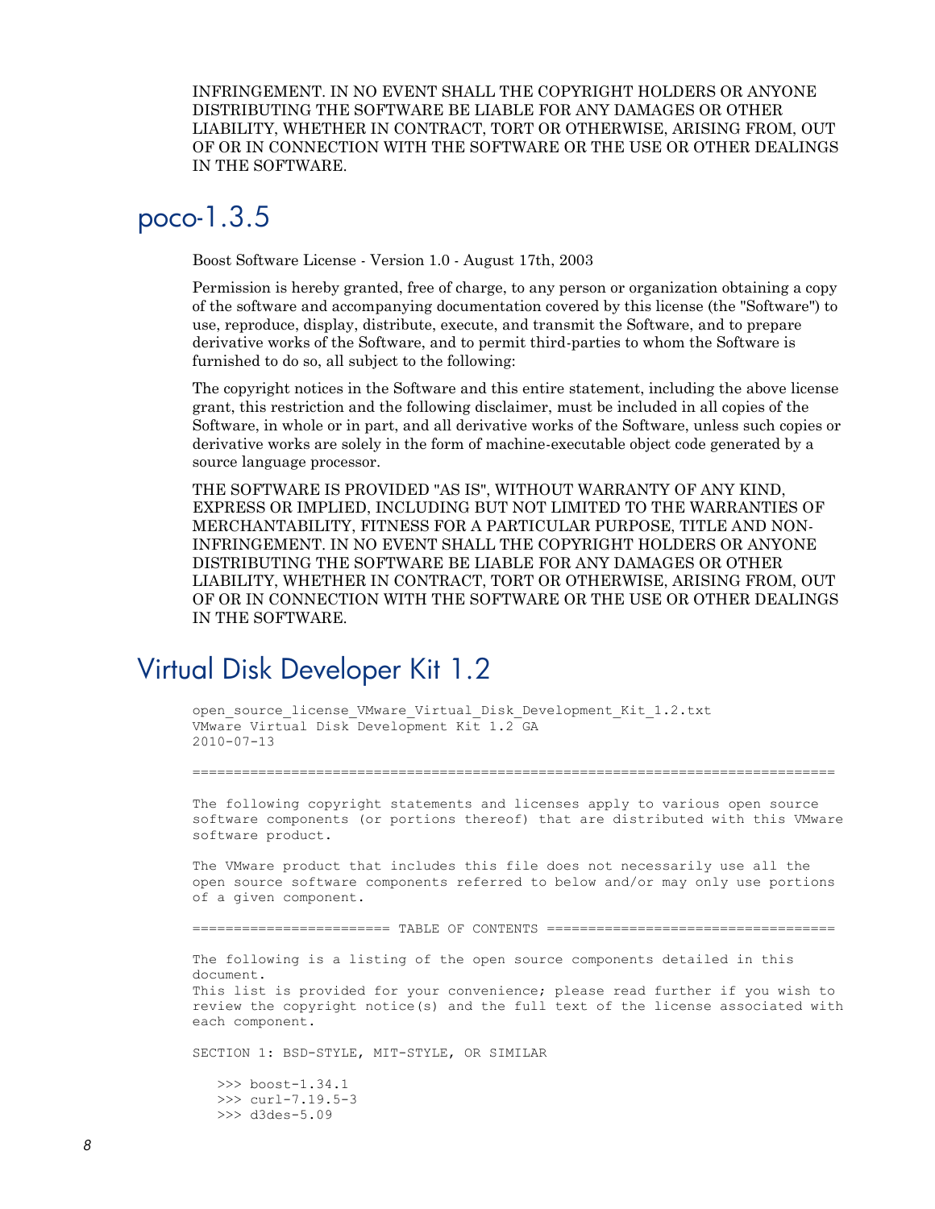INFRINGEMENT. IN NO EVENT SHALL THE COPYRIGHT HOLDERS OR ANYONE DISTRIBUTING THE SOFTWARE BE LIABLE FOR ANY DAMAGES OR OTHER LIABILITY, WHETHER IN CONTRACT, TORT OR OTHERWISE, ARISING FROM, OUT OF OR IN CONNECTION WITH THE SOFTWARE OR THE USE OR OTHER DEALINGS IN THE SOFTWARE.

## poco-1.3.5

Boost Software License - Version 1.0 - August 17th, 2003

Permission is hereby granted, free of charge, to any person or organization obtaining a copy of the software and accompanying documentation covered by this license (the "Software") to use, reproduce, display, distribute, execute, and transmit the Software, and to prepare derivative works of the Software, and to permit third-parties to whom the Software is furnished to do so, all subject to the following:

The copyright notices in the Software and this entire statement, including the above license grant, this restriction and the following disclaimer, must be included in all copies of the Software, in whole or in part, and all derivative works of the Software, unless such copies or derivative works are solely in the form of machine-executable object code generated by a source language processor.

THE SOFTWARE IS PROVIDED "AS IS", WITHOUT WARRANTY OF ANY KIND, EXPRESS OR IMPLIED, INCLUDING BUT NOT LIMITED TO THE WARRANTIES OF MERCHANTABILITY, FITNESS FOR A PARTICULAR PURPOSE, TITLE AND NON-INFRINGEMENT. IN NO EVENT SHALL THE COPYRIGHT HOLDERS OR ANYONE DISTRIBUTING THE SOFTWARE BE LIABLE FOR ANY DAMAGES OR OTHER LIABILITY, WHETHER IN CONTRACT, TORT OR OTHERWISE, ARISING FROM, OUT OF OR IN CONNECTION WITH THE SOFTWARE OR THE USE OR OTHER DEALINGS IN THE SOFTWARE.

## Virtual Disk Developer Kit 1.2

```
open_source_license_VMware_Virtual_Disk_Development_Kit_1.2.txt
VMware Virtual Disk Development Kit 1.2 GA
2010-07-13

===============================================================================

The following copyright statements and licenses apply to various open source
software components (or portions thereof) that are distributed with this VMware
software product.

The VMware product that includes this file does not necessarily use all the
open source software components referred to below and/or may only use portions
of a given component.

======================== TABLE OF CONTENTS ====================================

The following is a listing of the open source components detailed in this
document.
This list is provided for your convenience; please read further if you wish to
review the copyright notice(s) and the full text of the license associated with
each component.

SECTION 1: BSD-STYLE, MIT-STYLE, OR SIMILAR

   >>> boost-1.34.1
   >>> curl-7.19.5-3
   >>> d3des-5.09
```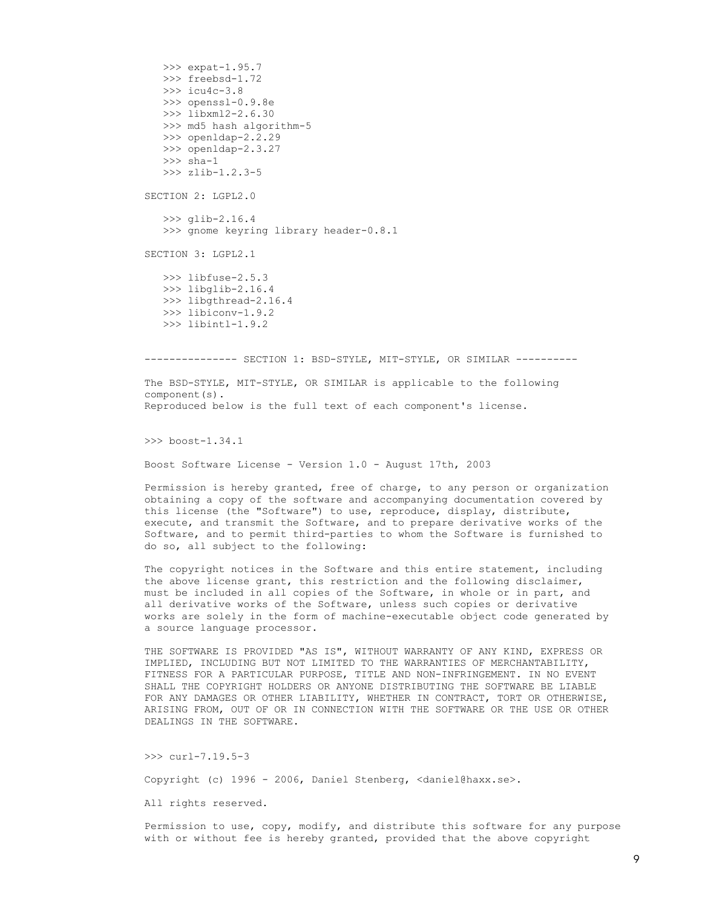>>> expat-1.95.7
>>> freebsd-1.72
>>> icu4c-3.8
>>> openssl-0.9.8e
>>> libxml2-2.6.30
>>> md5 hash algorithm-5
>>> openldap-2.2.29
>>> openldap-2.3.27
>>> sha-1
>>> zlib-1.2.3-5

SECTION 2: LGPL2.0

>>> glib-2.16.4
>>> gnome keyring library header-0.8.1

SECTION 3: LGPL2.1

>>> libfuse-2.5.3
>>> libglib-2.16.4
>>> libgthread-2.16.4
>>> libiconv-1.9.2
>>> libintl-1.9.2

--------------- SECTION 1: BSD-STYLE, MIT-STYLE, OR SIMILAR ----------

The BSD-STYLE, MIT-STYLE, OR SIMILAR is applicable to the following component(s).
Reproduced below is the full text of each component's license.

>>> boost-1.34.1

Boost Software License - Version 1.0 - August 17th, 2003

Permission is hereby granted, free of charge, to any person or organization obtaining a copy of the software and accompanying documentation covered by this license (the "Software") to use, reproduce, display, distribute, execute, and transmit the Software, and to prepare derivative works of the Software, and to permit third-parties to whom the Software is furnished to do so, all subject to the following:

The copyright notices in the Software and this entire statement, including the above license grant, this restriction and the following disclaimer, must be included in all copies of the Software, in whole or in part, and all derivative works of the Software, unless such copies or derivative works are solely in the form of machine-executable object code generated by a source language processor.

THE SOFTWARE IS PROVIDED "AS IS", WITHOUT WARRANTY OF ANY KIND, EXPRESS OR IMPLIED, INCLUDING BUT NOT LIMITED TO THE WARRANTIES OF MERCHANTABILITY, FITNESS FOR A PARTICULAR PURPOSE, TITLE AND NON-INFRINGEMENT. IN NO EVENT SHALL THE COPYRIGHT HOLDERS OR ANYONE DISTRIBUTING THE SOFTWARE BE LIABLE FOR ANY DAMAGES OR OTHER LIABILITY, WHETHER IN CONTRACT, TORT OR OTHERWISE, ARISING FROM, OUT OF OR IN CONNECTION WITH THE SOFTWARE OR THE USE OR OTHER DEALINGS IN THE SOFTWARE.

>>> curl-7.19.5-3

Copyright (c) 1996 - 2006, Daniel Stenberg, <daniel@haxx.se>.

All rights reserved.

Permission to use, copy, modify, and distribute this software for any purpose with or without fee is hereby granted, provided that the above copyright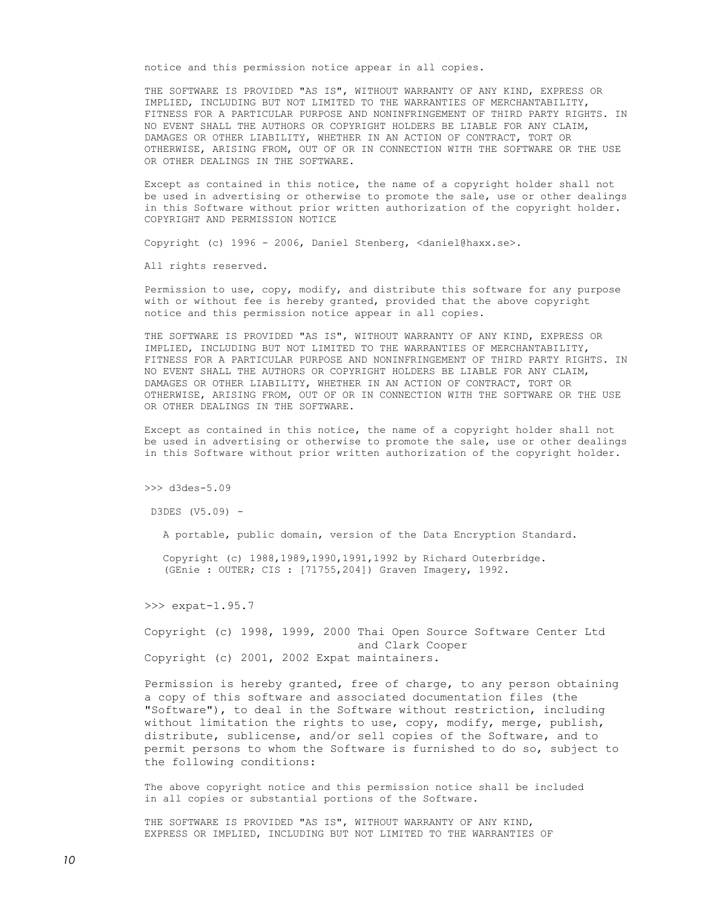notice and this permission notice appear in all copies.

THE SOFTWARE IS PROVIDED "AS IS", WITHOUT WARRANTY OF ANY KIND, EXPRESS OR IMPLIED, INCLUDING BUT NOT LIMITED TO THE WARRANTIES OF MERCHANTABILITY, FITNESS FOR A PARTICULAR PURPOSE AND NONINFRINGEMENT OF THIRD PARTY RIGHTS. IN NO EVENT SHALL THE AUTHORS OR COPYRIGHT HOLDERS BE LIABLE FOR ANY CLAIM, DAMAGES OR OTHER LIABILITY, WHETHER IN AN ACTION OF CONTRACT, TORT OR OTHERWISE, ARISING FROM, OUT OF OR IN CONNECTION WITH THE SOFTWARE OR THE USE OR OTHER DEALINGS IN THE SOFTWARE.

Except as contained in this notice, the name of a copyright holder shall not be used in advertising or otherwise to promote the sale, use or other dealings in this Software without prior written authorization of the copyright holder. COPYRIGHT AND PERMISSION NOTICE

Copyright (c) 1996 - 2006, Daniel Stenberg, <daniel@haxx.se>.

All rights reserved.

Permission to use, copy, modify, and distribute this software for any purpose with or without fee is hereby granted, provided that the above copyright notice and this permission notice appear in all copies.

THE SOFTWARE IS PROVIDED "AS IS", WITHOUT WARRANTY OF ANY KIND, EXPRESS OR IMPLIED, INCLUDING BUT NOT LIMITED TO THE WARRANTIES OF MERCHANTABILITY, FITNESS FOR A PARTICULAR PURPOSE AND NONINFRINGEMENT OF THIRD PARTY RIGHTS. IN NO EVENT SHALL THE AUTHORS OR COPYRIGHT HOLDERS BE LIABLE FOR ANY CLAIM, DAMAGES OR OTHER LIABILITY, WHETHER IN AN ACTION OF CONTRACT, TORT OR OTHERWISE, ARISING FROM, OUT OF OR IN CONNECTION WITH THE SOFTWARE OR THE USE OR OTHER DEALINGS IN THE SOFTWARE.

Except as contained in this notice, the name of a copyright holder shall not be used in advertising or otherwise to promote the sale, use or other dealings in this Software without prior written authorization of the copyright holder.

>>> d3des-5.09

D3DES (V5.09) -

A portable, public domain, version of the Data Encryption Standard.

Copyright (c) 1988,1989,1990,1991,1992 by Richard Outerbridge.
(GEnie : OUTER; CIS : [71755,204]) Graven Imagery, 1992.

>>> expat-1.95.7

Copyright (c) 1998, 1999, 2000 Thai Open Source Software Center Ltd and Clark Cooper
Copyright (c) 2001, 2002 Expat maintainers.

Permission is hereby granted, free of charge, to any person obtaining a copy of this software and associated documentation files (the "Software"), to deal in the Software without restriction, including without limitation the rights to use, copy, modify, merge, publish, distribute, sublicense, and/or sell copies of the Software, and to permit persons to whom the Software is furnished to do so, subject to the following conditions:

The above copyright notice and this permission notice shall be included in all copies or substantial portions of the Software.

THE SOFTWARE IS PROVIDED "AS IS", WITHOUT WARRANTY OF ANY KIND, EXPRESS OR IMPLIED, INCLUDING BUT NOT LIMITED TO THE WARRANTIES OF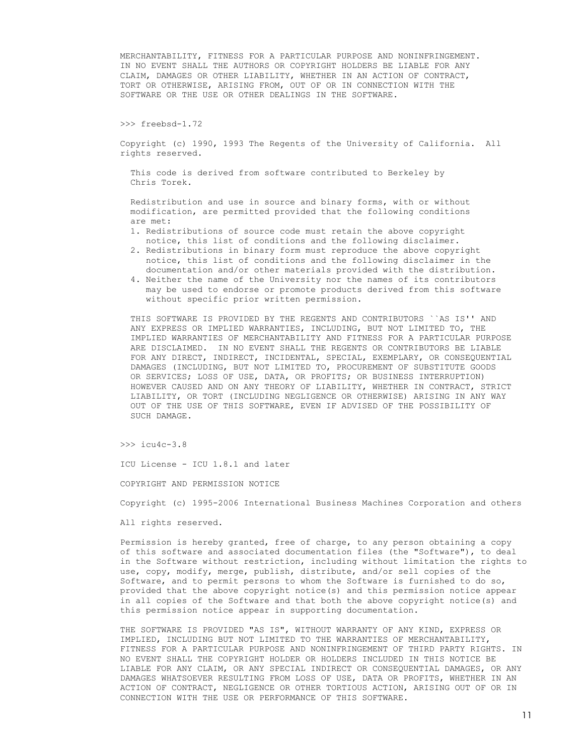MERCHANTABILITY, FITNESS FOR A PARTICULAR PURPOSE AND NONINFRINGEMENT. IN NO EVENT SHALL THE AUTHORS OR COPYRIGHT HOLDERS BE LIABLE FOR ANY CLAIM, DAMAGES OR OTHER LIABILITY, WHETHER IN AN ACTION OF CONTRACT, TORT OR OTHERWISE, ARISING FROM, OUT OF OR IN CONNECTION WITH THE SOFTWARE OR THE USE OR OTHER DEALINGS IN THE SOFTWARE.

>>> freebsd-1.72

Copyright (c) 1990, 1993 The Regents of the University of California. All rights reserved.

This code is derived from software contributed to Berkeley by Chris Torek.

Redistribution and use in source and binary forms, with or without modification, are permitted provided that the following conditions are met:

1. Redistributions of source code must retain the above copyright notice, this list of conditions and the following disclaimer.
2. Redistributions in binary form must reproduce the above copyright notice, this list of conditions and the following disclaimer in the documentation and/or other materials provided with the distribution.
4. Neither the name of the University nor the names of its contributors may be used to endorse or promote products derived from this software without specific prior written permission.

THIS SOFTWARE IS PROVIDED BY THE REGENTS AND CONTRIBUTORS ``AS IS'' AND ANY EXPRESS OR IMPLIED WARRANTIES, INCLUDING, BUT NOT LIMITED TO, THE IMPLIED WARRANTIES OF MERCHANTABILITY AND FITNESS FOR A PARTICULAR PURPOSE ARE DISCLAIMED. IN NO EVENT SHALL THE REGENTS OR CONTRIBUTORS BE LIABLE FOR ANY DIRECT, INDIRECT, INCIDENTAL, SPECIAL, EXEMPLARY, OR CONSEQUENTIAL DAMAGES (INCLUDING, BUT NOT LIMITED TO, PROCUREMENT OF SUBSTITUTE GOODS OR SERVICES; LOSS OF USE, DATA, OR PROFITS; OR BUSINESS INTERRUPTION) HOWEVER CAUSED AND ON ANY THEORY OF LIABILITY, WHETHER IN CONTRACT, STRICT LIABILITY, OR TORT (INCLUDING NEGLIGENCE OR OTHERWISE) ARISING IN ANY WAY OUT OF THE USE OF THIS SOFTWARE, EVEN IF ADVISED OF THE POSSIBILITY OF SUCH DAMAGE.

>>> icu4c-3.8

ICU License - ICU 1.8.1 and later

COPYRIGHT AND PERMISSION NOTICE

Copyright (c) 1995-2006 International Business Machines Corporation and others

All rights reserved.

Permission is hereby granted, free of charge, to any person obtaining a copy of this software and associated documentation files (the "Software"), to deal in the Software without restriction, including without limitation the rights to use, copy, modify, merge, publish, distribute, and/or sell copies of the Software, and to permit persons to whom the Software is furnished to do so, provided that the above copyright notice(s) and this permission notice appear in all copies of the Software and that both the above copyright notice(s) and this permission notice appear in supporting documentation.

THE SOFTWARE IS PROVIDED "AS IS", WITHOUT WARRANTY OF ANY KIND, EXPRESS OR IMPLIED, INCLUDING BUT NOT LIMITED TO THE WARRANTIES OF MERCHANTABILITY, FITNESS FOR A PARTICULAR PURPOSE AND NONINFRINGEMENT OF THIRD PARTY RIGHTS. IN NO EVENT SHALL THE COPYRIGHT HOLDER OR HOLDERS INCLUDED IN THIS NOTICE BE LIABLE FOR ANY CLAIM, OR ANY SPECIAL INDIRECT OR CONSEQUENTIAL DAMAGES, OR ANY DAMAGES WHATSOEVER RESULTING FROM LOSS OF USE, DATA OR PROFITS, WHETHER IN AN ACTION OF CONTRACT, NEGLIGENCE OR OTHER TORTIOUS ACTION, ARISING OUT OF OR IN CONNECTION WITH THE USE OR PERFORMANCE OF THIS SOFTWARE.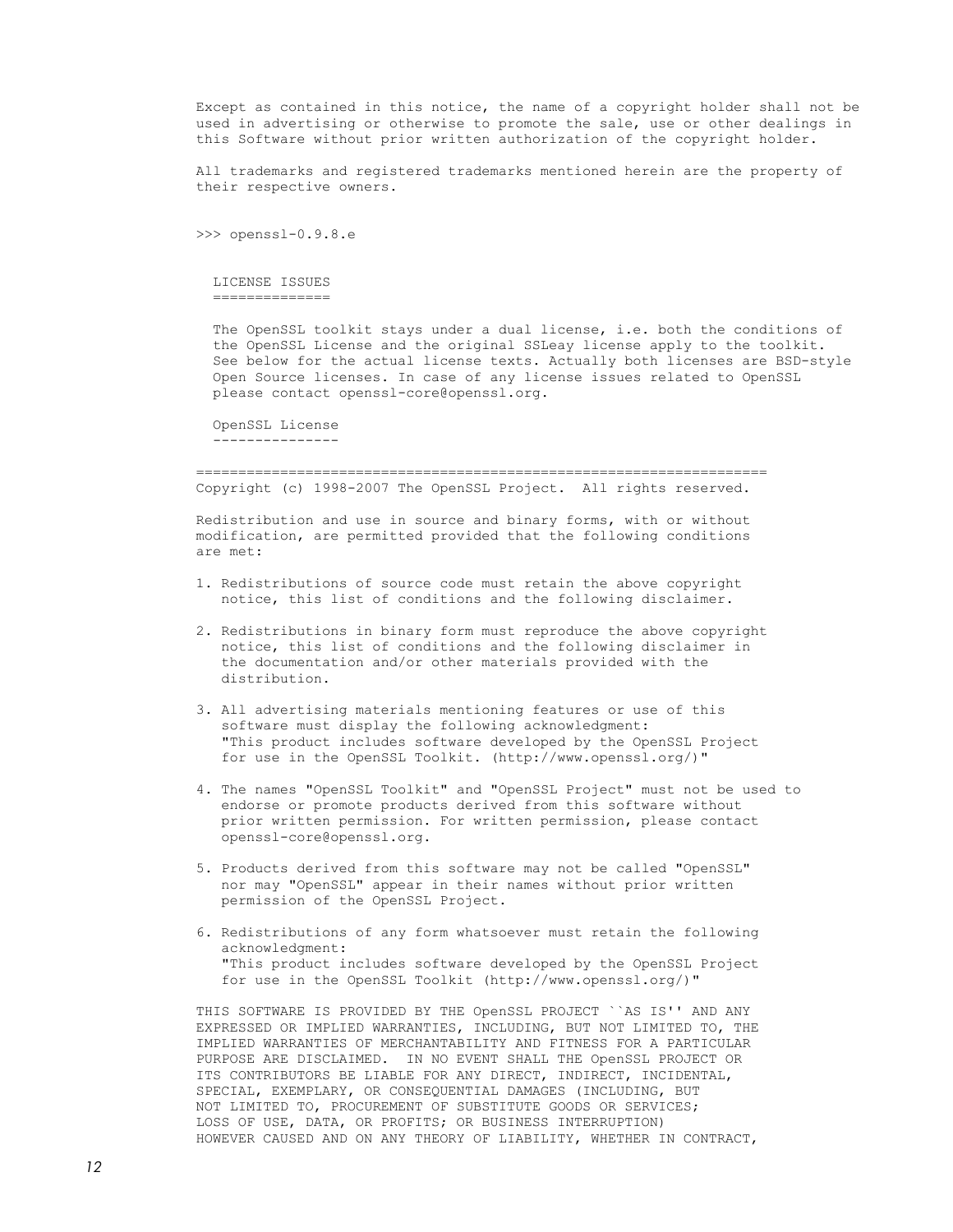Except as contained in this notice, the name of a copyright holder shall not be used in advertising or otherwise to promote the sale, use or other dealings in this Software without prior written authorization of the copyright holder.

All trademarks and registered trademarks mentioned herein are the property of their respective owners.

>>> openssl-0.9.8.e

## LICENSE ISSUES

The OpenSSL toolkit stays under a dual license, i.e. both the conditions of the OpenSSL License and the original SSLeay license apply to the toolkit. See below for the actual license texts. Actually both licenses are BSD-style Open Source licenses. In case of any license issues related to OpenSSL please contact openssl-core@openssl.org.

### OpenSSL License

---

Copyright (c) 1998-2007 The OpenSSL Project.  All rights reserved.

Redistribution and use in source and binary forms, with or without modification, are permitted provided that the following conditions are met:

1. Redistributions of source code must retain the above copyright notice, this list of conditions and the following disclaimer.

2. Redistributions in binary form must reproduce the above copyright notice, this list of conditions and the following disclaimer in the documentation and/or other materials provided with the distribution.

3. All advertising materials mentioning features or use of this software must display the following acknowledgment: "This product includes software developed by the OpenSSL Project for use in the OpenSSL Toolkit. (http://www.openssl.org/)"

4. The names "OpenSSL Toolkit" and "OpenSSL Project" must not be used to endorse or promote products derived from this software without prior written permission. For written permission, please contact openssl-core@openssl.org.

5. Products derived from this software may not be called "OpenSSL" nor may "OpenSSL" appear in their names without prior written permission of the OpenSSL Project.

6. Redistributions of any form whatsoever must retain the following acknowledgment: "This product includes software developed by the OpenSSL Project for use in the OpenSSL Toolkit (http://www.openssl.org/)"

THIS SOFTWARE IS PROVIDED BY THE OpenSSL PROJECT ``AS IS'' AND ANY EXPRESSED OR IMPLIED WARRANTIES, INCLUDING, BUT NOT LIMITED TO, THE IMPLIED WARRANTIES OF MERCHANTABILITY AND FITNESS FOR A PARTICULAR PURPOSE ARE DISCLAIMED.  IN NO EVENT SHALL THE OpenSSL PROJECT OR ITS CONTRIBUTORS BE LIABLE FOR ANY DIRECT, INDIRECT, INCIDENTAL, SPECIAL, EXEMPLARY, OR CONSEQUENTIAL DAMAGES (INCLUDING, BUT NOT LIMITED TO, PROCUREMENT OF SUBSTITUTE GOODS OR SERVICES; LOSS OF USE, DATA, OR PROFITS; OR BUSINESS INTERRUPTION) HOWEVER CAUSED AND ON ANY THEORY OF LIABILITY, WHETHER IN CONTRACT,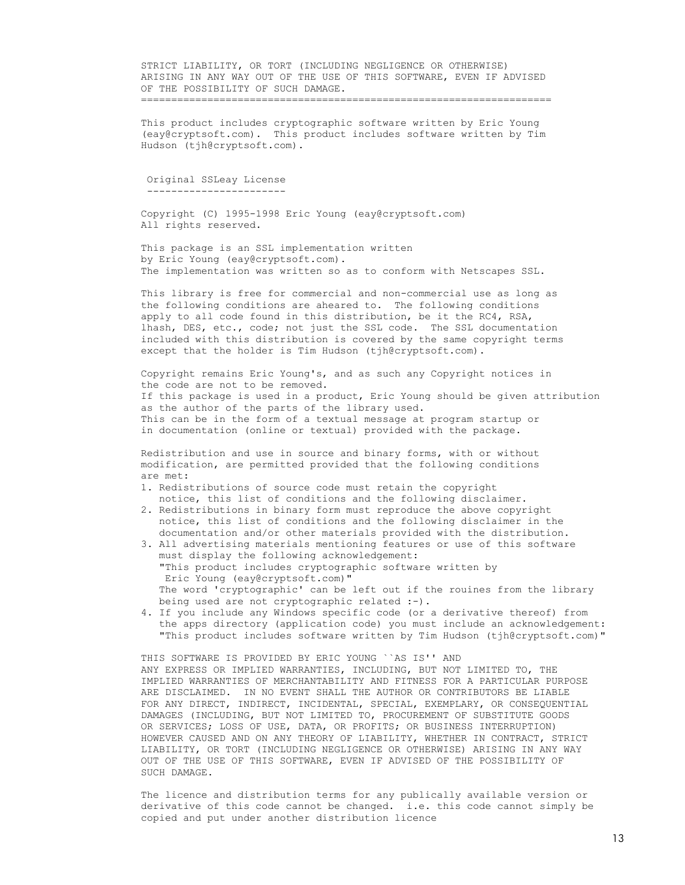STRICT LIABILITY, OR TORT (INCLUDING NEGLIGENCE OR OTHERWISE)
ARISING IN ANY WAY OUT OF THE USE OF THIS SOFTWARE, EVEN IF ADVISED
OF THE POSSIBILITY OF SUCH DAMAGE.
====================================================================

This product includes cryptographic software written by Eric Young
(eay@cryptsoft.com). This product includes software written by Tim
Hudson (tjh@cryptsoft.com).

## Original SSLeay License

Copyright (C) 1995-1998 Eric Young (eay@cryptsoft.com)
All rights reserved.

This package is an SSL implementation written
by Eric Young (eay@cryptsoft.com).
The implementation was written so as to conform with Netscapes SSL.

This library is free for commercial and non-commercial use as long as
the following conditions are aheared to. The following conditions
apply to all code found in this distribution, be it the RC4, RSA,
lhash, DES, etc., code; not just the SSL code. The SSL documentation
included with this distribution is covered by the same copyright terms
except that the holder is Tim Hudson (tjh@cryptsoft.com).

Copyright remains Eric Young's, and as such any Copyright notices in
the code are not to be removed.
If this package is used in a product, Eric Young should be given attribution
as the author of the parts of the library used.
This can be in the form of a textual message at program startup or
in documentation (online or textual) provided with the package.

Redistribution and use in source and binary forms, with or without
modification, are permitted provided that the following conditions
are met:

1. Redistributions of source code must retain the copyright
   notice, this list of conditions and the following disclaimer.
2. Redistributions in binary form must reproduce the above copyright
   notice, this list of conditions and the following disclaimer in the
   documentation and/or other materials provided with the distribution.
3. All advertising materials mentioning features or use of this software
   must display the following acknowledgement:
   "This product includes cryptographic software written by
   Eric Young (eay@cryptsoft.com)"
   The word 'cryptographic' can be left out if the rouines from the library
   being used are not cryptographic related :-).
4. If you include any Windows specific code (or a derivative thereof) from
   the apps directory (application code) you must include an acknowledgement:
   "This product includes software written by Tim Hudson (tjh@cryptsoft.com)"

THIS SOFTWARE IS PROVIDED BY ERIC YOUNG ``AS IS'' AND
ANY EXPRESS OR IMPLIED WARRANTIES, INCLUDING, BUT NOT LIMITED TO, THE
IMPLIED WARRANTIES OF MERCHANTABILITY AND FITNESS FOR A PARTICULAR PURPOSE
ARE DISCLAIMED. IN NO EVENT SHALL THE AUTHOR OR CONTRIBUTORS BE LIABLE
FOR ANY DIRECT, INDIRECT, INCIDENTAL, SPECIAL, EXEMPLARY, OR CONSEQUENTIAL
DAMAGES (INCLUDING, BUT NOT LIMITED TO, PROCUREMENT OF SUBSTITUTE GOODS
OR SERVICES; LOSS OF USE, DATA, OR PROFITS; OR BUSINESS INTERRUPTION)
HOWEVER CAUSED AND ON ANY THEORY OF LIABILITY, WHETHER IN CONTRACT, STRICT
LIABILITY, OR TORT (INCLUDING NEGLIGENCE OR OTHERWISE) ARISING IN ANY WAY
OUT OF THE USE OF THIS SOFTWARE, EVEN IF ADVISED OF THE POSSIBILITY OF
SUCH DAMAGE.

The licence and distribution terms for any publically available version or
derivative of this code cannot be changed. i.e. this code cannot simply be
copied and put under another distribution licence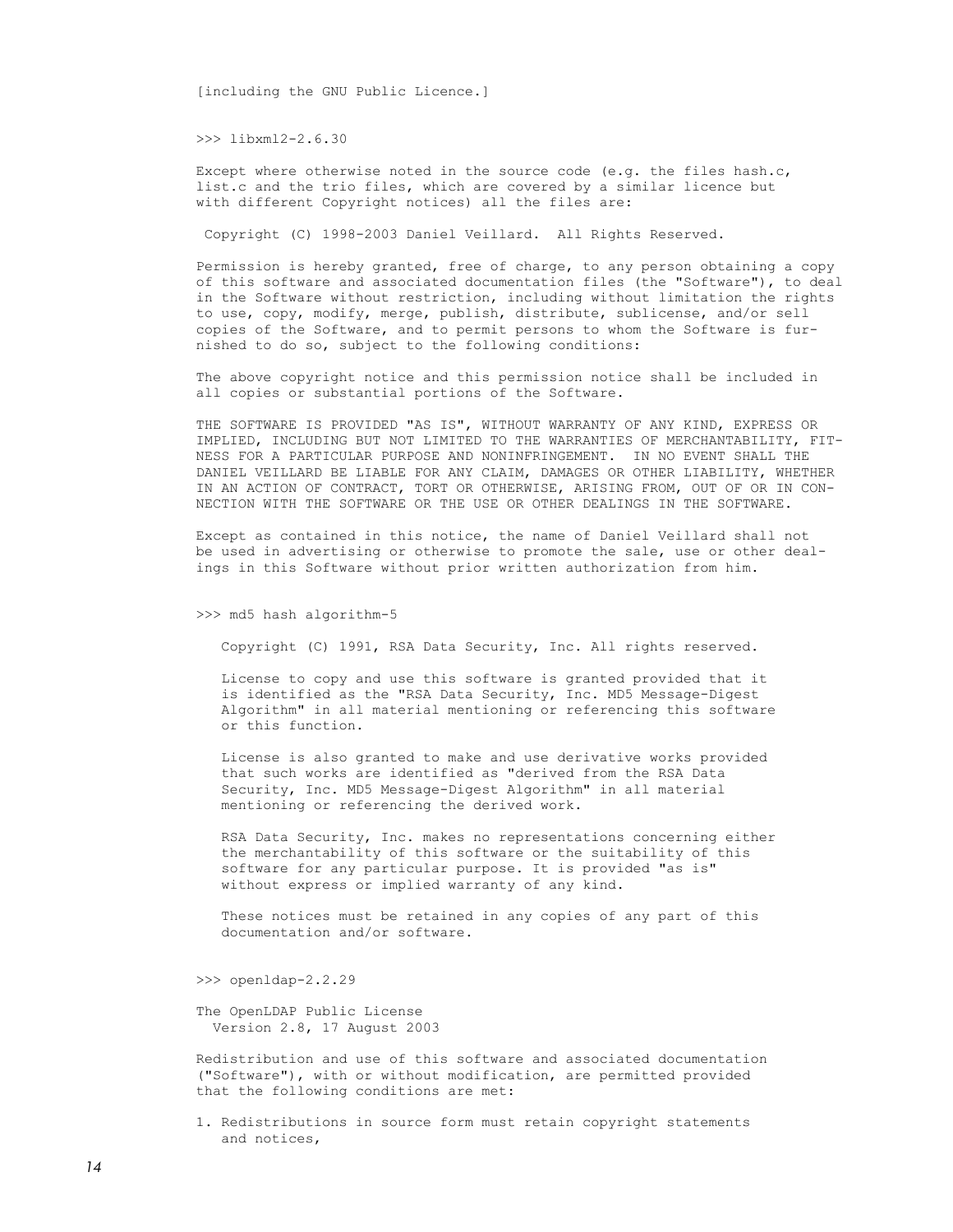[including the GNU Public Licence.]

>>> libxml2-2.6.30

Except where otherwise noted in the source code (e.g. the files hash.c, list.c and the trio files, which are covered by a similar licence but with different Copyright notices) all the files are:

Copyright (C) 1998-2003 Daniel Veillard.  All Rights Reserved.

Permission is hereby granted, free of charge, to any person obtaining a copy of this software and associated documentation files (the "Software"), to deal in the Software without restriction, including without limitation the rights to use, copy, modify, merge, publish, distribute, sublicense, and/or sell copies of the Software, and to permit persons to whom the Software is furnished to do so, subject to the following conditions:

The above copyright notice and this permission notice shall be included in all copies or substantial portions of the Software.

THE SOFTWARE IS PROVIDED "AS IS", WITHOUT WARRANTY OF ANY KIND, EXPRESS OR IMPLIED, INCLUDING BUT NOT LIMITED TO THE WARRANTIES OF MERCHANTABILITY, FITNESS FOR A PARTICULAR PURPOSE AND NONINFRINGEMENT.  IN NO EVENT SHALL THE DANIEL VEILLARD BE LIABLE FOR ANY CLAIM, DAMAGES OR OTHER LIABILITY, WHETHER IN AN ACTION OF CONTRACT, TORT OR OTHERWISE, ARISING FROM, OUT OF OR IN CONNECTION WITH THE SOFTWARE OR THE USE OR OTHER DEALINGS IN THE SOFTWARE.

Except as contained in this notice, the name of Daniel Veillard shall not be used in advertising or otherwise to promote the sale, use or other dealings in this Software without prior written authorization from him.

>>> md5 hash algorithm-5

Copyright (C) 1991, RSA Data Security, Inc. All rights reserved.

License to copy and use this software is granted provided that it is identified as the "RSA Data Security, Inc. MD5 Message-Digest Algorithm" in all material mentioning or referencing this software or this function.

License is also granted to make and use derivative works provided that such works are identified as "derived from the RSA Data Security, Inc. MD5 Message-Digest Algorithm" in all material mentioning or referencing the derived work.

RSA Data Security, Inc. makes no representations concerning either the merchantability of this software or the suitability of this software for any particular purpose. It is provided "as is" without express or implied warranty of any kind.

These notices must be retained in any copies of any part of this documentation and/or software.

>>> openldap-2.2.29

The OpenLDAP Public License
Version 2.8, 17 August 2003

Redistribution and use of this software and associated documentation ("Software"), with or without modification, are permitted provided that the following conditions are met:

1. Redistributions in source form must retain copyright statements and notices,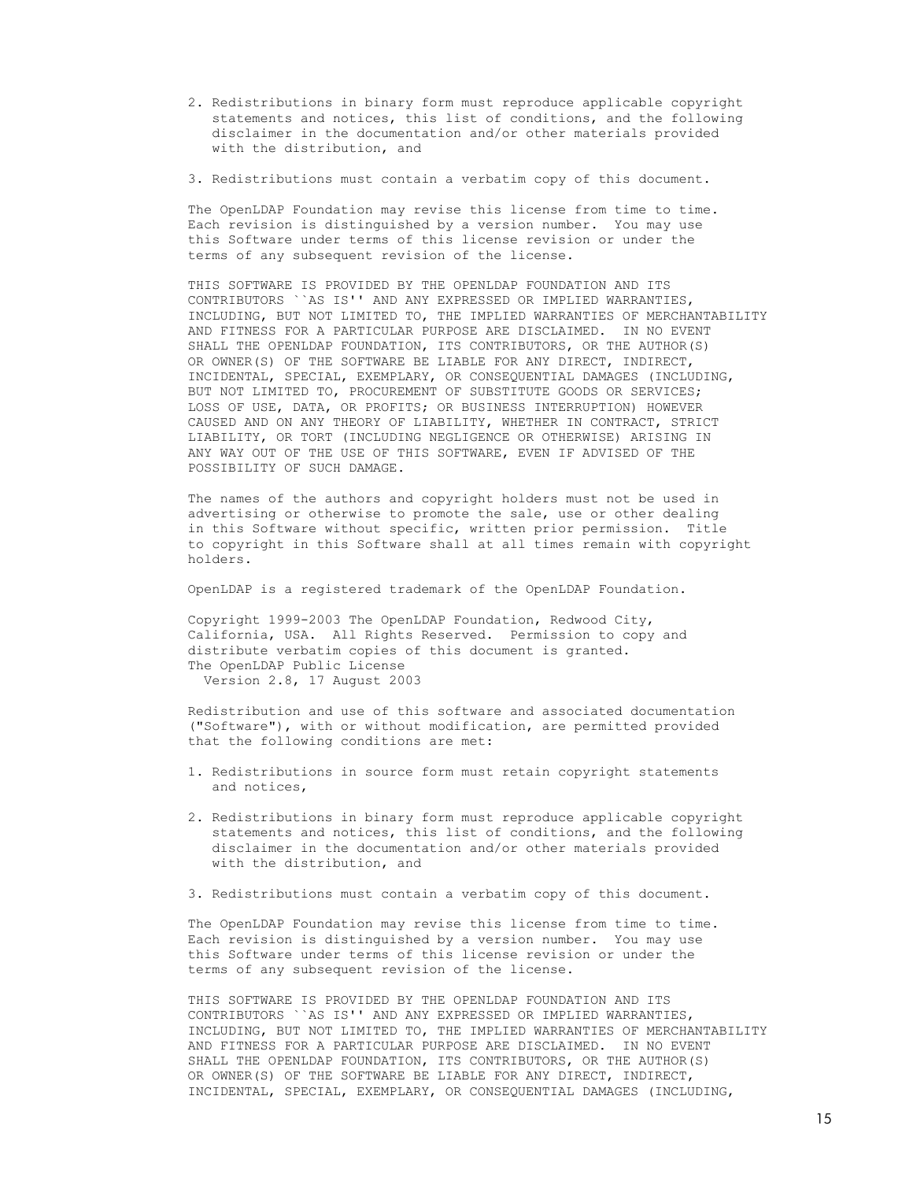2. Redistributions in binary form must reproduce applicable copyright statements and notices, this list of conditions, and the following disclaimer in the documentation and/or other materials provided with the distribution, and

3. Redistributions must contain a verbatim copy of this document.

The OpenLDAP Foundation may revise this license from time to time. Each revision is distinguished by a version number. You may use this Software under terms of this license revision or under the terms of any subsequent revision of the license.

THIS SOFTWARE IS PROVIDED BY THE OPENLDAP FOUNDATION AND ITS CONTRIBUTORS ``AS IS'' AND ANY EXPRESSED OR IMPLIED WARRANTIES, INCLUDING, BUT NOT LIMITED TO, THE IMPLIED WARRANTIES OF MERCHANTABILITY AND FITNESS FOR A PARTICULAR PURPOSE ARE DISCLAIMED. IN NO EVENT SHALL THE OPENLDAP FOUNDATION, ITS CONTRIBUTORS, OR THE AUTHOR(S) OR OWNER(S) OF THE SOFTWARE BE LIABLE FOR ANY DIRECT, INDIRECT, INCIDENTAL, SPECIAL, EXEMPLARY, OR CONSEQUENTIAL DAMAGES (INCLUDING, BUT NOT LIMITED TO, PROCUREMENT OF SUBSTITUTE GOODS OR SERVICES; LOSS OF USE, DATA, OR PROFITS; OR BUSINESS INTERRUPTION) HOWEVER CAUSED AND ON ANY THEORY OF LIABILITY, WHETHER IN CONTRACT, STRICT LIABILITY, OR TORT (INCLUDING NEGLIGENCE OR OTHERWISE) ARISING IN ANY WAY OUT OF THE USE OF THIS SOFTWARE, EVEN IF ADVISED OF THE POSSIBILITY OF SUCH DAMAGE.

The names of the authors and copyright holders must not be used in advertising or otherwise to promote the sale, use or other dealing in this Software without specific, written prior permission. Title to copyright in this Software shall at all times remain with copyright holders.

OpenLDAP is a registered trademark of the OpenLDAP Foundation.

Copyright 1999-2003 The OpenLDAP Foundation, Redwood City, California, USA. All Rights Reserved. Permission to copy and distribute verbatim copies of this document is granted.
The OpenLDAP Public License
Version 2.8, 17 August 2003

Redistribution and use of this software and associated documentation ("Software"), with or without modification, are permitted provided that the following conditions are met:

1. Redistributions in source form must retain copyright statements and notices,

2. Redistributions in binary form must reproduce applicable copyright statements and notices, this list of conditions, and the following disclaimer in the documentation and/or other materials provided with the distribution, and

3. Redistributions must contain a verbatim copy of this document.

The OpenLDAP Foundation may revise this license from time to time. Each revision is distinguished by a version number. You may use this Software under terms of this license revision or under the terms of any subsequent revision of the license.

THIS SOFTWARE IS PROVIDED BY THE OPENLDAP FOUNDATION AND ITS CONTRIBUTORS ``AS IS'' AND ANY EXPRESSED OR IMPLIED WARRANTIES, INCLUDING, BUT NOT LIMITED TO, THE IMPLIED WARRANTIES OF MERCHANTABILITY AND FITNESS FOR A PARTICULAR PURPOSE ARE DISCLAIMED. IN NO EVENT SHALL THE OPENLDAP FOUNDATION, ITS CONTRIBUTORS, OR THE AUTHOR(S) OR OWNER(S) OF THE SOFTWARE BE LIABLE FOR ANY DIRECT, INDIRECT, INCIDENTAL, SPECIAL, EXEMPLARY, OR CONSEQUENTIAL DAMAGES (INCLUDING,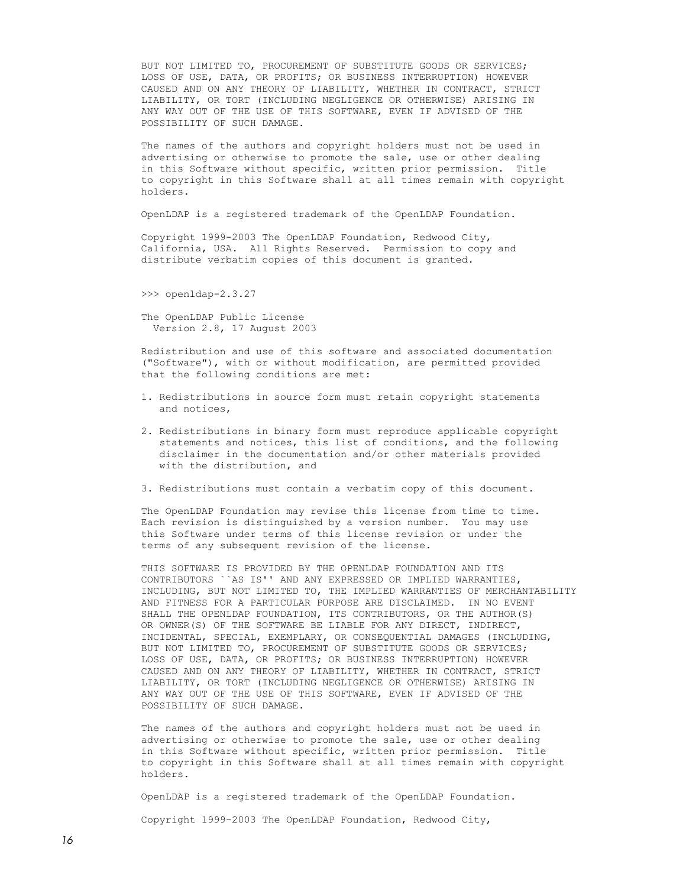BUT NOT LIMITED TO, PROCUREMENT OF SUBSTITUTE GOODS OR SERVICES; LOSS OF USE, DATA, OR PROFITS; OR BUSINESS INTERRUPTION) HOWEVER CAUSED AND ON ANY THEORY OF LIABILITY, WHETHER IN CONTRACT, STRICT LIABILITY, OR TORT (INCLUDING NEGLIGENCE OR OTHERWISE) ARISING IN ANY WAY OUT OF THE USE OF THIS SOFTWARE, EVEN IF ADVISED OF THE POSSIBILITY OF SUCH DAMAGE.

The names of the authors and copyright holders must not be used in advertising or otherwise to promote the sale, use or other dealing in this Software without specific, written prior permission. Title to copyright in this Software shall at all times remain with copyright holders.

OpenLDAP is a registered trademark of the OpenLDAP Foundation.

Copyright 1999-2003 The OpenLDAP Foundation, Redwood City, California, USA. All Rights Reserved. Permission to copy and distribute verbatim copies of this document is granted.

>>> openldap-2.3.27

The OpenLDAP Public License
Version 2.8, 17 August 2003

Redistribution and use of this software and associated documentation ("Software"), with or without modification, are permitted provided that the following conditions are met:

1. Redistributions in source form must retain copyright statements and notices,

2. Redistributions in binary form must reproduce applicable copyright statements and notices, this list of conditions, and the following disclaimer in the documentation and/or other materials provided with the distribution, and

3. Redistributions must contain a verbatim copy of this document.

The OpenLDAP Foundation may revise this license from time to time. Each revision is distinguished by a version number. You may use this Software under terms of this license revision or under the terms of any subsequent revision of the license.

THIS SOFTWARE IS PROVIDED BY THE OPENLDAP FOUNDATION AND ITS CONTRIBUTORS ``AS IS'' AND ANY EXPRESSED OR IMPLIED WARRANTIES, INCLUDING, BUT NOT LIMITED TO, THE IMPLIED WARRANTIES OF MERCHANTABILITY AND FITNESS FOR A PARTICULAR PURPOSE ARE DISCLAIMED. IN NO EVENT SHALL THE OPENLDAP FOUNDATION, ITS CONTRIBUTORS, OR THE AUTHOR(S) OR OWNER(S) OF THE SOFTWARE BE LIABLE FOR ANY DIRECT, INDIRECT, INCIDENTAL, SPECIAL, EXEMPLARY, OR CONSEQUENTIAL DAMAGES (INCLUDING, BUT NOT LIMITED TO, PROCUREMENT OF SUBSTITUTE GOODS OR SERVICES; LOSS OF USE, DATA, OR PROFITS; OR BUSINESS INTERRUPTION) HOWEVER CAUSED AND ON ANY THEORY OF LIABILITY, WHETHER IN CONTRACT, STRICT LIABILITY, OR TORT (INCLUDING NEGLIGENCE OR OTHERWISE) ARISING IN ANY WAY OUT OF THE USE OF THIS SOFTWARE, EVEN IF ADVISED OF THE POSSIBILITY OF SUCH DAMAGE.

The names of the authors and copyright holders must not be used in advertising or otherwise to promote the sale, use or other dealing in this Software without specific, written prior permission. Title to copyright in this Software shall at all times remain with copyright holders.

OpenLDAP is a registered trademark of the OpenLDAP Foundation.

Copyright 1999-2003 The OpenLDAP Foundation, Redwood City,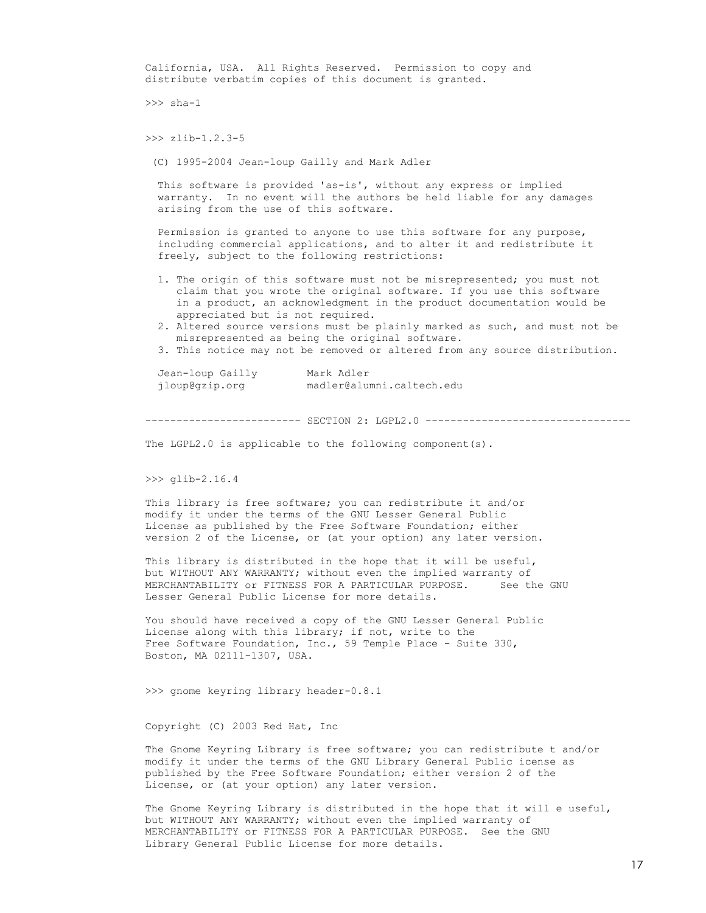California, USA. All Rights Reserved. Permission to copy and distribute verbatim copies of this document is granted.

>>> sha-1

>>> zlib-1.2.3-5

(C) 1995-2004 Jean-loup Gailly and Mark Adler

This software is provided 'as-is', without any express or implied warranty. In no event will the authors be held liable for any damages arising from the use of this software.

Permission is granted to anyone to use this software for any purpose, including commercial applications, and to alter it and redistribute it freely, subject to the following restrictions:

1. The origin of this software must not be misrepresented; you must not claim that you wrote the original software. If you use this software in a product, an acknowledgment in the product documentation would be appreciated but is not required.
2. Altered source versions must be plainly marked as such, and must not be misrepresented as being the original software.
3. This notice may not be removed or altered from any source distribution.

```
Jean-loup Gailly        Mark Adler
jloup@gzip.org          madler@alumni.caltech.edu
```

------------------------ SECTION 2: LGPL2.0 --------------------------------

The LGPL2.0 is applicable to the following component(s).

>>> glib-2.16.4

This library is free software; you can redistribute it and/or modify it under the terms of the GNU Lesser General Public License as published by the Free Software Foundation; either version 2 of the License, or (at your option) any later version.

This library is distributed in the hope that it will be useful, but WITHOUT ANY WARRANTY; without even the implied warranty of MERCHANTABILITY or FITNESS FOR A PARTICULAR PURPOSE. See the GNU Lesser General Public License for more details.

You should have received a copy of the GNU Lesser General Public License along with this library; if not, write to the Free Software Foundation, Inc., 59 Temple Place - Suite 330, Boston, MA 02111-1307, USA.

>>> gnome keyring library header-0.8.1

Copyright (C) 2003 Red Hat, Inc

The Gnome Keyring Library is free software; you can redistribute t and/or modify it under the terms of the GNU Library General Public icense as published by the Free Software Foundation; either version 2 of the License, or (at your option) any later version.

The Gnome Keyring Library is distributed in the hope that it will e useful, but WITHOUT ANY WARRANTY; without even the implied warranty of MERCHANTABILITY or FITNESS FOR A PARTICULAR PURPOSE. See the GNU Library General Public License for more details.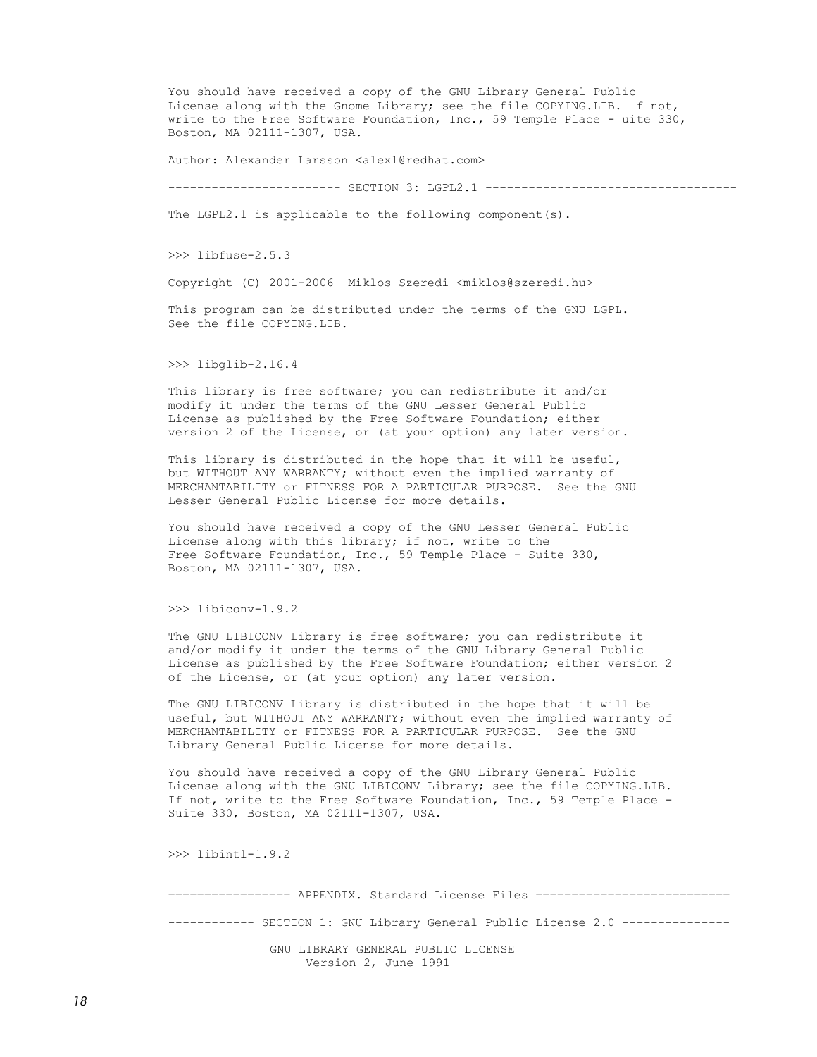You should have received a copy of the GNU Library General Public License along with the Gnome Library; see the file COPYING.LIB.  f not, write to the Free Software Foundation, Inc., 59 Temple Place - uite 330, Boston, MA 02111-1307, USA.

Author: Alexander Larsson <alexl@redhat.com>

------------------------ SECTION 3: LGPL2.1 -----------------------------------

The LGPL2.1 is applicable to the following component(s).

>>> libfuse-2.5.3

Copyright (C) 2001-2006  Miklos Szeredi <miklos@szeredi.hu>

This program can be distributed under the terms of the GNU LGPL. See the file COPYING.LIB.

>>> libglib-2.16.4

This library is free software; you can redistribute it and/or modify it under the terms of the GNU Lesser General Public License as published by the Free Software Foundation; either version 2 of the License, or (at your option) any later version.

This library is distributed in the hope that it will be useful, but WITHOUT ANY WARRANTY; without even the implied warranty of MERCHANTABILITY or FITNESS FOR A PARTICULAR PURPOSE.  See the GNU Lesser General Public License for more details.

You should have received a copy of the GNU Lesser General Public License along with this library; if not, write to the Free Software Foundation, Inc., 59 Temple Place - Suite 330, Boston, MA 02111-1307, USA.

>>> libiconv-1.9.2

The GNU LIBICONV Library is free software; you can redistribute it and/or modify it under the terms of the GNU Library General Public License as published by the Free Software Foundation; either version 2 of the License, or (at your option) any later version.

The GNU LIBICONV Library is distributed in the hope that it will be useful, but WITHOUT ANY WARRANTY; without even the implied warranty of MERCHANTABILITY or FITNESS FOR A PARTICULAR PURPOSE.  See the GNU Library General Public License for more details.

You should have received a copy of the GNU Library General Public License along with the GNU LIBICONV Library; see the file COPYING.LIB. If not, write to the Free Software Foundation, Inc., 59 Temple Place - Suite 330, Boston, MA 02111-1307, USA.

>>> libintl-1.9.2

================= APPENDIX. Standard License Files ===========================

------------ SECTION 1: GNU Library General Public License 2.0 ---------------

GNU LIBRARY GENERAL PUBLIC LICENSE
Version 2, June 1991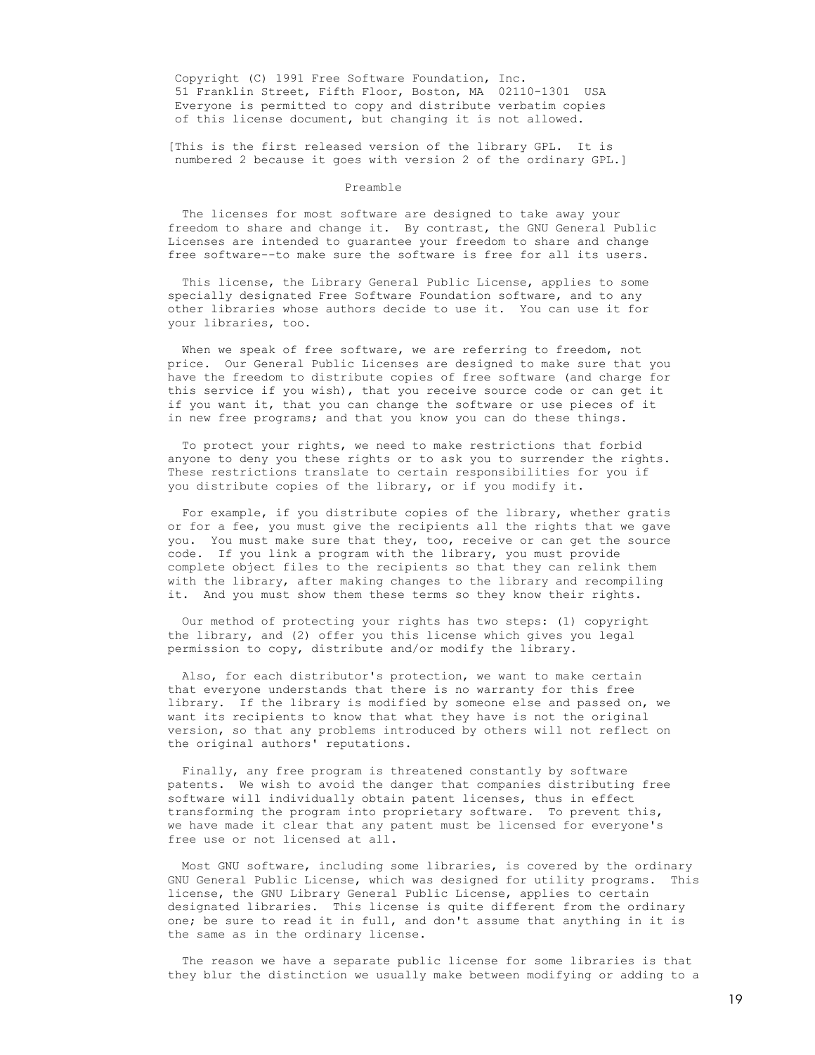Copyright (C) 1991 Free Software Foundation, Inc.
51 Franklin Street, Fifth Floor, Boston, MA  02110-1301  USA
Everyone is permitted to copy and distribute verbatim copies
of this license document, but changing it is not allowed.

[This is the first released version of the library GPL.  It is
numbered 2 because it goes with version 2 of the ordinary GPL.]

## Preamble

The licenses for most software are designed to take away your freedom to share and change it.  By contrast, the GNU General Public Licenses are intended to guarantee your freedom to share and change free software--to make sure the software is free for all its users.

This license, the Library General Public License, applies to some specially designated Free Software Foundation software, and to any other libraries whose authors decide to use it.  You can use it for your libraries, too.

When we speak of free software, we are referring to freedom, not price.  Our General Public Licenses are designed to make sure that you have the freedom to distribute copies of free software (and charge for this service if you wish), that you receive source code or can get it if you want it, that you can change the software or use pieces of it in new free programs; and that you know you can do these things.

To protect your rights, we need to make restrictions that forbid anyone to deny you these rights or to ask you to surrender the rights. These restrictions translate to certain responsibilities for you if you distribute copies of the library, or if you modify it.

For example, if you distribute copies of the library, whether gratis or for a fee, you must give the recipients all the rights that we gave you.  You must make sure that they, too, receive or can get the source code.  If you link a program with the library, you must provide complete object files to the recipients so that they can relink them with the library, after making changes to the library and recompiling it.  And you must show them these terms so they know their rights.

Our method of protecting your rights has two steps: (1) copyright the library, and (2) offer you this license which gives you legal permission to copy, distribute and/or modify the library.

Also, for each distributor's protection, we want to make certain that everyone understands that there is no warranty for this free library.  If the library is modified by someone else and passed on, we want its recipients to know that what they have is not the original version, so that any problems introduced by others will not reflect on the original authors' reputations.

Finally, any free program is threatened constantly by software patents.  We wish to avoid the danger that companies distributing free software will individually obtain patent licenses, thus in effect transforming the program into proprietary software.  To prevent this, we have made it clear that any patent must be licensed for everyone's free use or not licensed at all.

Most GNU software, including some libraries, is covered by the ordinary GNU General Public License, which was designed for utility programs.  This license, the GNU Library General Public License, applies to certain designated libraries.  This license is quite different from the ordinary one; be sure to read it in full, and don't assume that anything in it is the same as in the ordinary license.

The reason we have a separate public license for some libraries is that they blur the distinction we usually make between modifying or adding to a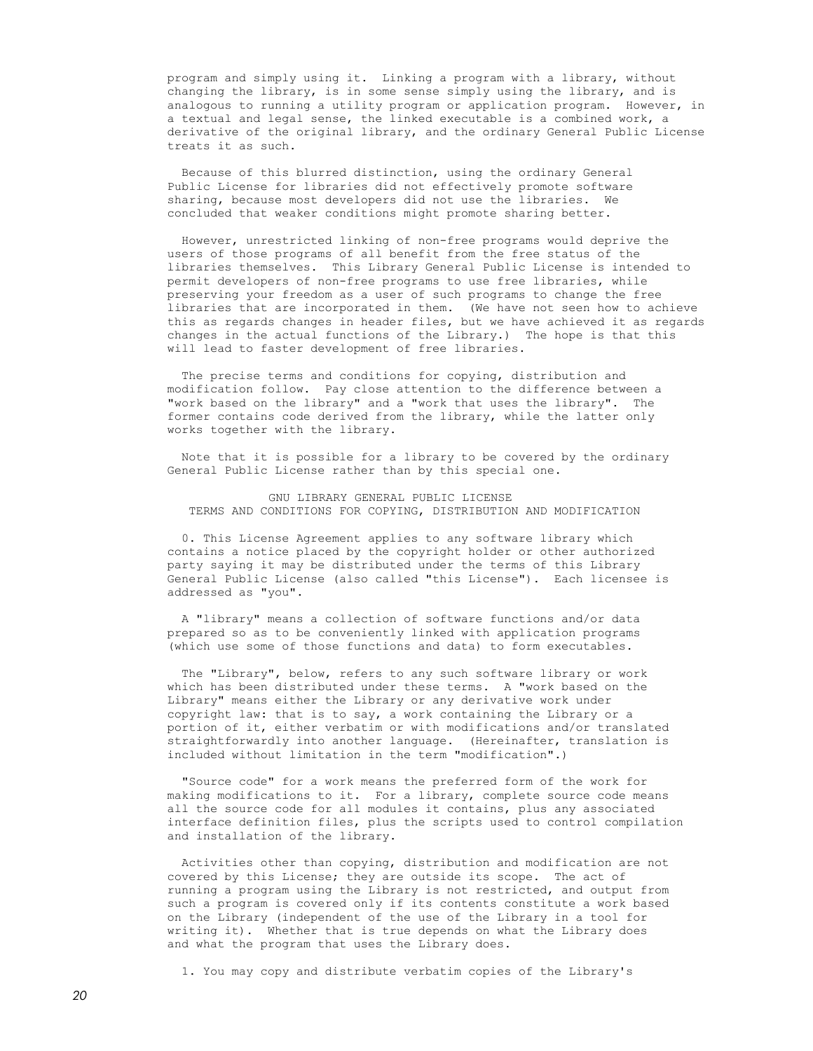program and simply using it. Linking a program with a library, without changing the library, is in some sense simply using the library, and is analogous to running a utility program or application program. However, in a textual and legal sense, the linked executable is a combined work, a derivative of the original library, and the ordinary General Public License treats it as such.

Because of this blurred distinction, using the ordinary General Public License for libraries did not effectively promote software sharing, because most developers did not use the libraries. We concluded that weaker conditions might promote sharing better.

However, unrestricted linking of non-free programs would deprive the users of those programs of all benefit from the free status of the libraries themselves. This Library General Public License is intended to permit developers of non-free programs to use free libraries, while preserving your freedom as a user of such programs to change the free libraries that are incorporated in them. (We have not seen how to achieve this as regards changes in header files, but we have achieved it as regards changes in the actual functions of the Library.) The hope is that this will lead to faster development of free libraries.

The precise terms and conditions for copying, distribution and modification follow. Pay close attention to the difference between a "work based on the library" and a "work that uses the library". The former contains code derived from the library, while the latter only works together with the library.

Note that it is possible for a library to be covered by the ordinary General Public License rather than by this special one.

GNU LIBRARY GENERAL PUBLIC LICENSE
TERMS AND CONDITIONS FOR COPYING, DISTRIBUTION AND MODIFICATION

0. This License Agreement applies to any software library which contains a notice placed by the copyright holder or other authorized party saying it may be distributed under the terms of this Library General Public License (also called "this License"). Each licensee is addressed as "you".

A "library" means a collection of software functions and/or data prepared so as to be conveniently linked with application programs (which use some of those functions and data) to form executables.

The "Library", below, refers to any such software library or work which has been distributed under these terms. A "work based on the Library" means either the Library or any derivative work under copyright law: that is to say, a work containing the Library or a portion of it, either verbatim or with modifications and/or translated straightforwardly into another language. (Hereinafter, translation is included without limitation in the term "modification".)

"Source code" for a work means the preferred form of the work for making modifications to it. For a library, complete source code means all the source code for all modules it contains, plus any associated interface definition files, plus the scripts used to control compilation and installation of the library.

Activities other than copying, distribution and modification are not covered by this License; they are outside its scope. The act of running a program using the Library is not restricted, and output from such a program is covered only if its contents constitute a work based on the Library (independent of the use of the Library in a tool for writing it). Whether that is true depends on what the Library does and what the program that uses the Library does.

1. You may copy and distribute verbatim copies of the Library's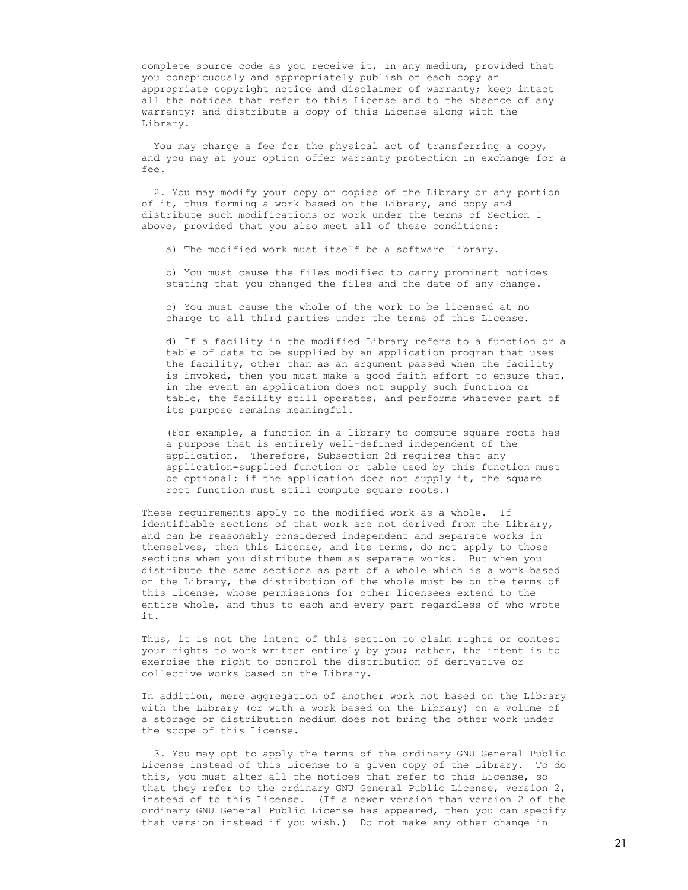complete source code as you receive it, in any medium, provided that you conspicuously and appropriately publish on each copy an appropriate copyright notice and disclaimer of warranty; keep intact all the notices that refer to this License and to the absence of any warranty; and distribute a copy of this License along with the Library.

You may charge a fee for the physical act of transferring a copy, and you may at your option offer warranty protection in exchange for a fee.

2. You may modify your copy or copies of the Library or any portion of it, thus forming a work based on the Library, and copy and distribute such modifications or work under the terms of Section 1 above, provided that you also meet all of these conditions:

a) The modified work must itself be a software library.

b) You must cause the files modified to carry prominent notices stating that you changed the files and the date of any change.

c) You must cause the whole of the work to be licensed at no charge to all third parties under the terms of this License.

d) If a facility in the modified Library refers to a function or a table of data to be supplied by an application program that uses the facility, other than as an argument passed when the facility is invoked, then you must make a good faith effort to ensure that, in the event an application does not supply such function or table, the facility still operates, and performs whatever part of its purpose remains meaningful.

(For example, a function in a library to compute square roots has a purpose that is entirely well-defined independent of the application. Therefore, Subsection 2d requires that any application-supplied function or table used by this function must be optional: if the application does not supply it, the square root function must still compute square roots.)

These requirements apply to the modified work as a whole. If identifiable sections of that work are not derived from the Library, and can be reasonably considered independent and separate works in themselves, then this License, and its terms, do not apply to those sections when you distribute them as separate works. But when you distribute the same sections as part of a whole which is a work based on the Library, the distribution of the whole must be on the terms of this License, whose permissions for other licensees extend to the entire whole, and thus to each and every part regardless of who wrote it.

Thus, it is not the intent of this section to claim rights or contest your rights to work written entirely by you; rather, the intent is to exercise the right to control the distribution of derivative or collective works based on the Library.

In addition, mere aggregation of another work not based on the Library with the Library (or with a work based on the Library) on a volume of a storage or distribution medium does not bring the other work under the scope of this License.

3. You may opt to apply the terms of the ordinary GNU General Public License instead of this License to a given copy of the Library. To do this, you must alter all the notices that refer to this License, so that they refer to the ordinary GNU General Public License, version 2, instead of to this License. (If a newer version than version 2 of the ordinary GNU General Public License has appeared, then you can specify that version instead if you wish.) Do not make any other change in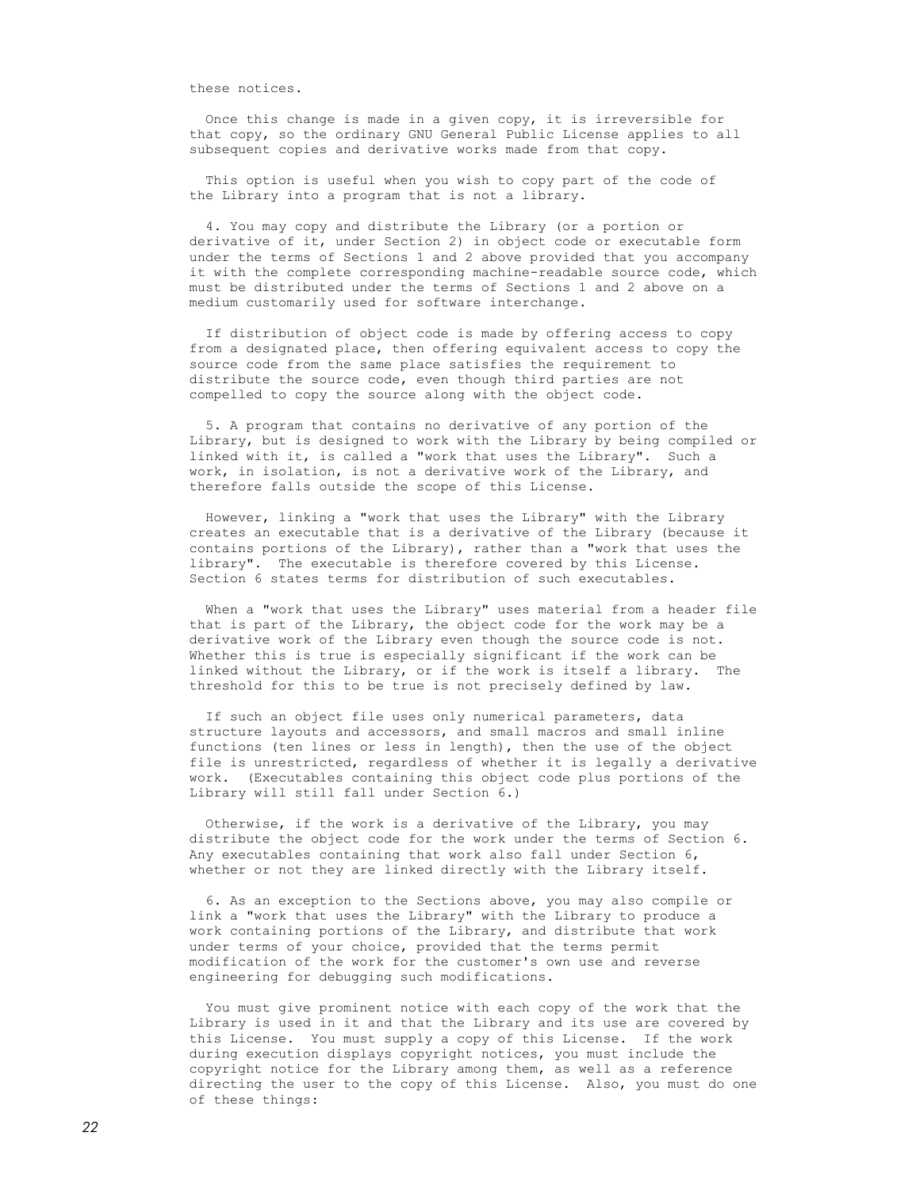these notices.

Once this change is made in a given copy, it is irreversible for that copy, so the ordinary GNU General Public License applies to all subsequent copies and derivative works made from that copy.

This option is useful when you wish to copy part of the code of the Library into a program that is not a library.

4. You may copy and distribute the Library (or a portion or derivative of it, under Section 2) in object code or executable form under the terms of Sections 1 and 2 above provided that you accompany it with the complete corresponding machine-readable source code, which must be distributed under the terms of Sections 1 and 2 above on a medium customarily used for software interchange.

If distribution of object code is made by offering access to copy from a designated place, then offering equivalent access to copy the source code from the same place satisfies the requirement to distribute the source code, even though third parties are not compelled to copy the source along with the object code.

5. A program that contains no derivative of any portion of the Library, but is designed to work with the Library by being compiled or linked with it, is called a "work that uses the Library". Such a work, in isolation, is not a derivative work of the Library, and therefore falls outside the scope of this License.

However, linking a "work that uses the Library" with the Library creates an executable that is a derivative of the Library (because it contains portions of the Library), rather than a "work that uses the library". The executable is therefore covered by this License. Section 6 states terms for distribution of such executables.

When a "work that uses the Library" uses material from a header file that is part of the Library, the object code for the work may be a derivative work of the Library even though the source code is not. Whether this is true is especially significant if the work can be linked without the Library, or if the work is itself a library. The threshold for this to be true is not precisely defined by law.

If such an object file uses only numerical parameters, data structure layouts and accessors, and small macros and small inline functions (ten lines or less in length), then the use of the object file is unrestricted, regardless of whether it is legally a derivative work. (Executables containing this object code plus portions of the Library will still fall under Section 6.)

Otherwise, if the work is a derivative of the Library, you may distribute the object code for the work under the terms of Section 6. Any executables containing that work also fall under Section 6, whether or not they are linked directly with the Library itself.

6. As an exception to the Sections above, you may also compile or link a "work that uses the Library" with the Library to produce a work containing portions of the Library, and distribute that work under terms of your choice, provided that the terms permit modification of the work for the customer's own use and reverse engineering for debugging such modifications.

You must give prominent notice with each copy of the work that the Library is used in it and that the Library and its use are covered by this License. You must supply a copy of this License. If the work during execution displays copyright notices, you must include the copyright notice for the Library among them, as well as a reference directing the user to the copy of this License. Also, you must do one of these things: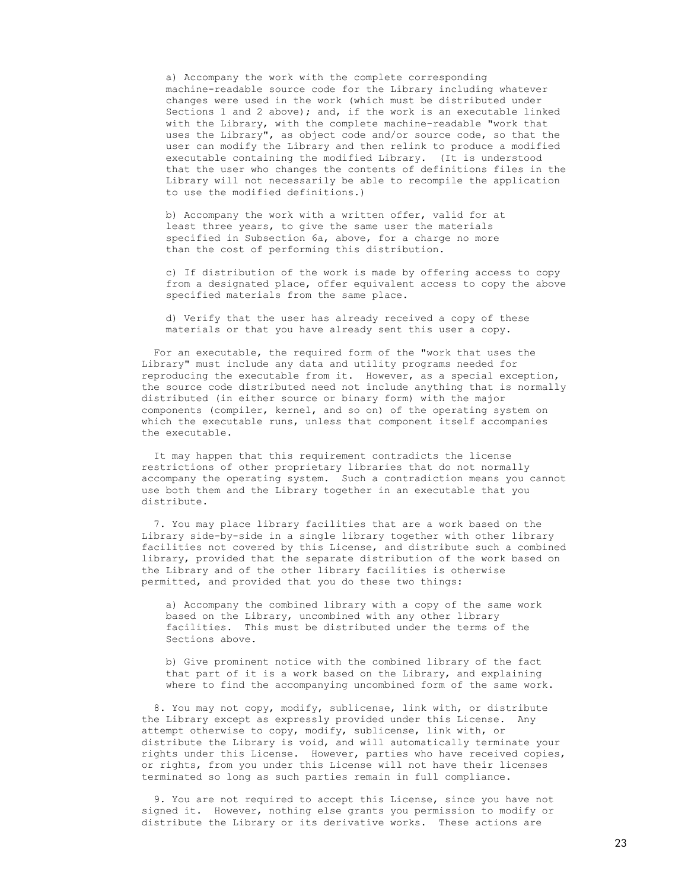a) Accompany the work with the complete corresponding machine-readable source code for the Library including whatever changes were used in the work (which must be distributed under Sections 1 and 2 above); and, if the work is an executable linked with the Library, with the complete machine-readable "work that uses the Library", as object code and/or source code, so that the user can modify the Library and then relink to produce a modified executable containing the modified Library. (It is understood that the user who changes the contents of definitions files in the Library will not necessarily be able to recompile the application to use the modified definitions.)

b) Accompany the work with a written offer, valid for at least three years, to give the same user the materials specified in Subsection 6a, above, for a charge no more than the cost of performing this distribution.

c) If distribution of the work is made by offering access to copy from a designated place, offer equivalent access to copy the above specified materials from the same place.

d) Verify that the user has already received a copy of these materials or that you have already sent this user a copy.

For an executable, the required form of the "work that uses the Library" must include any data and utility programs needed for reproducing the executable from it. However, as a special exception, the source code distributed need not include anything that is normally distributed (in either source or binary form) with the major components (compiler, kernel, and so on) of the operating system on which the executable runs, unless that component itself accompanies the executable.

It may happen that this requirement contradicts the license restrictions of other proprietary libraries that do not normally accompany the operating system. Such a contradiction means you cannot use both them and the Library together in an executable that you distribute.

7. You may place library facilities that are a work based on the Library side-by-side in a single library together with other library facilities not covered by this License, and distribute such a combined library, provided that the separate distribution of the work based on the Library and of the other library facilities is otherwise permitted, and provided that you do these two things:

a) Accompany the combined library with a copy of the same work based on the Library, uncombined with any other library facilities. This must be distributed under the terms of the Sections above.

b) Give prominent notice with the combined library of the fact that part of it is a work based on the Library, and explaining where to find the accompanying uncombined form of the same work.

8. You may not copy, modify, sublicense, link with, or distribute the Library except as expressly provided under this License. Any attempt otherwise to copy, modify, sublicense, link with, or distribute the Library is void, and will automatically terminate your rights under this License. However, parties who have received copies, or rights, from you under this License will not have their licenses terminated so long as such parties remain in full compliance.

9. You are not required to accept this License, since you have not signed it. However, nothing else grants you permission to modify or distribute the Library or its derivative works. These actions are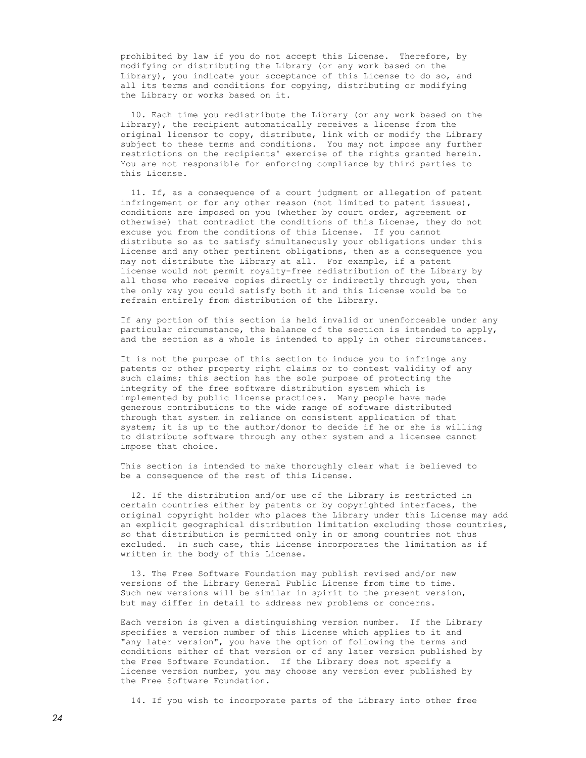prohibited by law if you do not accept this License. Therefore, by modifying or distributing the Library (or any work based on the Library), you indicate your acceptance of this License to do so, and all its terms and conditions for copying, distributing or modifying the Library or works based on it.

10. Each time you redistribute the Library (or any work based on the Library), the recipient automatically receives a license from the original licensor to copy, distribute, link with or modify the Library subject to these terms and conditions. You may not impose any further restrictions on the recipients' exercise of the rights granted herein. You are not responsible for enforcing compliance by third parties to this License.

11. If, as a consequence of a court judgment or allegation of patent infringement or for any other reason (not limited to patent issues), conditions are imposed on you (whether by court order, agreement or otherwise) that contradict the conditions of this License, they do not excuse you from the conditions of this License. If you cannot distribute so as to satisfy simultaneously your obligations under this License and any other pertinent obligations, then as a consequence you may not distribute the Library at all. For example, if a patent license would not permit royalty-free redistribution of the Library by all those who receive copies directly or indirectly through you, then the only way you could satisfy both it and this License would be to refrain entirely from distribution of the Library.

If any portion of this section is held invalid or unenforceable under any particular circumstance, the balance of the section is intended to apply, and the section as a whole is intended to apply in other circumstances.

It is not the purpose of this section to induce you to infringe any patents or other property right claims or to contest validity of any such claims; this section has the sole purpose of protecting the integrity of the free software distribution system which is implemented by public license practices. Many people have made generous contributions to the wide range of software distributed through that system in reliance on consistent application of that system; it is up to the author/donor to decide if he or she is willing to distribute software through any other system and a licensee cannot impose that choice.

This section is intended to make thoroughly clear what is believed to be a consequence of the rest of this License.

12. If the distribution and/or use of the Library is restricted in certain countries either by patents or by copyrighted interfaces, the original copyright holder who places the Library under this License may add an explicit geographical distribution limitation excluding those countries, so that distribution is permitted only in or among countries not thus excluded. In such case, this License incorporates the limitation as if written in the body of this License.

13. The Free Software Foundation may publish revised and/or new versions of the Library General Public License from time to time. Such new versions will be similar in spirit to the present version, but may differ in detail to address new problems or concerns.

Each version is given a distinguishing version number. If the Library specifies a version number of this License which applies to it and "any later version", you have the option of following the terms and conditions either of that version or of any later version published by the Free Software Foundation. If the Library does not specify a license version number, you may choose any version ever published by the Free Software Foundation.

14. If you wish to incorporate parts of the Library into other free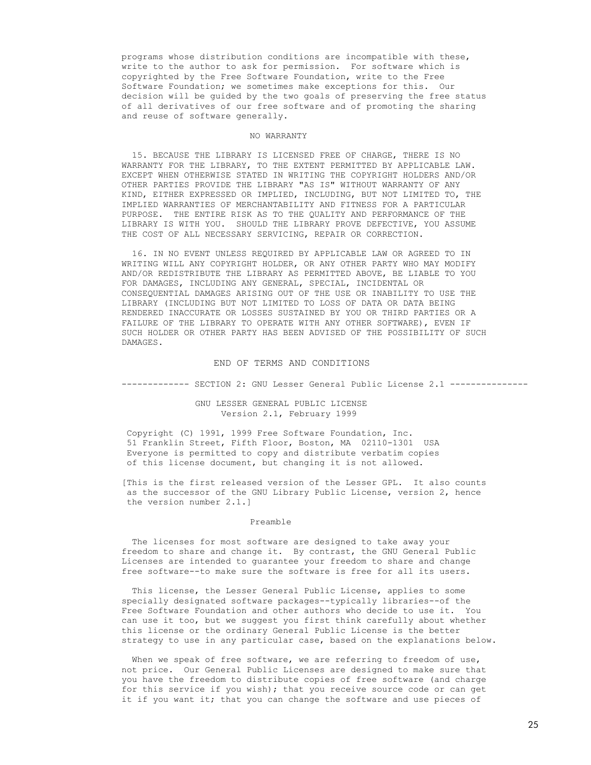programs whose distribution conditions are incompatible with these, write to the author to ask for permission. For software which is copyrighted by the Free Software Foundation, write to the Free Software Foundation; we sometimes make exceptions for this. Our decision will be guided by the two goals of preserving the free status of all derivatives of our free software and of promoting the sharing and reuse of software generally.

NO WARRANTY

15. BECAUSE THE LIBRARY IS LICENSED FREE OF CHARGE, THERE IS NO WARRANTY FOR THE LIBRARY, TO THE EXTENT PERMITTED BY APPLICABLE LAW. EXCEPT WHEN OTHERWISE STATED IN WRITING THE COPYRIGHT HOLDERS AND/OR OTHER PARTIES PROVIDE THE LIBRARY "AS IS" WITHOUT WARRANTY OF ANY KIND, EITHER EXPRESSED OR IMPLIED, INCLUDING, BUT NOT LIMITED TO, THE IMPLIED WARRANTIES OF MERCHANTABILITY AND FITNESS FOR A PARTICULAR PURPOSE. THE ENTIRE RISK AS TO THE QUALITY AND PERFORMANCE OF THE LIBRARY IS WITH YOU. SHOULD THE LIBRARY PROVE DEFECTIVE, YOU ASSUME THE COST OF ALL NECESSARY SERVICING, REPAIR OR CORRECTION.

16. IN NO EVENT UNLESS REQUIRED BY APPLICABLE LAW OR AGREED TO IN WRITING WILL ANY COPYRIGHT HOLDER, OR ANY OTHER PARTY WHO MAY MODIFY AND/OR REDISTRIBUTE THE LIBRARY AS PERMITTED ABOVE, BE LIABLE TO YOU FOR DAMAGES, INCLUDING ANY GENERAL, SPECIAL, INCIDENTAL OR CONSEQUENTIAL DAMAGES ARISING OUT OF THE USE OR INABILITY TO USE THE LIBRARY (INCLUDING BUT NOT LIMITED TO LOSS OF DATA OR DATA BEING RENDERED INACCURATE OR LOSSES SUSTAINED BY YOU OR THIRD PARTIES OR A FAILURE OF THE LIBRARY TO OPERATE WITH ANY OTHER SOFTWARE), EVEN IF SUCH HOLDER OR OTHER PARTY HAS BEEN ADVISED OF THE POSSIBILITY OF SUCH DAMAGES.

END OF TERMS AND CONDITIONS

## ------------- SECTION 2: GNU Lesser General Public License 2.1 ---------------

GNU LESSER GENERAL PUBLIC LICENSE
Version 2.1, February 1999

Copyright (C) 1991, 1999 Free Software Foundation, Inc.
51 Franklin Street, Fifth Floor, Boston, MA 02110-1301 USA
Everyone is permitted to copy and distribute verbatim copies of this license document, but changing it is not allowed.

[This is the first released version of the Lesser GPL. It also counts as the successor of the GNU Library Public License, version 2, hence the version number 2.1.]

Preamble

The licenses for most software are designed to take away your freedom to share and change it. By contrast, the GNU General Public Licenses are intended to guarantee your freedom to share and change free software--to make sure the software is free for all its users.

This license, the Lesser General Public License, applies to some specially designated software packages--typically libraries--of the Free Software Foundation and other authors who decide to use it. You can use it too, but we suggest you first think carefully about whether this license or the ordinary General Public License is the better strategy to use in any particular case, based on the explanations below.

When we speak of free software, we are referring to freedom of use, not price. Our General Public Licenses are designed to make sure that you have the freedom to distribute copies of free software (and charge for this service if you wish); that you receive source code or can get it if you want it; that you can change the software and use pieces of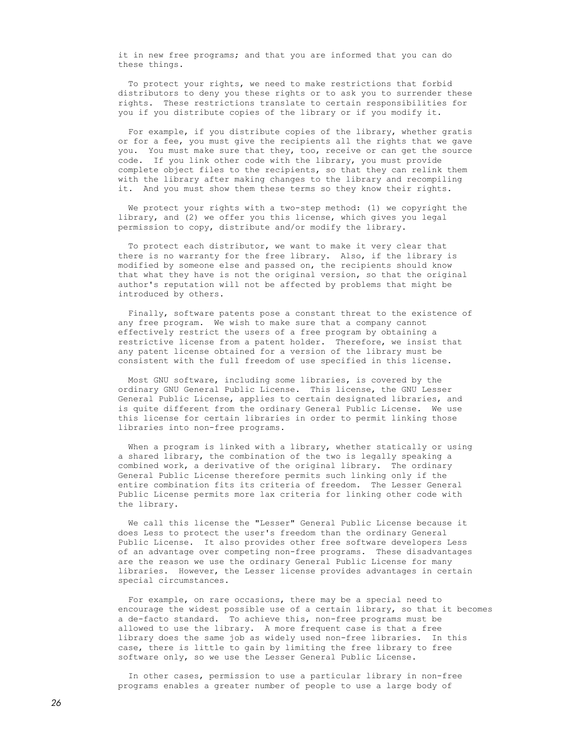it in new free programs; and that you are informed that you can do these things.

To protect your rights, we need to make restrictions that forbid distributors to deny you these rights or to ask you to surrender these rights. These restrictions translate to certain responsibilities for you if you distribute copies of the library or if you modify it.

For example, if you distribute copies of the library, whether gratis or for a fee, you must give the recipients all the rights that we gave you. You must make sure that they, too, receive or can get the source code. If you link other code with the library, you must provide complete object files to the recipients, so that they can relink them with the library after making changes to the library and recompiling it. And you must show them these terms so they know their rights.

We protect your rights with a two-step method: (1) we copyright the library, and (2) we offer you this license, which gives you legal permission to copy, distribute and/or modify the library.

To protect each distributor, we want to make it very clear that there is no warranty for the free library. Also, if the library is modified by someone else and passed on, the recipients should know that what they have is not the original version, so that the original author's reputation will not be affected by problems that might be introduced by others.

Finally, software patents pose a constant threat to the existence of any free program. We wish to make sure that a company cannot effectively restrict the users of a free program by obtaining a restrictive license from a patent holder. Therefore, we insist that any patent license obtained for a version of the library must be consistent with the full freedom of use specified in this license.

Most GNU software, including some libraries, is covered by the ordinary GNU General Public License. This license, the GNU Lesser General Public License, applies to certain designated libraries, and is quite different from the ordinary General Public License. We use this license for certain libraries in order to permit linking those libraries into non-free programs.

When a program is linked with a library, whether statically or using a shared library, the combination of the two is legally speaking a combined work, a derivative of the original library. The ordinary General Public License therefore permits such linking only if the entire combination fits its criteria of freedom. The Lesser General Public License permits more lax criteria for linking other code with the library.

We call this license the "Lesser" General Public License because it does Less to protect the user's freedom than the ordinary General Public License. It also provides other free software developers Less of an advantage over competing non-free programs. These disadvantages are the reason we use the ordinary General Public License for many libraries. However, the Lesser license provides advantages in certain special circumstances.

For example, on rare occasions, there may be a special need to encourage the widest possible use of a certain library, so that it becomes a de-facto standard. To achieve this, non-free programs must be allowed to use the library. A more frequent case is that a free library does the same job as widely used non-free libraries. In this case, there is little to gain by limiting the free library to free software only, so we use the Lesser General Public License.

In other cases, permission to use a particular library in non-free programs enables a greater number of people to use a large body of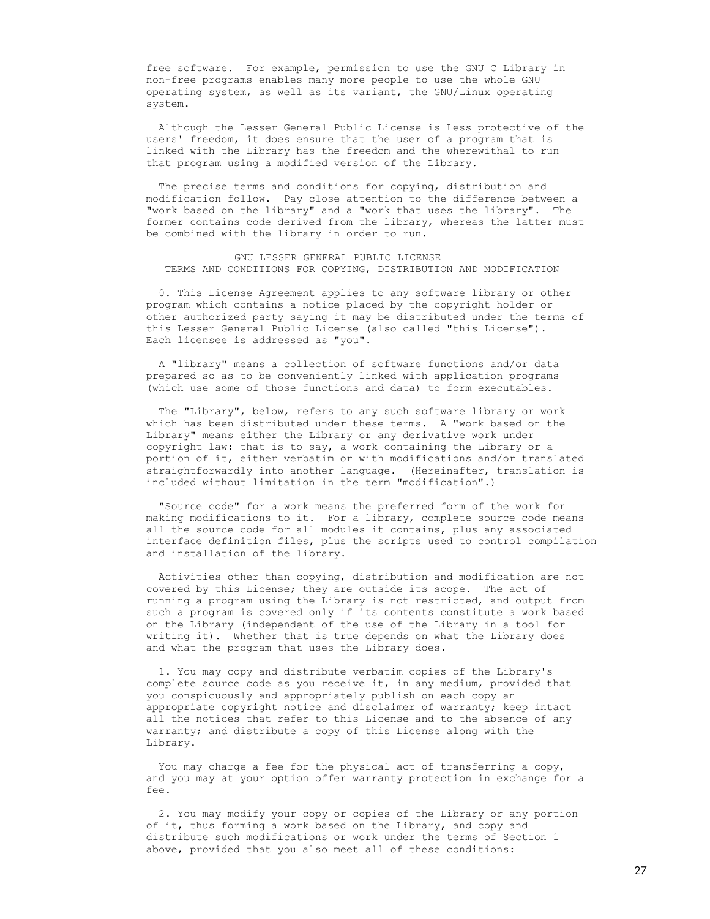free software. For example, permission to use the GNU C Library in non-free programs enables many more people to use the whole GNU operating system, as well as its variant, the GNU/Linux operating system.

Although the Lesser General Public License is Less protective of the users' freedom, it does ensure that the user of a program that is linked with the Library has the freedom and the wherewithal to run that program using a modified version of the Library.

The precise terms and conditions for copying, distribution and modification follow. Pay close attention to the difference between a "work based on the library" and a "work that uses the library". The former contains code derived from the library, whereas the latter must be combined with the library in order to run.

## GNU LESSER GENERAL PUBLIC LICENSE
## TERMS AND CONDITIONS FOR COPYING, DISTRIBUTION AND MODIFICATION

0. This License Agreement applies to any software library or other program which contains a notice placed by the copyright holder or other authorized party saying it may be distributed under the terms of this Lesser General Public License (also called "this License"). Each licensee is addressed as "you".

A "library" means a collection of software functions and/or data prepared so as to be conveniently linked with application programs (which use some of those functions and data) to form executables.

The "Library", below, refers to any such software library or work which has been distributed under these terms. A "work based on the Library" means either the Library or any derivative work under copyright law: that is to say, a work containing the Library or a portion of it, either verbatim or with modifications and/or translated straightforwardly into another language. (Hereinafter, translation is included without limitation in the term "modification".)

"Source code" for a work means the preferred form of the work for making modifications to it. For a library, complete source code means all the source code for all modules it contains, plus any associated interface definition files, plus the scripts used to control compilation and installation of the library.

Activities other than copying, distribution and modification are not covered by this License; they are outside its scope. The act of running a program using the Library is not restricted, and output from such a program is covered only if its contents constitute a work based on the Library (independent of the use of the Library in a tool for writing it). Whether that is true depends on what the Library does and what the program that uses the Library does.

1. You may copy and distribute verbatim copies of the Library's complete source code as you receive it, in any medium, provided that you conspicuously and appropriately publish on each copy an appropriate copyright notice and disclaimer of warranty; keep intact all the notices that refer to this License and to the absence of any warranty; and distribute a copy of this License along with the Library.

You may charge a fee for the physical act of transferring a copy, and you may at your option offer warranty protection in exchange for a fee.

2. You may modify your copy or copies of the Library or any portion of it, thus forming a work based on the Library, and copy and distribute such modifications or work under the terms of Section 1 above, provided that you also meet all of these conditions: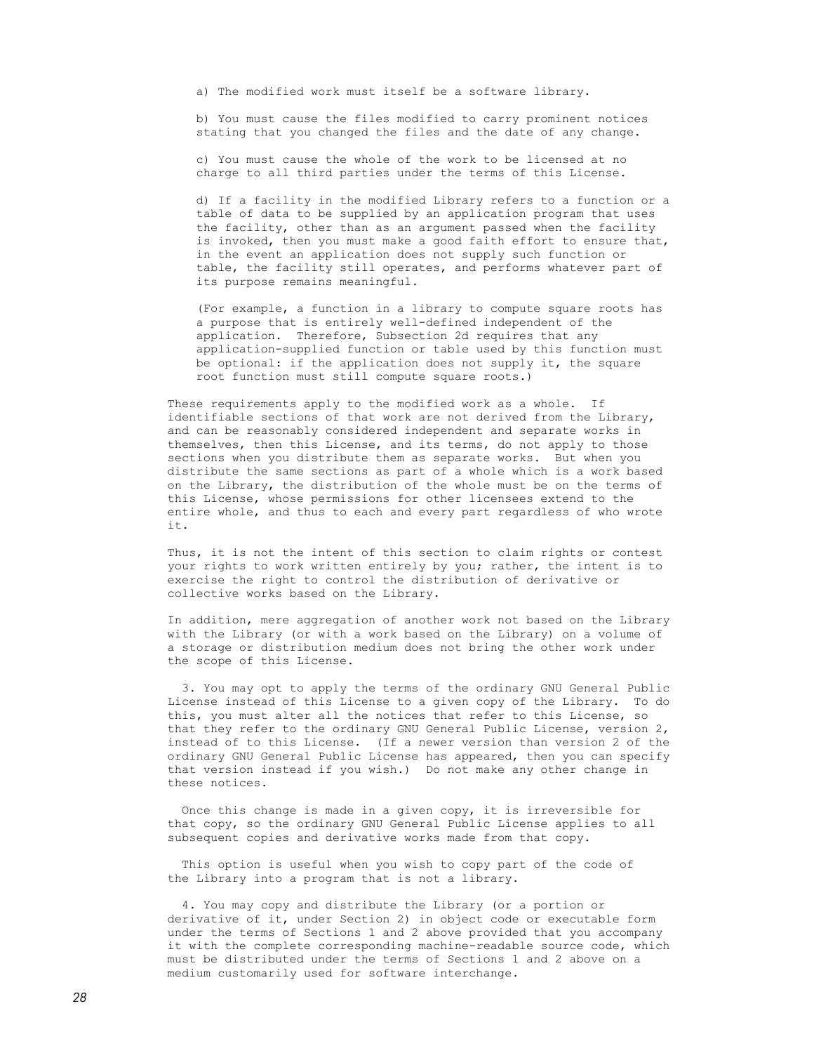a) The modified work must itself be a software library.

b) You must cause the files modified to carry prominent notices stating that you changed the files and the date of any change.

c) You must cause the whole of the work to be licensed at no charge to all third parties under the terms of this License.

d) If a facility in the modified Library refers to a function or a table of data to be supplied by an application program that uses the facility, other than as an argument passed when the facility is invoked, then you must make a good faith effort to ensure that, in the event an application does not supply such function or table, the facility still operates, and performs whatever part of its purpose remains meaningful.

(For example, a function in a library to compute square roots has a purpose that is entirely well-defined independent of the application. Therefore, Subsection 2d requires that any application-supplied function or table used by this function must be optional: if the application does not supply it, the square root function must still compute square roots.)

These requirements apply to the modified work as a whole. If identifiable sections of that work are not derived from the Library, and can be reasonably considered independent and separate works in themselves, then this License, and its terms, do not apply to those sections when you distribute them as separate works. But when you distribute the same sections as part of a whole which is a work based on the Library, the distribution of the whole must be on the terms of this License, whose permissions for other licensees extend to the entire whole, and thus to each and every part regardless of who wrote it.

Thus, it is not the intent of this section to claim rights or contest your rights to work written entirely by you; rather, the intent is to exercise the right to control the distribution of derivative or collective works based on the Library.

In addition, mere aggregation of another work not based on the Library with the Library (or with a work based on the Library) on a volume of a storage or distribution medium does not bring the other work under the scope of this License.

3. You may opt to apply the terms of the ordinary GNU General Public License instead of this License to a given copy of the Library. To do this, you must alter all the notices that refer to this License, so that they refer to the ordinary GNU General Public License, version 2, instead of to this License. (If a newer version than version 2 of the ordinary GNU General Public License has appeared, then you can specify that version instead if you wish.) Do not make any other change in these notices.

Once this change is made in a given copy, it is irreversible for that copy, so the ordinary GNU General Public License applies to all subsequent copies and derivative works made from that copy.

This option is useful when you wish to copy part of the code of the Library into a program that is not a library.

4. You may copy and distribute the Library (or a portion or derivative of it, under Section 2) in object code or executable form under the terms of Sections 1 and 2 above provided that you accompany it with the complete corresponding machine-readable source code, which must be distributed under the terms of Sections 1 and 2 above on a medium customarily used for software interchange.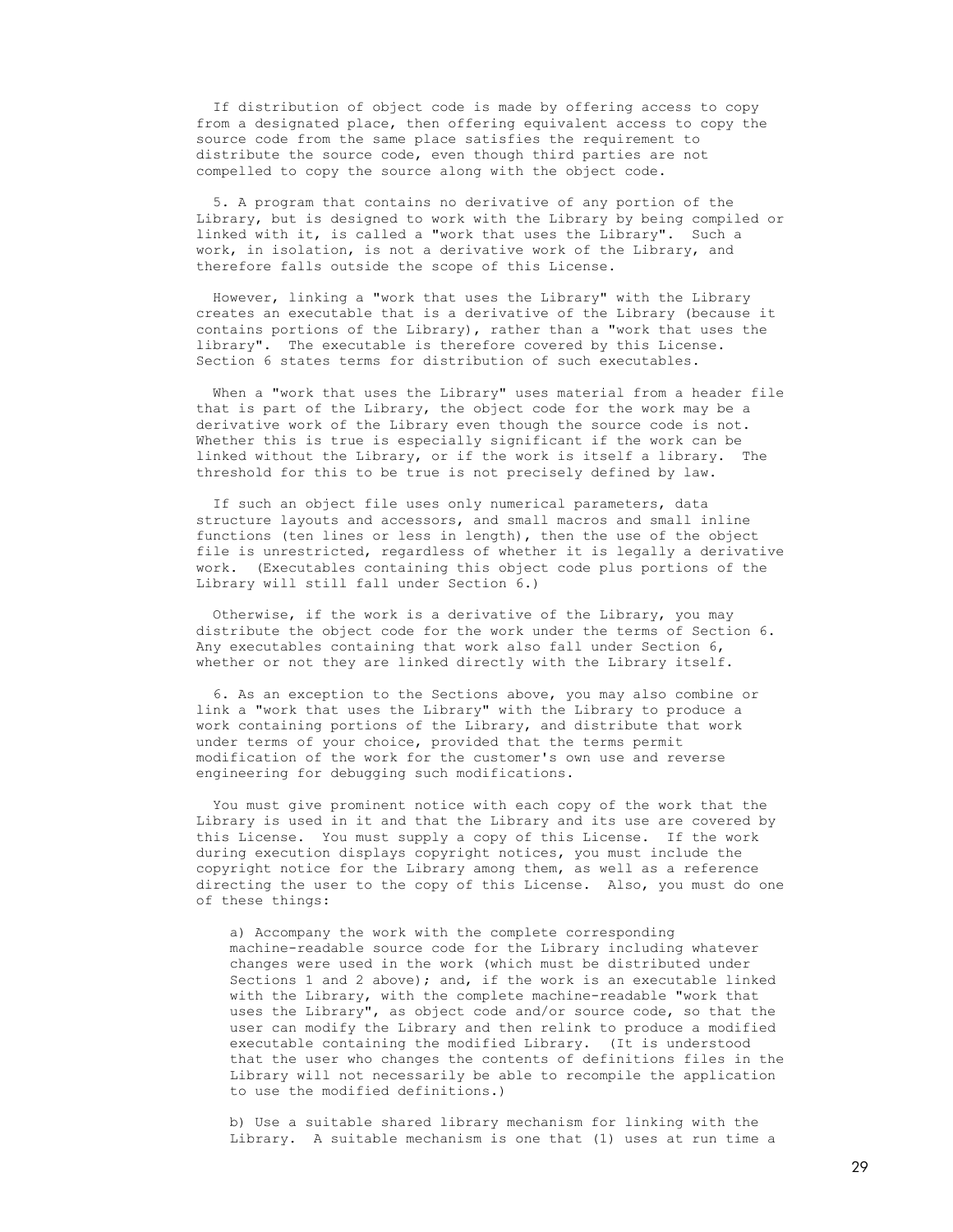If distribution of object code is made by offering access to copy from a designated place, then offering equivalent access to copy the source code from the same place satisfies the requirement to distribute the source code, even though third parties are not compelled to copy the source along with the object code.

5. A program that contains no derivative of any portion of the Library, but is designed to work with the Library by being compiled or linked with it, is called a "work that uses the Library". Such a work, in isolation, is not a derivative work of the Library, and therefore falls outside the scope of this License.

However, linking a "work that uses the Library" with the Library creates an executable that is a derivative of the Library (because it contains portions of the Library), rather than a "work that uses the library". The executable is therefore covered by this License. Section 6 states terms for distribution of such executables.

When a "work that uses the Library" uses material from a header file that is part of the Library, the object code for the work may be a derivative work of the Library even though the source code is not. Whether this is true is especially significant if the work can be linked without the Library, or if the work is itself a library. The threshold for this to be true is not precisely defined by law.

If such an object file uses only numerical parameters, data structure layouts and accessors, and small macros and small inline functions (ten lines or less in length), then the use of the object file is unrestricted, regardless of whether it is legally a derivative work. (Executables containing this object code plus portions of the Library will still fall under Section 6.)

Otherwise, if the work is a derivative of the Library, you may distribute the object code for the work under the terms of Section 6. Any executables containing that work also fall under Section 6, whether or not they are linked directly with the Library itself.

6. As an exception to the Sections above, you may also combine or link a "work that uses the Library" with the Library to produce a work containing portions of the Library, and distribute that work under terms of your choice, provided that the terms permit modification of the work for the customer's own use and reverse engineering for debugging such modifications.

You must give prominent notice with each copy of the work that the Library is used in it and that the Library and its use are covered by this License. You must supply a copy of this License. If the work during execution displays copyright notices, you must include the copyright notice for the Library among them, as well as a reference directing the user to the copy of this License. Also, you must do one of these things:

a) Accompany the work with the complete corresponding machine-readable source code for the Library including whatever changes were used in the work (which must be distributed under Sections 1 and 2 above); and, if the work is an executable linked with the Library, with the complete machine-readable "work that uses the Library", as object code and/or source code, so that the user can modify the Library and then relink to produce a modified executable containing the modified Library. (It is understood that the user who changes the contents of definitions files in the Library will not necessarily be able to recompile the application to use the modified definitions.)

b) Use a suitable shared library mechanism for linking with the Library. A suitable mechanism is one that (1) uses at run time a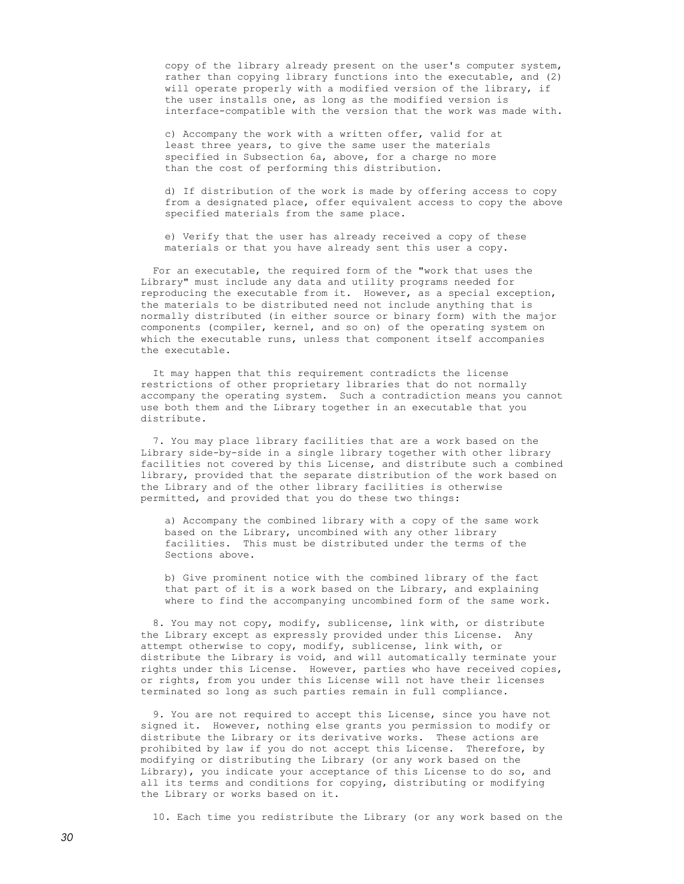copy of the library already present on the user's computer system, rather than copying library functions into the executable, and (2) will operate properly with a modified version of the library, if the user installs one, as long as the modified version is interface-compatible with the version that the work was made with.

c) Accompany the work with a written offer, valid for at least three years, to give the same user the materials specified in Subsection 6a, above, for a charge no more than the cost of performing this distribution.

d) If distribution of the work is made by offering access to copy from a designated place, offer equivalent access to copy the above specified materials from the same place.

e) Verify that the user has already received a copy of these materials or that you have already sent this user a copy.

For an executable, the required form of the "work that uses the Library" must include any data and utility programs needed for reproducing the executable from it. However, as a special exception, the materials to be distributed need not include anything that is normally distributed (in either source or binary form) with the major components (compiler, kernel, and so on) of the operating system on which the executable runs, unless that component itself accompanies the executable.

It may happen that this requirement contradicts the license restrictions of other proprietary libraries that do not normally accompany the operating system. Such a contradiction means you cannot use both them and the Library together in an executable that you distribute.

7. You may place library facilities that are a work based on the Library side-by-side in a single library together with other library facilities not covered by this License, and distribute such a combined library, provided that the separate distribution of the work based on the Library and of the other library facilities is otherwise permitted, and provided that you do these two things:

a) Accompany the combined library with a copy of the same work based on the Library, uncombined with any other library facilities. This must be distributed under the terms of the Sections above.

b) Give prominent notice with the combined library of the fact that part of it is a work based on the Library, and explaining where to find the accompanying uncombined form of the same work.

8. You may not copy, modify, sublicense, link with, or distribute the Library except as expressly provided under this License. Any attempt otherwise to copy, modify, sublicense, link with, or distribute the Library is void, and will automatically terminate your rights under this License. However, parties who have received copies, or rights, from you under this License will not have their licenses terminated so long as such parties remain in full compliance.

9. You are not required to accept this License, since you have not signed it. However, nothing else grants you permission to modify or distribute the Library or its derivative works. These actions are prohibited by law if you do not accept this License. Therefore, by modifying or distributing the Library (or any work based on the Library), you indicate your acceptance of this License to do so, and all its terms and conditions for copying, distributing or modifying the Library or works based on it.

10. Each time you redistribute the Library (or any work based on the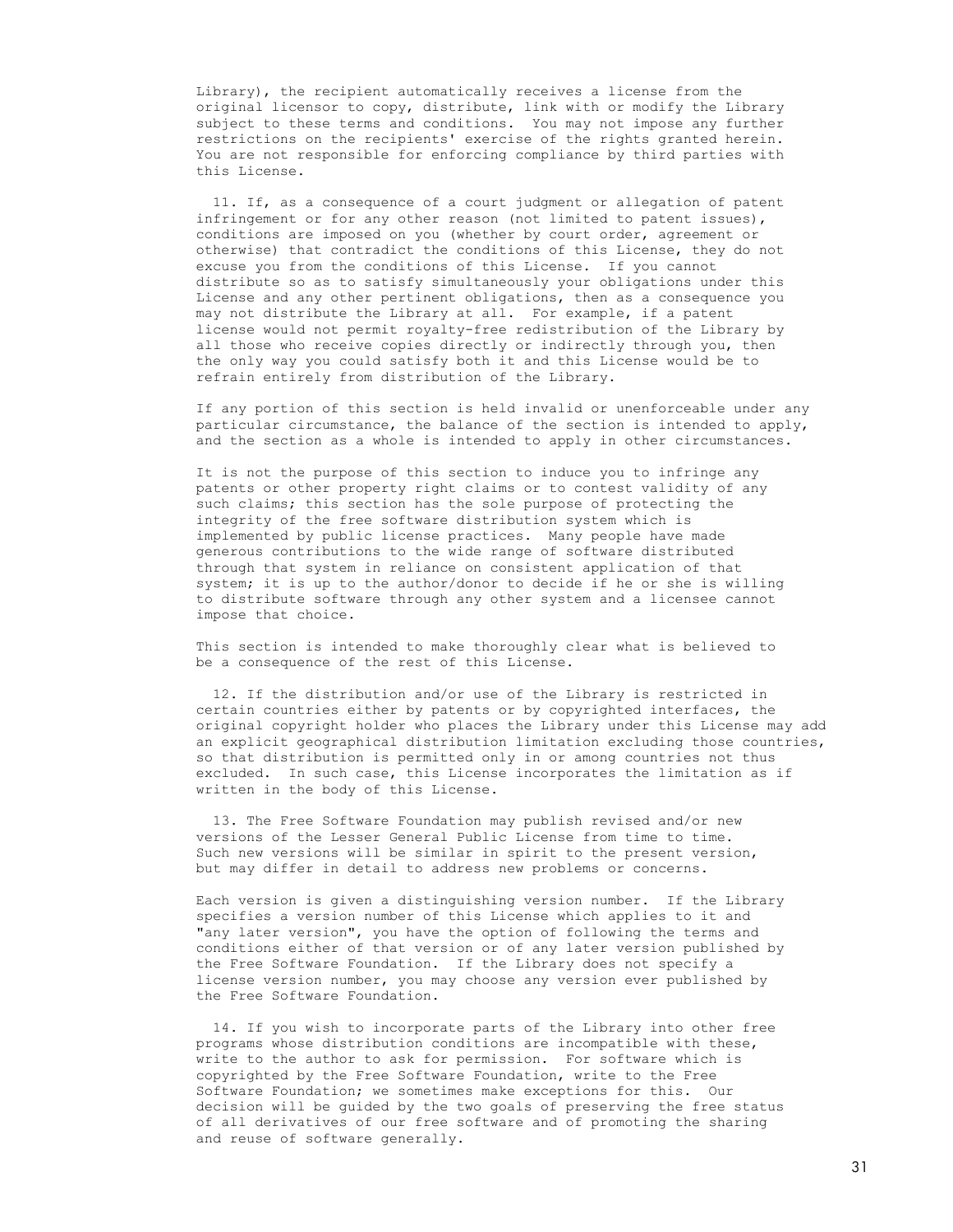Library), the recipient automatically receives a license from the original licensor to copy, distribute, link with or modify the Library subject to these terms and conditions. You may not impose any further restrictions on the recipients' exercise of the rights granted herein. You are not responsible for enforcing compliance by third parties with this License.

11. If, as a consequence of a court judgment or allegation of patent infringement or for any other reason (not limited to patent issues), conditions are imposed on you (whether by court order, agreement or otherwise) that contradict the conditions of this License, they do not excuse you from the conditions of this License. If you cannot distribute so as to satisfy simultaneously your obligations under this License and any other pertinent obligations, then as a consequence you may not distribute the Library at all. For example, if a patent license would not permit royalty-free redistribution of the Library by all those who receive copies directly or indirectly through you, then the only way you could satisfy both it and this License would be to refrain entirely from distribution of the Library.

If any portion of this section is held invalid or unenforceable under any particular circumstance, the balance of the section is intended to apply, and the section as a whole is intended to apply in other circumstances.

It is not the purpose of this section to induce you to infringe any patents or other property right claims or to contest validity of any such claims; this section has the sole purpose of protecting the integrity of the free software distribution system which is implemented by public license practices. Many people have made generous contributions to the wide range of software distributed through that system in reliance on consistent application of that system; it is up to the author/donor to decide if he or she is willing to distribute software through any other system and a licensee cannot impose that choice.

This section is intended to make thoroughly clear what is believed to be a consequence of the rest of this License.

12. If the distribution and/or use of the Library is restricted in certain countries either by patents or by copyrighted interfaces, the original copyright holder who places the Library under this License may add an explicit geographical distribution limitation excluding those countries, so that distribution is permitted only in or among countries not thus excluded. In such case, this License incorporates the limitation as if written in the body of this License.

13. The Free Software Foundation may publish revised and/or new versions of the Lesser General Public License from time to time. Such new versions will be similar in spirit to the present version, but may differ in detail to address new problems or concerns.

Each version is given a distinguishing version number. If the Library specifies a version number of this License which applies to it and "any later version", you have the option of following the terms and conditions either of that version or of any later version published by the Free Software Foundation. If the Library does not specify a license version number, you may choose any version ever published by the Free Software Foundation.

14. If you wish to incorporate parts of the Library into other free programs whose distribution conditions are incompatible with these, write to the author to ask for permission. For software which is copyrighted by the Free Software Foundation, write to the Free Software Foundation; we sometimes make exceptions for this. Our decision will be guided by the two goals of preserving the free status of all derivatives of our free software and of promoting the sharing and reuse of software generally.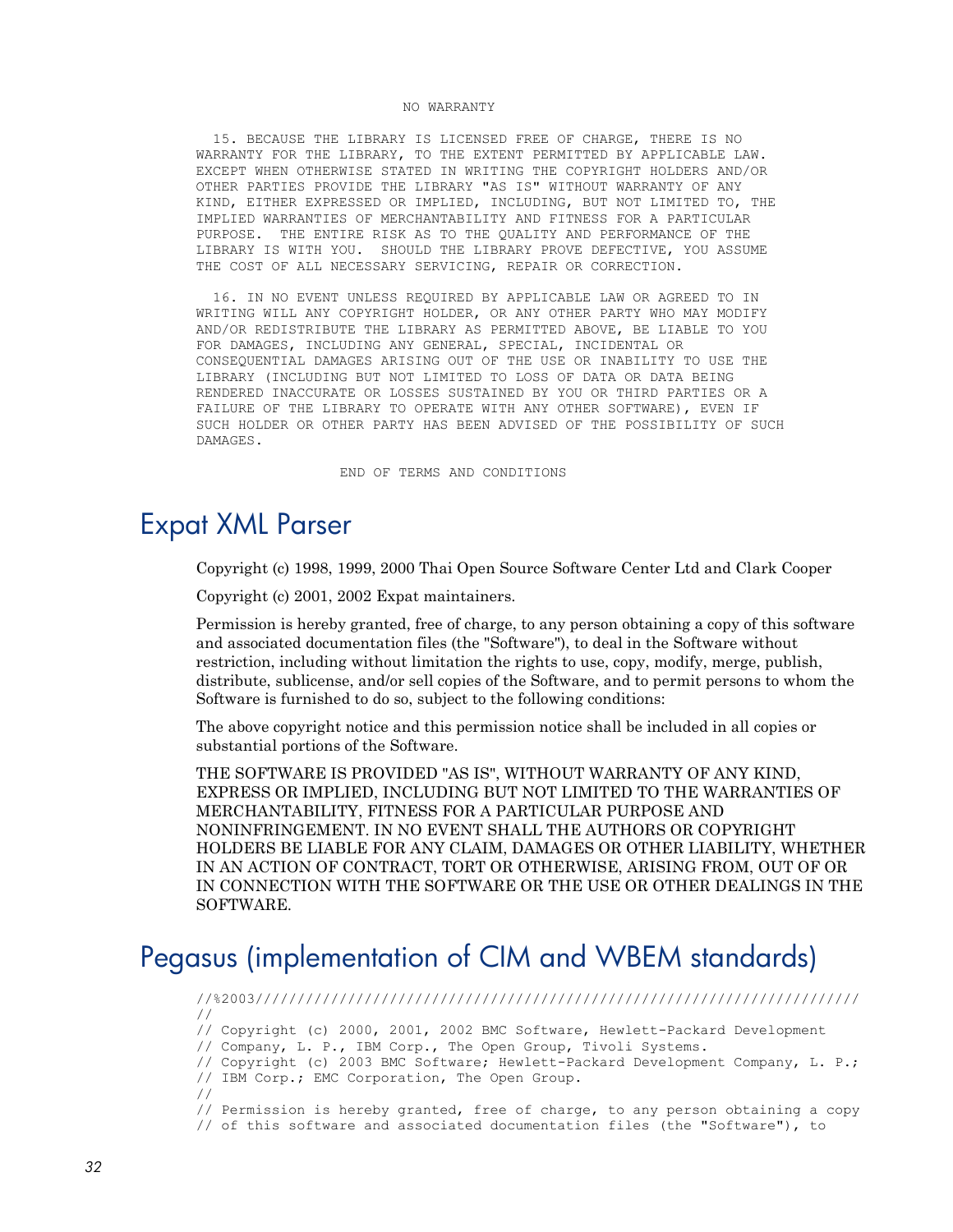```
                        NO WARRANTY

  15. BECAUSE THE LIBRARY IS LICENSED FREE OF CHARGE, THERE IS NO
WARRANTY FOR THE LIBRARY, TO THE EXTENT PERMITTED BY APPLICABLE LAW.
EXCEPT WHEN OTHERWISE STATED IN WRITING THE COPYRIGHT HOLDERS AND/OR
OTHER PARTIES PROVIDE THE LIBRARY "AS IS" WITHOUT WARRANTY OF ANY
KIND, EITHER EXPRESSED OR IMPLIED, INCLUDING, BUT NOT LIMITED TO, THE
IMPLIED WARRANTIES OF MERCHANTABILITY AND FITNESS FOR A PARTICULAR
PURPOSE.  THE ENTIRE RISK AS TO THE QUALITY AND PERFORMANCE OF THE
LIBRARY IS WITH YOU.  SHOULD THE LIBRARY PROVE DEFECTIVE, YOU ASSUME
THE COST OF ALL NECESSARY SERVICING, REPAIR OR CORRECTION.

  16. IN NO EVENT UNLESS REQUIRED BY APPLICABLE LAW OR AGREED TO IN
WRITING WILL ANY COPYRIGHT HOLDER, OR ANY OTHER PARTY WHO MAY MODIFY
AND/OR REDISTRIBUTE THE LIBRARY AS PERMITTED ABOVE, BE LIABLE TO YOU
FOR DAMAGES, INCLUDING ANY GENERAL, SPECIAL, INCIDENTAL OR
CONSEQUENTIAL DAMAGES ARISING OUT OF THE USE OR INABILITY TO USE THE
LIBRARY (INCLUDING BUT NOT LIMITED TO LOSS OF DATA OR DATA BEING
RENDERED INACCURATE OR LOSSES SUSTAINED BY YOU OR THIRD PARTIES OR A
FAILURE OF THE LIBRARY TO OPERATE WITH ANY OTHER SOFTWARE), EVEN IF
SUCH HOLDER OR OTHER PARTY HAS BEEN ADVISED OF THE POSSIBILITY OF SUCH
DAMAGES.

                     END OF TERMS AND CONDITIONS
```

## Expat XML Parser

Copyright (c) 1998, 1999, 2000 Thai Open Source Software Center Ltd and Clark Cooper

Copyright (c) 2001, 2002 Expat maintainers.

Permission is hereby granted, free of charge, to any person obtaining a copy of this software and associated documentation files (the "Software"), to deal in the Software without restriction, including without limitation the rights to use, copy, modify, merge, publish, distribute, sublicense, and/or sell copies of the Software, and to permit persons to whom the Software is furnished to do so, subject to the following conditions:

The above copyright notice and this permission notice shall be included in all copies or substantial portions of the Software.

THE SOFTWARE IS PROVIDED "AS IS", WITHOUT WARRANTY OF ANY KIND, EXPRESS OR IMPLIED, INCLUDING BUT NOT LIMITED TO THE WARRANTIES OF MERCHANTABILITY, FITNESS FOR A PARTICULAR PURPOSE AND NONINFRINGEMENT. IN NO EVENT SHALL THE AUTHORS OR COPYRIGHT HOLDERS BE LIABLE FOR ANY CLAIM, DAMAGES OR OTHER LIABILITY, WHETHER IN AN ACTION OF CONTRACT, TORT OR OTHERWISE, ARISING FROM, OUT OF OR IN CONNECTION WITH THE SOFTWARE OR THE USE OR OTHER DEALINGS IN THE SOFTWARE.

## Pegasus (implementation of CIM and WBEM standards)

```
//%2003////////////////////////////////////////////////////////////////////////
//
// Copyright (c) 2000, 2001, 2002 BMC Software, Hewlett-Packard Development
// Company, L. P., IBM Corp., The Open Group, Tivoli Systems.
// Copyright (c) 2003 BMC Software; Hewlett-Packard Development Company, L. P.;
// IBM Corp.; EMC Corporation, The Open Group.
//
// Permission is hereby granted, free of charge, to any person obtaining a copy
// of this software and associated documentation files (the "Software"), to
```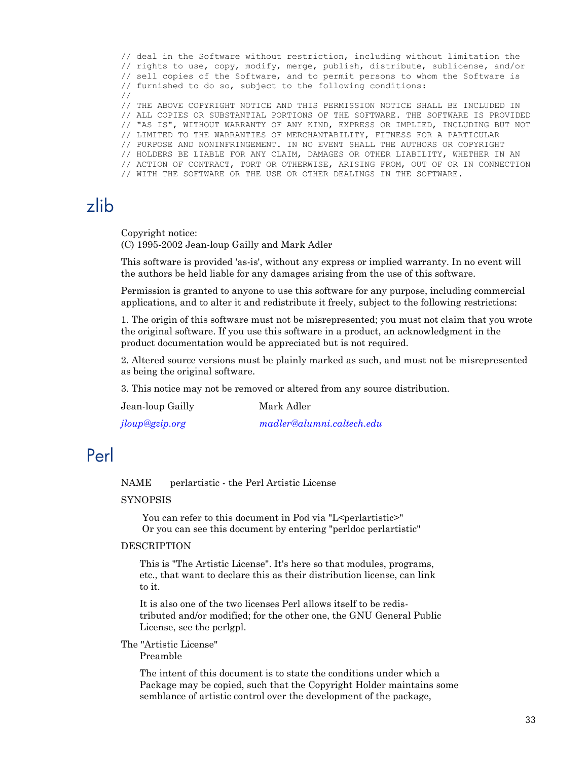```
// deal in the Software without restriction, including without limitation the
// rights to use, copy, modify, merge, publish, distribute, sublicense, and/or
// sell copies of the Software, and to permit persons to whom the Software is
// furnished to do so, subject to the following conditions:
//
// THE ABOVE COPYRIGHT NOTICE AND THIS PERMISSION NOTICE SHALL BE INCLUDED IN
// ALL COPIES OR SUBSTANTIAL PORTIONS OF THE SOFTWARE. THE SOFTWARE IS PROVIDED
// "AS IS", WITHOUT WARRANTY OF ANY KIND, EXPRESS OR IMPLIED, INCLUDING BUT NOT
// LIMITED TO THE WARRANTIES OF MERCHANTABILITY, FITNESS FOR A PARTICULAR
// PURPOSE AND NONINFRINGEMENT. IN NO EVENT SHALL THE AUTHORS OR COPYRIGHT
// HOLDERS BE LIABLE FOR ANY CLAIM, DAMAGES OR OTHER LIABILITY, WHETHER IN AN
// ACTION OF CONTRACT, TORT OR OTHERWISE, ARISING FROM, OUT OF OR IN CONNECTION
// WITH THE SOFTWARE OR THE USE OR OTHER DEALINGS IN THE SOFTWARE.
```

# zlib

Copyright notice:
(C) 1995-2002 Jean-loup Gailly and Mark Adler

This software is provided 'as-is', without any express or implied warranty. In no event will the authors be held liable for any damages arising from the use of this software.

Permission is granted to anyone to use this software for any purpose, including commercial applications, and to alter it and redistribute it freely, subject to the following restrictions:

1. The origin of this software must not be misrepresented; you must not claim that you wrote the original software. If you use this software in a product, an acknowledgment in the product documentation would be appreciated but is not required.

2. Altered source versions must be plainly marked as such, and must not be misrepresented as being the original software.

3. This notice may not be removed or altered from any source distribution.

| Jean-loup Gailly | Mark Adler |
|---|---|
| *jloup@gzip.org* | *madler@alumni.caltech.edu* |

# Perl

NAME    perlartistic - the Perl Artistic License

SYNOPSIS

You can refer to this document in Pod via "L<perlartistic>"
Or you can see this document by entering "perldoc perlartistic"

DESCRIPTION

This is "The Artistic License". It's here so that modules, programs, etc., that want to declare this as their distribution license, can link to it.

It is also one of the two licenses Perl allows itself to be redistributed and/or modified; for the other one, the GNU General Public License, see the perlgpl.

The "Artistic License"

Preamble

The intent of this document is to state the conditions under which a Package may be copied, such that the Copyright Holder maintains some semblance of artistic control over the development of the package,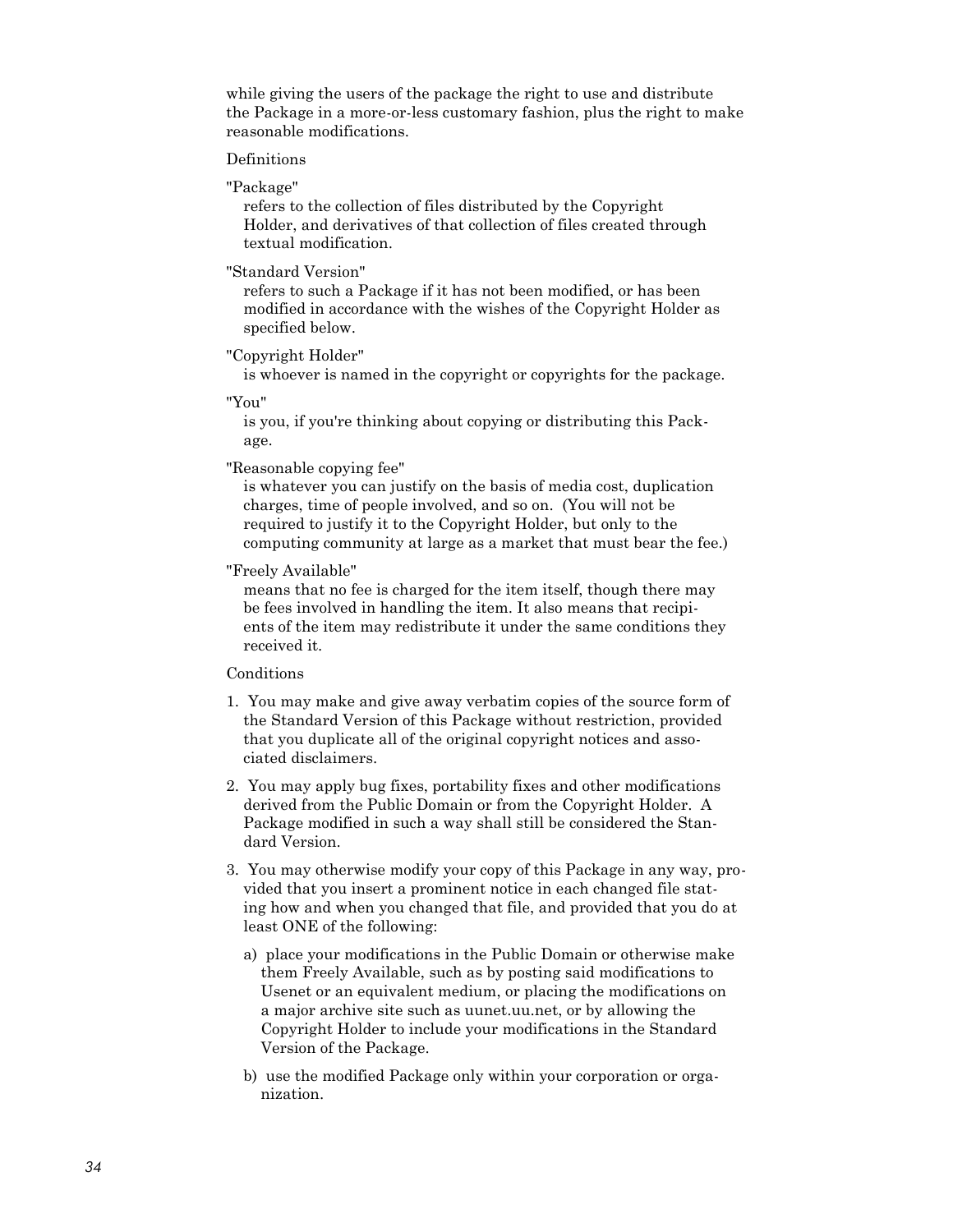while giving the users of the package the right to use and distribute the Package in a more-or-less customary fashion, plus the right to make reasonable modifications.

Definitions

"Package"
: refers to the collection of files distributed by the Copyright Holder, and derivatives of that collection of files created through textual modification.

"Standard Version"
: refers to such a Package if it has not been modified, or has been modified in accordance with the wishes of the Copyright Holder as specified below.

"Copyright Holder"
: is whoever is named in the copyright or copyrights for the package.

"You"
: is you, if you're thinking about copying or distributing this Package.

"Reasonable copying fee"
: is whatever you can justify on the basis of media cost, duplication charges, time of people involved, and so on. (You will not be required to justify it to the Copyright Holder, but only to the computing community at large as a market that must bear the fee.)

"Freely Available"
: means that no fee is charged for the item itself, though there may be fees involved in handling the item. It also means that recipients of the item may redistribute it under the same conditions they received it.

Conditions

1. You may make and give away verbatim copies of the source form of the Standard Version of this Package without restriction, provided that you duplicate all of the original copyright notices and associated disclaimers.

2. You may apply bug fixes, portability fixes and other modifications derived from the Public Domain or from the Copyright Holder. A Package modified in such a way shall still be considered the Standard Version.

3. You may otherwise modify your copy of this Package in any way, provided that you insert a prominent notice in each changed file stating how and when you changed that file, and provided that you do at least ONE of the following:

   a) place your modifications in the Public Domain or otherwise make them Freely Available, such as by posting said modifications to Usenet or an equivalent medium, or placing the modifications on a major archive site such as uunet.uu.net, or by allowing the Copyright Holder to include your modifications in the Standard Version of the Package.

   b) use the modified Package only within your corporation or organization.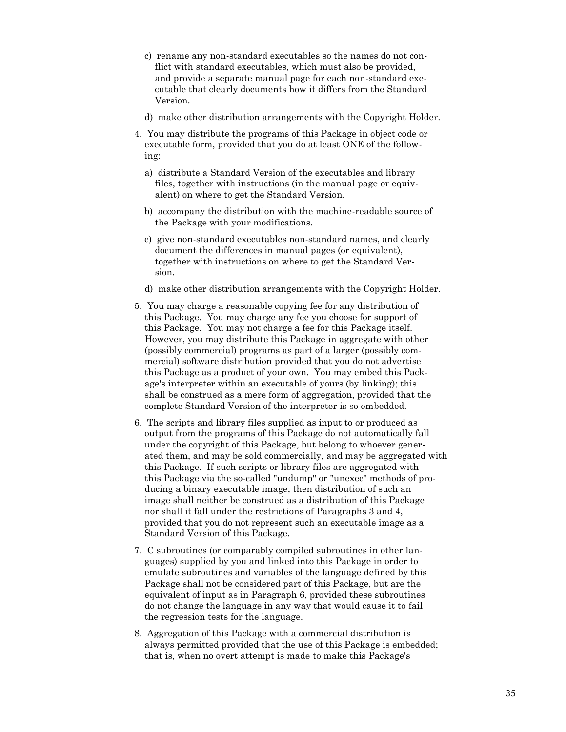c) rename any non-standard executables so the names do not conflict with standard executables, which must also be provided, and provide a separate manual page for each non-standard executable that clearly documents how it differs from the Standard Version.

d) make other distribution arrangements with the Copyright Holder.

4. You may distribute the programs of this Package in object code or executable form, provided that you do at least ONE of the following:

   a) distribute a Standard Version of the executables and library files, together with instructions (in the manual page or equivalent) on where to get the Standard Version.

   b) accompany the distribution with the machine-readable source of the Package with your modifications.

   c) give non-standard executables non-standard names, and clearly document the differences in manual pages (or equivalent), together with instructions on where to get the Standard Version.

   d) make other distribution arrangements with the Copyright Holder.

5. You may charge a reasonable copying fee for any distribution of this Package. You may charge any fee you choose for support of this Package. You may not charge a fee for this Package itself. However, you may distribute this Package in aggregate with other (possibly commercial) programs as part of a larger (possibly commercial) software distribution provided that you do not advertise this Package as a product of your own. You may embed this Package's interpreter within an executable of yours (by linking); this shall be construed as a mere form of aggregation, provided that the complete Standard Version of the interpreter is so embedded.

6. The scripts and library files supplied as input to or produced as output from the programs of this Package do not automatically fall under the copyright of this Package, but belong to whoever generated them, and may be sold commercially, and may be aggregated with this Package. If such scripts or library files are aggregated with this Package via the so-called "undump" or "unexec" methods of producing a binary executable image, then distribution of such an image shall neither be construed as a distribution of this Package nor shall it fall under the restrictions of Paragraphs 3 and 4, provided that you do not represent such an executable image as a Standard Version of this Package.

7. C subroutines (or comparably compiled subroutines in other languages) supplied by you and linked into this Package in order to emulate subroutines and variables of the language defined by this Package shall not be considered part of this Package, but are the equivalent of input as in Paragraph 6, provided these subroutines do not change the language in any way that would cause it to fail the regression tests for the language.

8. Aggregation of this Package with a commercial distribution is always permitted provided that the use of this Package is embedded; that is, when no overt attempt is made to make this Package's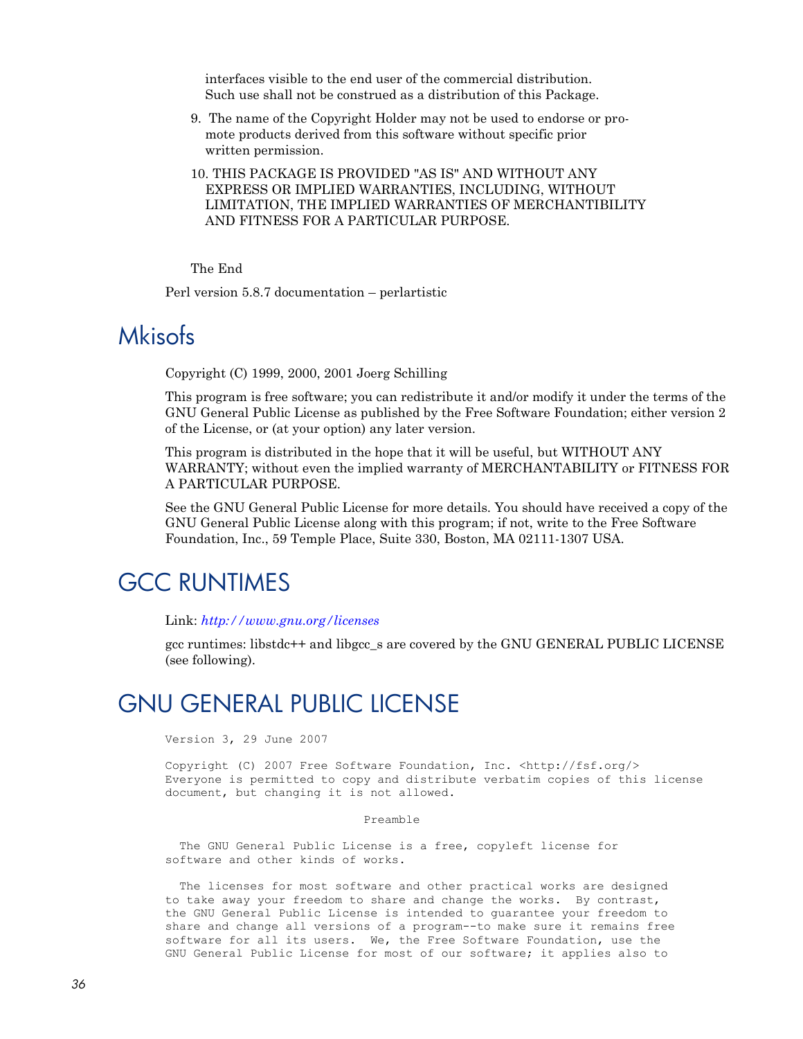interfaces visible to the end user of the commercial distribution. Such use shall not be construed as a distribution of this Package.

9. The name of the Copyright Holder may not be used to endorse or promote products derived from this software without specific prior written permission.

10. THIS PACKAGE IS PROVIDED "AS IS" AND WITHOUT ANY EXPRESS OR IMPLIED WARRANTIES, INCLUDING, WITHOUT LIMITATION, THE IMPLIED WARRANTIES OF MERCHANTIBILITY AND FITNESS FOR A PARTICULAR PURPOSE.

The End

Perl version 5.8.7 documentation – perlartistic

# Mkisofs

Copyright (C) 1999, 2000, 2001 Joerg Schilling

This program is free software; you can redistribute it and/or modify it under the terms of the GNU General Public License as published by the Free Software Foundation; either version 2 of the License, or (at your option) any later version.

This program is distributed in the hope that it will be useful, but WITHOUT ANY WARRANTY; without even the implied warranty of MERCHANTABILITY or FITNESS FOR A PARTICULAR PURPOSE.

See the GNU General Public License for more details. You should have received a copy of the GNU General Public License along with this program; if not, write to the Free Software Foundation, Inc., 59 Temple Place, Suite 330, Boston, MA 02111-1307 USA.

# GCC RUNTIMES

Link: *http://www.gnu.org/licenses*

gcc runtimes: libstdc++ and libgcc_s are covered by the GNU GENERAL PUBLIC LICENSE (see following).

# GNU GENERAL PUBLIC LICENSE

```
Version 3, 29 June 2007

Copyright (C) 2007 Free Software Foundation, Inc. <http://fsf.org/>
Everyone is permitted to copy and distribute verbatim copies of this license
document, but changing it is not allowed.

                            Preamble

  The GNU General Public License is a free, copyleft license for
software and other kinds of works.

  The licenses for most software and other practical works are designed
to take away your freedom to share and change the works.  By contrast,
the GNU General Public License is intended to guarantee your freedom to
share and change all versions of a program--to make sure it remains free
software for all its users.  We, the Free Software Foundation, use the
GNU General Public License for most of our software; it applies also to
```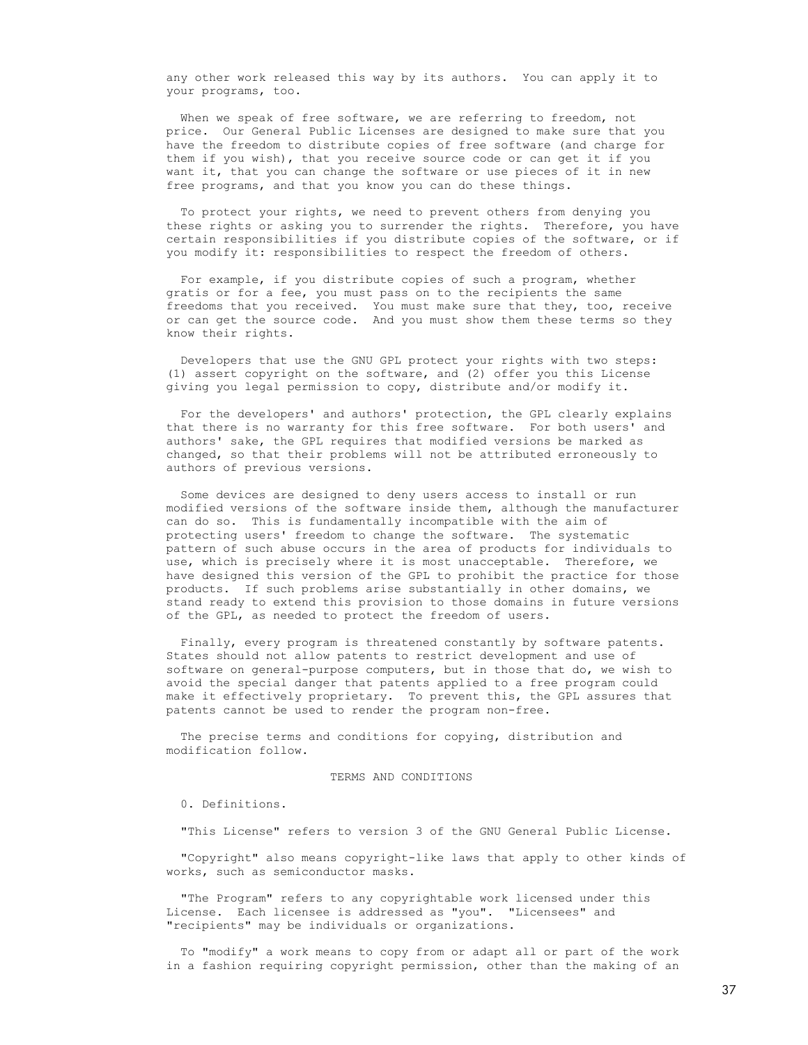any other work released this way by its authors. You can apply it to your programs, too.

When we speak of free software, we are referring to freedom, not price. Our General Public Licenses are designed to make sure that you have the freedom to distribute copies of free software (and charge for them if you wish), that you receive source code or can get it if you want it, that you can change the software or use pieces of it in new free programs, and that you know you can do these things.

To protect your rights, we need to prevent others from denying you these rights or asking you to surrender the rights. Therefore, you have certain responsibilities if you distribute copies of the software, or if you modify it: responsibilities to respect the freedom of others.

For example, if you distribute copies of such a program, whether gratis or for a fee, you must pass on to the recipients the same freedoms that you received. You must make sure that they, too, receive or can get the source code. And you must show them these terms so they know their rights.

Developers that use the GNU GPL protect your rights with two steps: (1) assert copyright on the software, and (2) offer you this License giving you legal permission to copy, distribute and/or modify it.

For the developers' and authors' protection, the GPL clearly explains that there is no warranty for this free software. For both users' and authors' sake, the GPL requires that modified versions be marked as changed, so that their problems will not be attributed erroneously to authors of previous versions.

Some devices are designed to deny users access to install or run modified versions of the software inside them, although the manufacturer can do so. This is fundamentally incompatible with the aim of protecting users' freedom to change the software. The systematic pattern of such abuse occurs in the area of products for individuals to use, which is precisely where it is most unacceptable. Therefore, we have designed this version of the GPL to prohibit the practice for those products. If such problems arise substantially in other domains, we stand ready to extend this provision to those domains in future versions of the GPL, as needed to protect the freedom of users.

Finally, every program is threatened constantly by software patents. States should not allow patents to restrict development and use of software on general-purpose computers, but in those that do, we wish to avoid the special danger that patents applied to a free program could make it effectively proprietary. To prevent this, the GPL assures that patents cannot be used to render the program non-free.

The precise terms and conditions for copying, distribution and modification follow.

TERMS AND CONDITIONS

0. Definitions.

"This License" refers to version 3 of the GNU General Public License.

"Copyright" also means copyright-like laws that apply to other kinds of works, such as semiconductor masks.

"The Program" refers to any copyrightable work licensed under this License. Each licensee is addressed as "you". "Licensees" and "recipients" may be individuals or organizations.

To "modify" a work means to copy from or adapt all or part of the work in a fashion requiring copyright permission, other than the making of an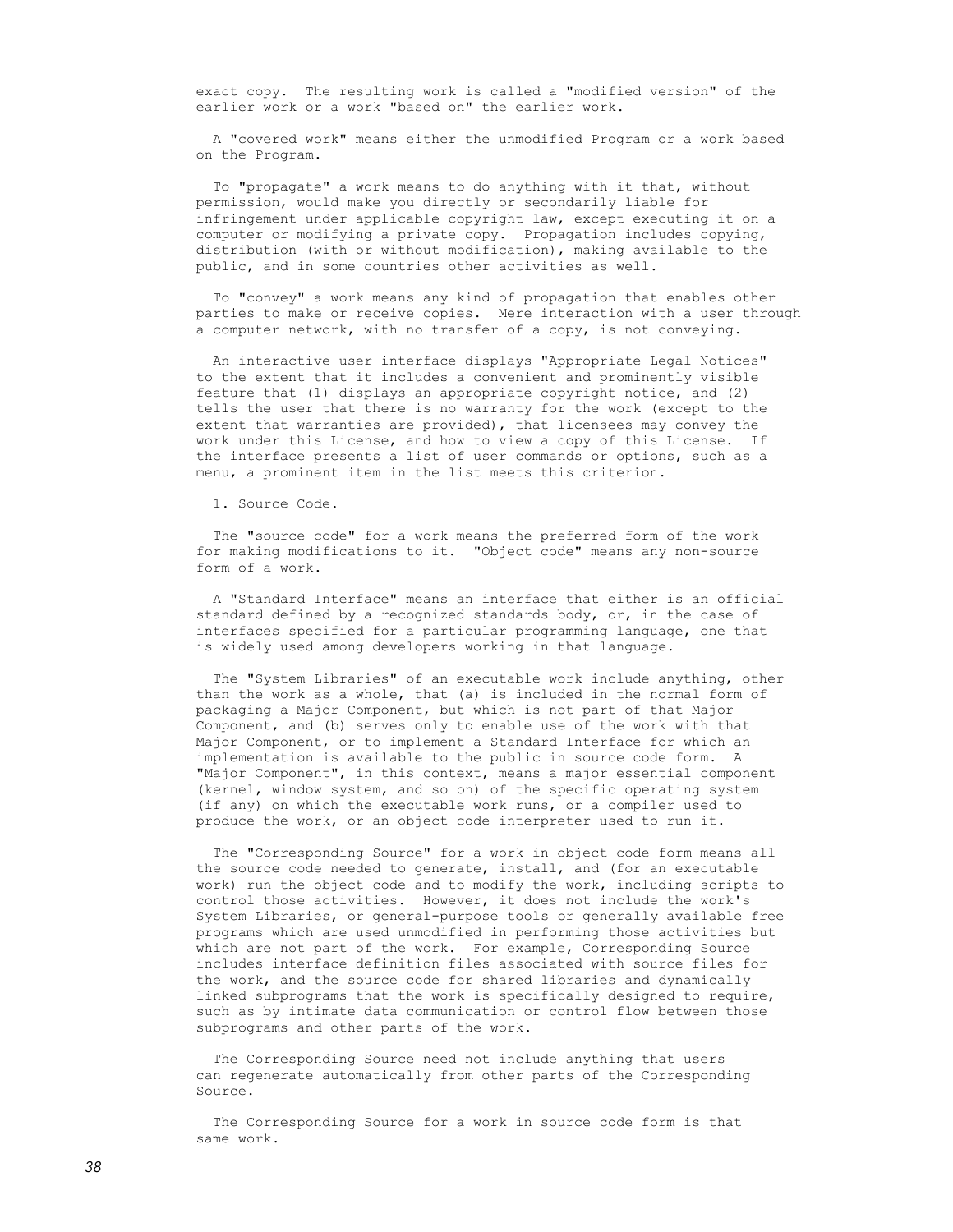exact copy. The resulting work is called a "modified version" of the earlier work or a work "based on" the earlier work.

A "covered work" means either the unmodified Program or a work based on the Program.

To "propagate" a work means to do anything with it that, without permission, would make you directly or secondarily liable for infringement under applicable copyright law, except executing it on a computer or modifying a private copy. Propagation includes copying, distribution (with or without modification), making available to the public, and in some countries other activities as well.

To "convey" a work means any kind of propagation that enables other parties to make or receive copies. Mere interaction with a user through a computer network, with no transfer of a copy, is not conveying.

An interactive user interface displays "Appropriate Legal Notices" to the extent that it includes a convenient and prominently visible feature that (1) displays an appropriate copyright notice, and (2) tells the user that there is no warranty for the work (except to the extent that warranties are provided), that licensees may convey the work under this License, and how to view a copy of this License. If the interface presents a list of user commands or options, such as a menu, a prominent item in the list meets this criterion.

1. Source Code.

The "source code" for a work means the preferred form of the work for making modifications to it. "Object code" means any non-source form of a work.

A "Standard Interface" means an interface that either is an official standard defined by a recognized standards body, or, in the case of interfaces specified for a particular programming language, one that is widely used among developers working in that language.

The "System Libraries" of an executable work include anything, other than the work as a whole, that (a) is included in the normal form of packaging a Major Component, but which is not part of that Major Component, and (b) serves only to enable use of the work with that Major Component, or to implement a Standard Interface for which an implementation is available to the public in source code form. A "Major Component", in this context, means a major essential component (kernel, window system, and so on) of the specific operating system (if any) on which the executable work runs, or a compiler used to produce the work, or an object code interpreter used to run it.

The "Corresponding Source" for a work in object code form means all the source code needed to generate, install, and (for an executable work) run the object code and to modify the work, including scripts to control those activities. However, it does not include the work's System Libraries, or general-purpose tools or generally available free programs which are used unmodified in performing those activities but which are not part of the work. For example, Corresponding Source includes interface definition files associated with source files for the work, and the source code for shared libraries and dynamically linked subprograms that the work is specifically designed to require, such as by intimate data communication or control flow between those subprograms and other parts of the work.

The Corresponding Source need not include anything that users can regenerate automatically from other parts of the Corresponding Source.

The Corresponding Source for a work in source code form is that same work.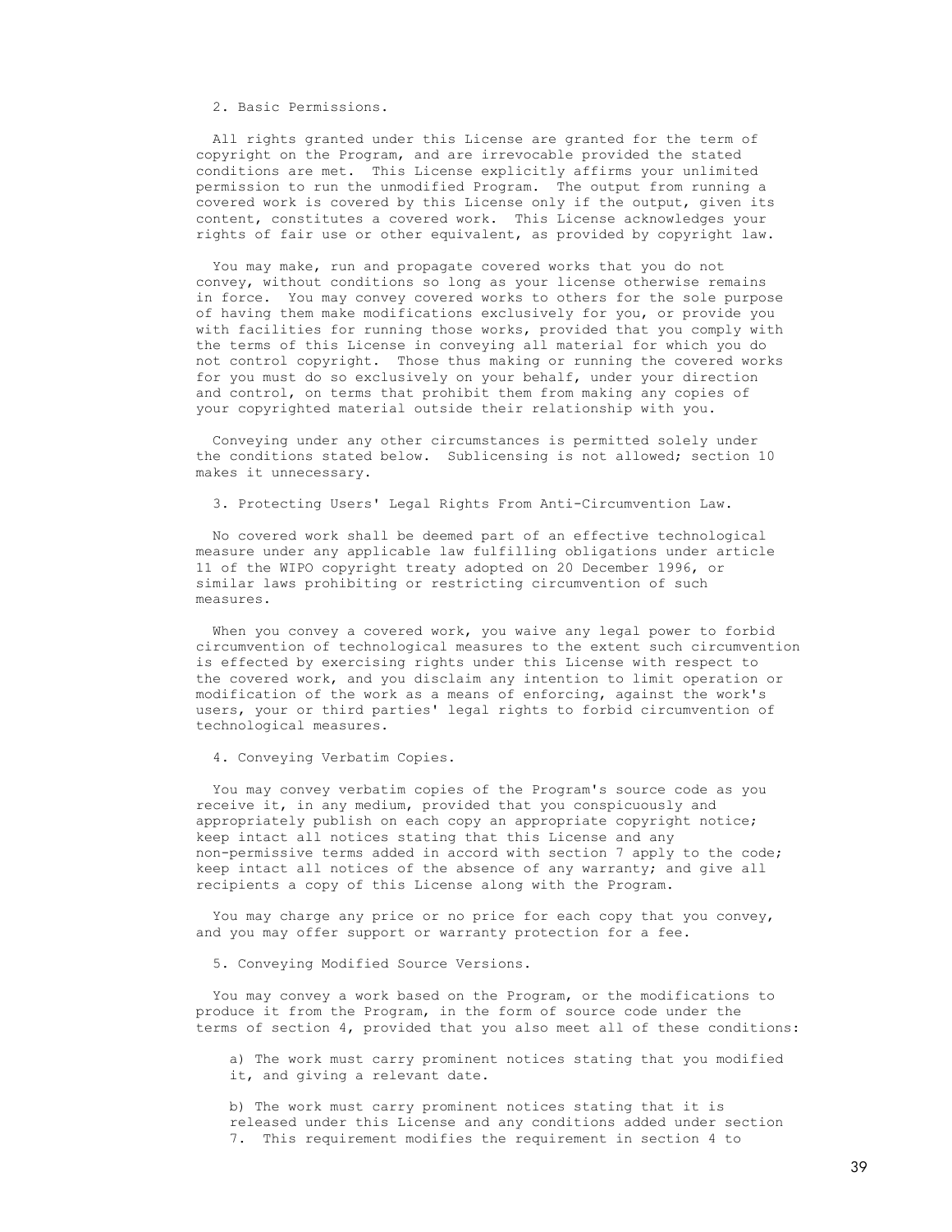## 2. Basic Permissions.

All rights granted under this License are granted for the term of copyright on the Program, and are irrevocable provided the stated conditions are met. This License explicitly affirms your unlimited permission to run the unmodified Program. The output from running a covered work is covered by this License only if the output, given its content, constitutes a covered work. This License acknowledges your rights of fair use or other equivalent, as provided by copyright law.

You may make, run and propagate covered works that you do not convey, without conditions so long as your license otherwise remains in force. You may convey covered works to others for the sole purpose of having them make modifications exclusively for you, or provide you with facilities for running those works, provided that you comply with the terms of this License in conveying all material for which you do not control copyright. Those thus making or running the covered works for you must do so exclusively on your behalf, under your direction and control, on terms that prohibit them from making any copies of your copyrighted material outside their relationship with you.

Conveying under any other circumstances is permitted solely under the conditions stated below. Sublicensing is not allowed; section 10 makes it unnecessary.

## 3. Protecting Users' Legal Rights From Anti-Circumvention Law.

No covered work shall be deemed part of an effective technological measure under any applicable law fulfilling obligations under article 11 of the WIPO copyright treaty adopted on 20 December 1996, or similar laws prohibiting or restricting circumvention of such measures.

When you convey a covered work, you waive any legal power to forbid circumvention of technological measures to the extent such circumvention is effected by exercising rights under this License with respect to the covered work, and you disclaim any intention to limit operation or modification of the work as a means of enforcing, against the work's users, your or third parties' legal rights to forbid circumvention of technological measures.

## 4. Conveying Verbatim Copies.

You may convey verbatim copies of the Program's source code as you receive it, in any medium, provided that you conspicuously and appropriately publish on each copy an appropriate copyright notice; keep intact all notices stating that this License and any non-permissive terms added in accord with section 7 apply to the code; keep intact all notices of the absence of any warranty; and give all recipients a copy of this License along with the Program.

You may charge any price or no price for each copy that you convey, and you may offer support or warranty protection for a fee.

## 5. Conveying Modified Source Versions.

You may convey a work based on the Program, or the modifications to produce it from the Program, in the form of source code under the terms of section 4, provided that you also meet all of these conditions:

a) The work must carry prominent notices stating that you modified it, and giving a relevant date.

b) The work must carry prominent notices stating that it is released under this License and any conditions added under section 7. This requirement modifies the requirement in section 4 to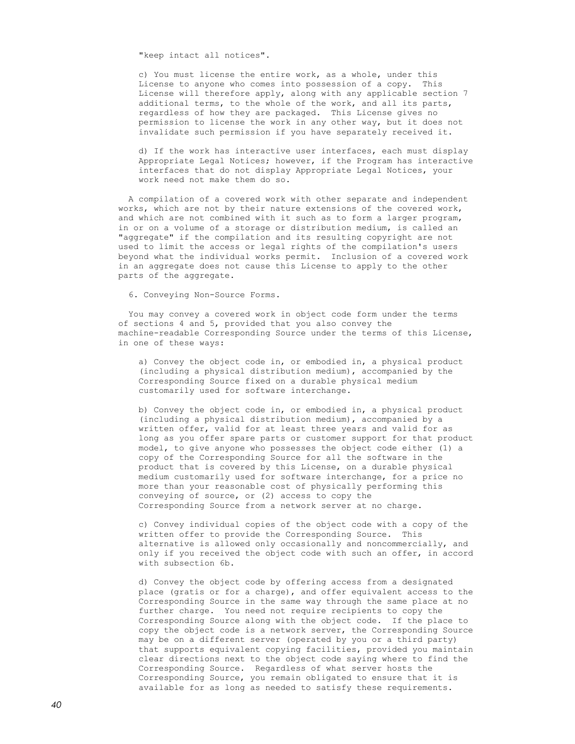"keep intact all notices".

c) You must license the entire work, as a whole, under this License to anyone who comes into possession of a copy. This License will therefore apply, along with any applicable section 7 additional terms, to the whole of the work, and all its parts, regardless of how they are packaged. This License gives no permission to license the work in any other way, but it does not invalidate such permission if you have separately received it.

d) If the work has interactive user interfaces, each must display Appropriate Legal Notices; however, if the Program has interactive interfaces that do not display Appropriate Legal Notices, your work need not make them do so.

A compilation of a covered work with other separate and independent works, which are not by their nature extensions of the covered work, and which are not combined with it such as to form a larger program, in or on a volume of a storage or distribution medium, is called an "aggregate" if the compilation and its resulting copyright are not used to limit the access or legal rights of the compilation's users beyond what the individual works permit. Inclusion of a covered work in an aggregate does not cause this License to apply to the other parts of the aggregate.

6. Conveying Non-Source Forms.

You may convey a covered work in object code form under the terms of sections 4 and 5, provided that you also convey the machine-readable Corresponding Source under the terms of this License, in one of these ways:

a) Convey the object code in, or embodied in, a physical product (including a physical distribution medium), accompanied by the Corresponding Source fixed on a durable physical medium customarily used for software interchange.

b) Convey the object code in, or embodied in, a physical product (including a physical distribution medium), accompanied by a written offer, valid for at least three years and valid for as long as you offer spare parts or customer support for that product model, to give anyone who possesses the object code either (1) a copy of the Corresponding Source for all the software in the product that is covered by this License, on a durable physical medium customarily used for software interchange, for a price no more than your reasonable cost of physically performing this conveying of source, or (2) access to copy the Corresponding Source from a network server at no charge.

c) Convey individual copies of the object code with a copy of the written offer to provide the Corresponding Source. This alternative is allowed only occasionally and noncommercially, and only if you received the object code with such an offer, in accord with subsection 6b.

d) Convey the object code by offering access from a designated place (gratis or for a charge), and offer equivalent access to the Corresponding Source in the same way through the same place at no further charge. You need not require recipients to copy the Corresponding Source along with the object code. If the place to copy the object code is a network server, the Corresponding Source may be on a different server (operated by you or a third party) that supports equivalent copying facilities, provided you maintain clear directions next to the object code saying where to find the Corresponding Source. Regardless of what server hosts the Corresponding Source, you remain obligated to ensure that it is available for as long as needed to satisfy these requirements.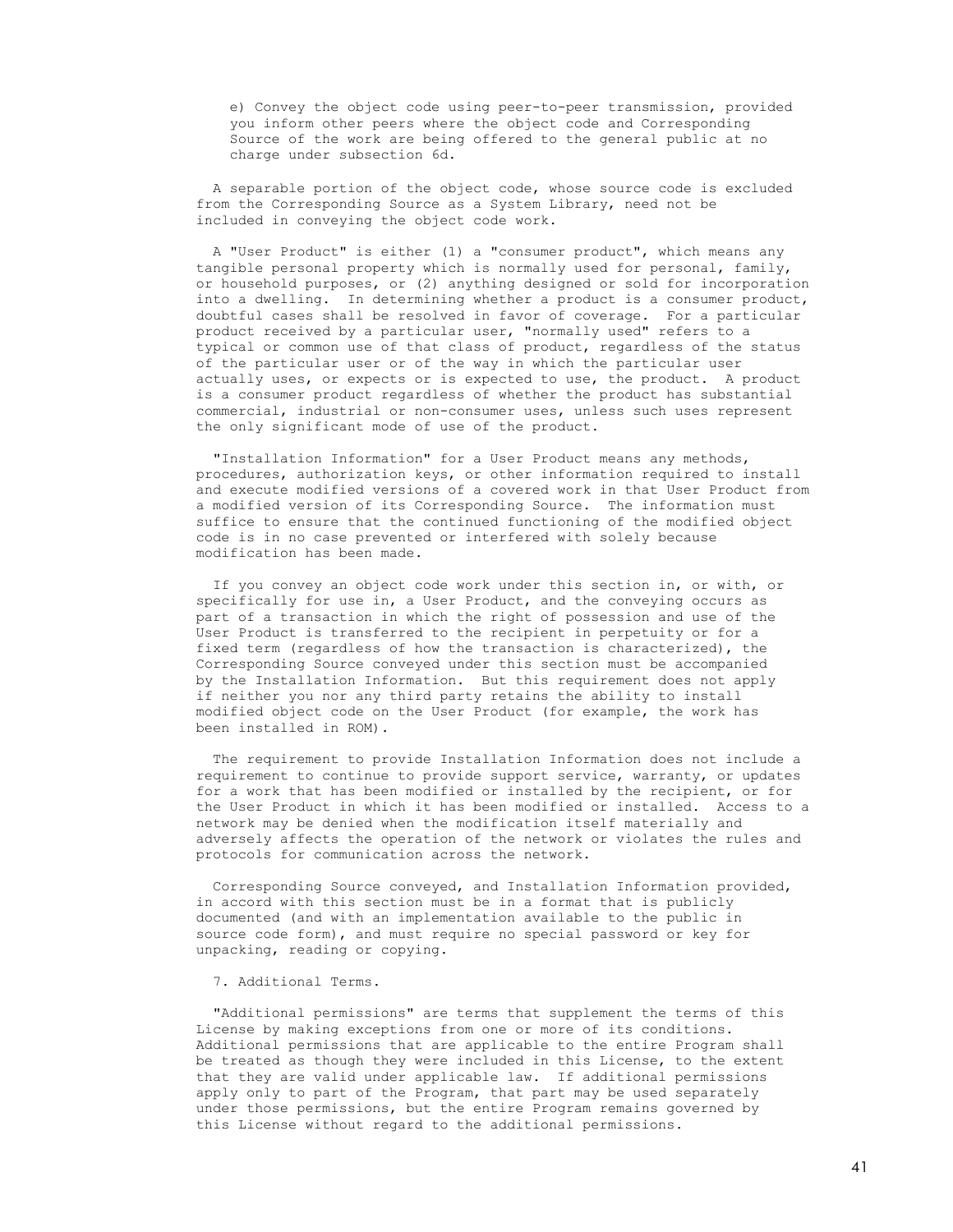e) Convey the object code using peer-to-peer transmission, provided you inform other peers where the object code and Corresponding Source of the work are being offered to the general public at no charge under subsection 6d.

A separable portion of the object code, whose source code is excluded from the Corresponding Source as a System Library, need not be included in conveying the object code work.

A "User Product" is either (1) a "consumer product", which means any tangible personal property which is normally used for personal, family, or household purposes, or (2) anything designed or sold for incorporation into a dwelling. In determining whether a product is a consumer product, doubtful cases shall be resolved in favor of coverage. For a particular product received by a particular user, "normally used" refers to a typical or common use of that class of product, regardless of the status of the particular user or of the way in which the particular user actually uses, or expects or is expected to use, the product. A product is a consumer product regardless of whether the product has substantial commercial, industrial or non-consumer uses, unless such uses represent the only significant mode of use of the product.

"Installation Information" for a User Product means any methods, procedures, authorization keys, or other information required to install and execute modified versions of a covered work in that User Product from a modified version of its Corresponding Source. The information must suffice to ensure that the continued functioning of the modified object code is in no case prevented or interfered with solely because modification has been made.

If you convey an object code work under this section in, or with, or specifically for use in, a User Product, and the conveying occurs as part of a transaction in which the right of possession and use of the User Product is transferred to the recipient in perpetuity or for a fixed term (regardless of how the transaction is characterized), the Corresponding Source conveyed under this section must be accompanied by the Installation Information. But this requirement does not apply if neither you nor any third party retains the ability to install modified object code on the User Product (for example, the work has been installed in ROM).

The requirement to provide Installation Information does not include a requirement to continue to provide support service, warranty, or updates for a work that has been modified or installed by the recipient, or for the User Product in which it has been modified or installed. Access to a network may be denied when the modification itself materially and adversely affects the operation of the network or violates the rules and protocols for communication across the network.

Corresponding Source conveyed, and Installation Information provided, in accord with this section must be in a format that is publicly documented (and with an implementation available to the public in source code form), and must require no special password or key for unpacking, reading or copying.

7. Additional Terms.

"Additional permissions" are terms that supplement the terms of this License by making exceptions from one or more of its conditions. Additional permissions that are applicable to the entire Program shall be treated as though they were included in this License, to the extent that they are valid under applicable law. If additional permissions apply only to part of the Program, that part may be used separately under those permissions, but the entire Program remains governed by this License without regard to the additional permissions.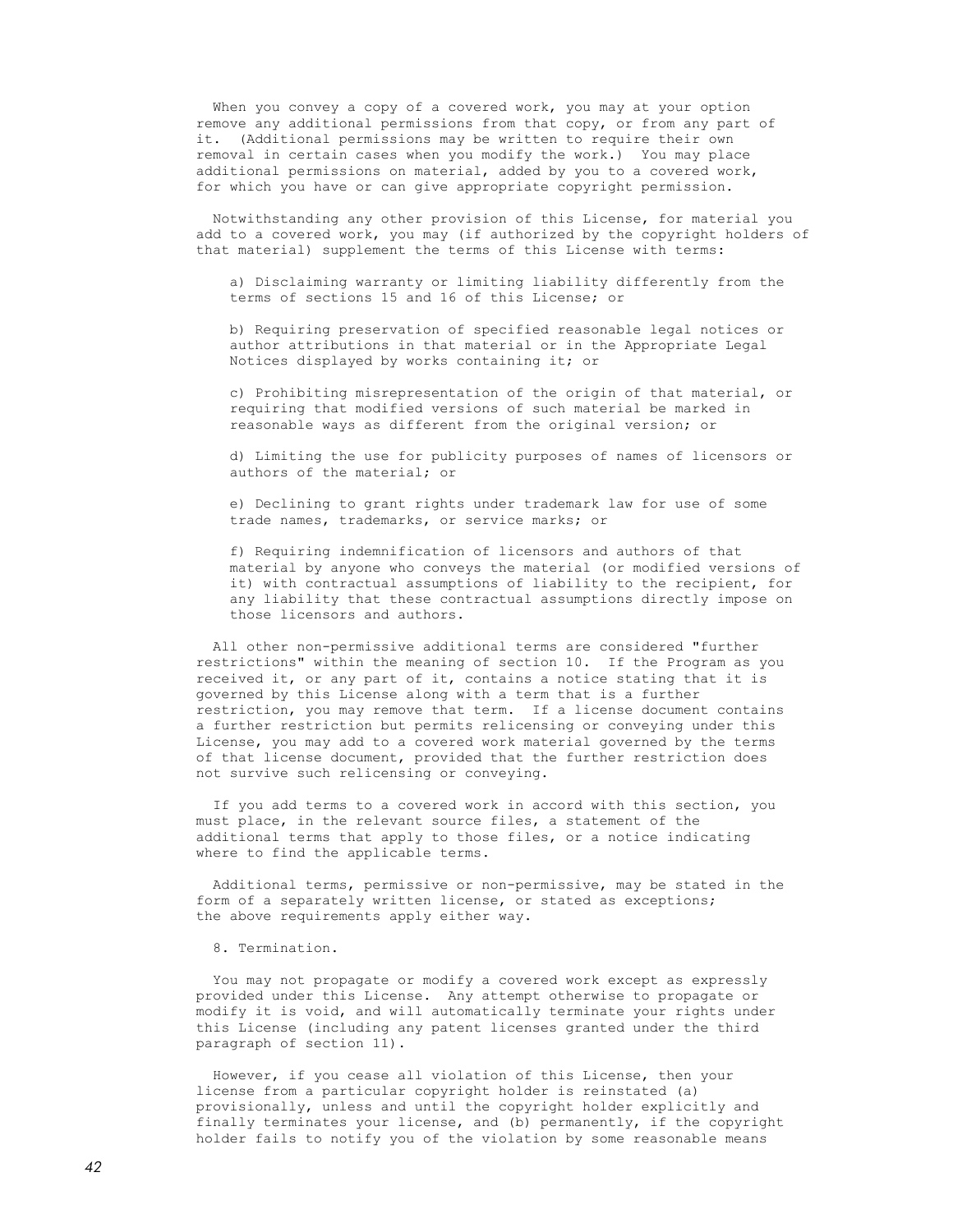When you convey a copy of a covered work, you may at your option remove any additional permissions from that copy, or from any part of it. (Additional permissions may be written to require their own removal in certain cases when you modify the work.) You may place additional permissions on material, added by you to a covered work, for which you have or can give appropriate copyright permission.

Notwithstanding any other provision of this License, for material you add to a covered work, you may (if authorized by the copyright holders of that material) supplement the terms of this License with terms:

a) Disclaiming warranty or limiting liability differently from the terms of sections 15 and 16 of this License; or

b) Requiring preservation of specified reasonable legal notices or author attributions in that material or in the Appropriate Legal Notices displayed by works containing it; or

c) Prohibiting misrepresentation of the origin of that material, or requiring that modified versions of such material be marked in reasonable ways as different from the original version; or

d) Limiting the use for publicity purposes of names of licensors or authors of the material; or

e) Declining to grant rights under trademark law for use of some trade names, trademarks, or service marks; or

f) Requiring indemnification of licensors and authors of that material by anyone who conveys the material (or modified versions of it) with contractual assumptions of liability to the recipient, for any liability that these contractual assumptions directly impose on those licensors and authors.

All other non-permissive additional terms are considered "further restrictions" within the meaning of section 10. If the Program as you received it, or any part of it, contains a notice stating that it is governed by this License along with a term that is a further restriction, you may remove that term. If a license document contains a further restriction but permits relicensing or conveying under this License, you may add to a covered work material governed by the terms of that license document, provided that the further restriction does not survive such relicensing or conveying.

If you add terms to a covered work in accord with this section, you must place, in the relevant source files, a statement of the additional terms that apply to those files, or a notice indicating where to find the applicable terms.

Additional terms, permissive or non-permissive, may be stated in the form of a separately written license, or stated as exceptions; the above requirements apply either way.

8. Termination.

You may not propagate or modify a covered work except as expressly provided under this License. Any attempt otherwise to propagate or modify it is void, and will automatically terminate your rights under this License (including any patent licenses granted under the third paragraph of section 11).

However, if you cease all violation of this License, then your license from a particular copyright holder is reinstated (a) provisionally, unless and until the copyright holder explicitly and finally terminates your license, and (b) permanently, if the copyright holder fails to notify you of the violation by some reasonable means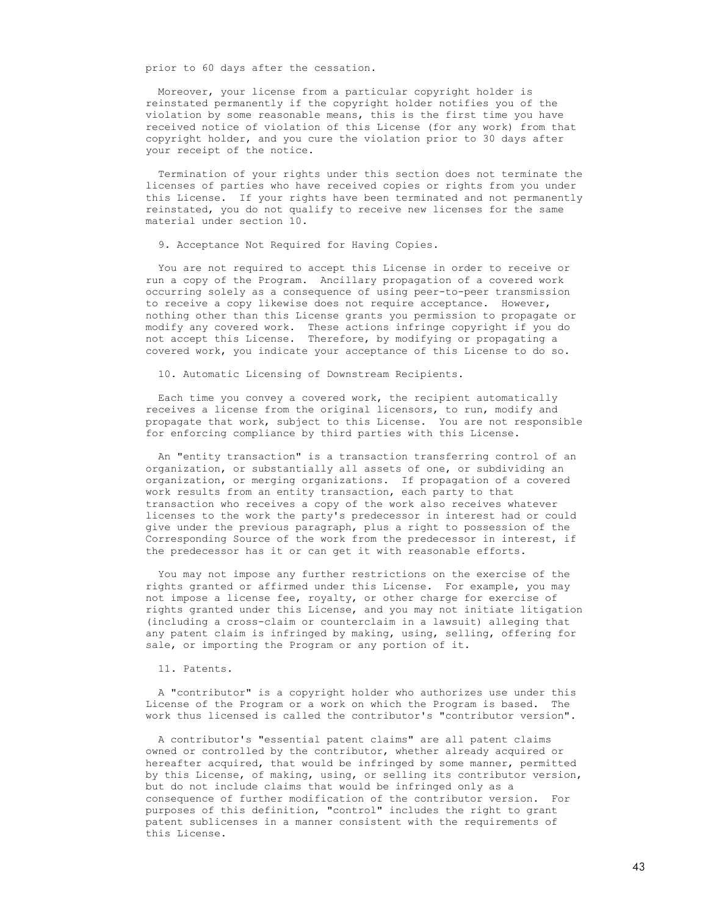prior to 60 days after the cessation.

Moreover, your license from a particular copyright holder is reinstated permanently if the copyright holder notifies you of the violation by some reasonable means, this is the first time you have received notice of violation of this License (for any work) from that copyright holder, and you cure the violation prior to 30 days after your receipt of the notice.

Termination of your rights under this section does not terminate the licenses of parties who have received copies or rights from you under this License. If your rights have been terminated and not permanently reinstated, you do not qualify to receive new licenses for the same material under section 10.

9. Acceptance Not Required for Having Copies.

You are not required to accept this License in order to receive or run a copy of the Program. Ancillary propagation of a covered work occurring solely as a consequence of using peer-to-peer transmission to receive a copy likewise does not require acceptance. However, nothing other than this License grants you permission to propagate or modify any covered work. These actions infringe copyright if you do not accept this License. Therefore, by modifying or propagating a covered work, you indicate your acceptance of this License to do so.

10. Automatic Licensing of Downstream Recipients.

Each time you convey a covered work, the recipient automatically receives a license from the original licensors, to run, modify and propagate that work, subject to this License. You are not responsible for enforcing compliance by third parties with this License.

An "entity transaction" is a transaction transferring control of an organization, or substantially all assets of one, or subdividing an organization, or merging organizations. If propagation of a covered work results from an entity transaction, each party to that transaction who receives a copy of the work also receives whatever licenses to the work the party's predecessor in interest had or could give under the previous paragraph, plus a right to possession of the Corresponding Source of the work from the predecessor in interest, if the predecessor has it or can get it with reasonable efforts.

You may not impose any further restrictions on the exercise of the rights granted or affirmed under this License. For example, you may not impose a license fee, royalty, or other charge for exercise of rights granted under this License, and you may not initiate litigation (including a cross-claim or counterclaim in a lawsuit) alleging that any patent claim is infringed by making, using, selling, offering for sale, or importing the Program or any portion of it.

11. Patents.

A "contributor" is a copyright holder who authorizes use under this License of the Program or a work on which the Program is based. The work thus licensed is called the contributor's "contributor version".

A contributor's "essential patent claims" are all patent claims owned or controlled by the contributor, whether already acquired or hereafter acquired, that would be infringed by some manner, permitted by this License, of making, using, or selling its contributor version, but do not include claims that would be infringed only as a consequence of further modification of the contributor version. For purposes of this definition, "control" includes the right to grant patent sublicenses in a manner consistent with the requirements of this License.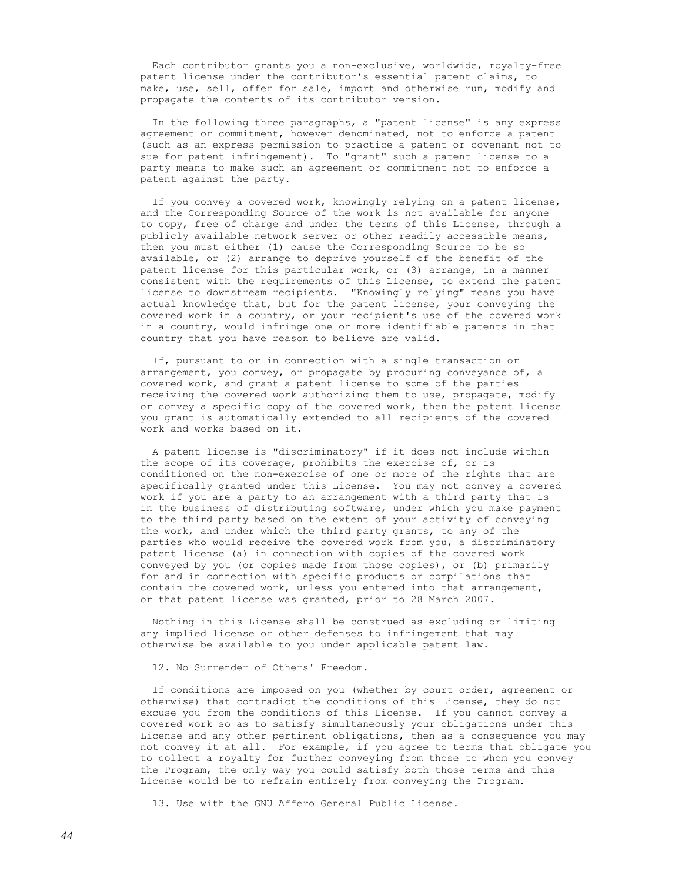Each contributor grants you a non-exclusive, worldwide, royalty-free patent license under the contributor's essential patent claims, to make, use, sell, offer for sale, import and otherwise run, modify and propagate the contents of its contributor version.

In the following three paragraphs, a "patent license" is any express agreement or commitment, however denominated, not to enforce a patent (such as an express permission to practice a patent or covenant not to sue for patent infringement). To "grant" such a patent license to a party means to make such an agreement or commitment not to enforce a patent against the party.

If you convey a covered work, knowingly relying on a patent license, and the Corresponding Source of the work is not available for anyone to copy, free of charge and under the terms of this License, through a publicly available network server or other readily accessible means, then you must either (1) cause the Corresponding Source to be so available, or (2) arrange to deprive yourself of the benefit of the patent license for this particular work, or (3) arrange, in a manner consistent with the requirements of this License, to extend the patent license to downstream recipients. "Knowingly relying" means you have actual knowledge that, but for the patent license, your conveying the covered work in a country, or your recipient's use of the covered work in a country, would infringe one or more identifiable patents in that country that you have reason to believe are valid.

If, pursuant to or in connection with a single transaction or arrangement, you convey, or propagate by procuring conveyance of, a covered work, and grant a patent license to some of the parties receiving the covered work authorizing them to use, propagate, modify or convey a specific copy of the covered work, then the patent license you grant is automatically extended to all recipients of the covered work and works based on it.

A patent license is "discriminatory" if it does not include within the scope of its coverage, prohibits the exercise of, or is conditioned on the non-exercise of one or more of the rights that are specifically granted under this License. You may not convey a covered work if you are a party to an arrangement with a third party that is in the business of distributing software, under which you make payment to the third party based on the extent of your activity of conveying the work, and under which the third party grants, to any of the parties who would receive the covered work from you, a discriminatory patent license (a) in connection with copies of the covered work conveyed by you (or copies made from those copies), or (b) primarily for and in connection with specific products or compilations that contain the covered work, unless you entered into that arrangement, or that patent license was granted, prior to 28 March 2007.

Nothing in this License shall be construed as excluding or limiting any implied license or other defenses to infringement that may otherwise be available to you under applicable patent law.

12. No Surrender of Others' Freedom.

If conditions are imposed on you (whether by court order, agreement or otherwise) that contradict the conditions of this License, they do not excuse you from the conditions of this License. If you cannot convey a covered work so as to satisfy simultaneously your obligations under this License and any other pertinent obligations, then as a consequence you may not convey it at all. For example, if you agree to terms that obligate you to collect a royalty for further conveying from those to whom you convey the Program, the only way you could satisfy both those terms and this License would be to refrain entirely from conveying the Program.

13. Use with the GNU Affero General Public License.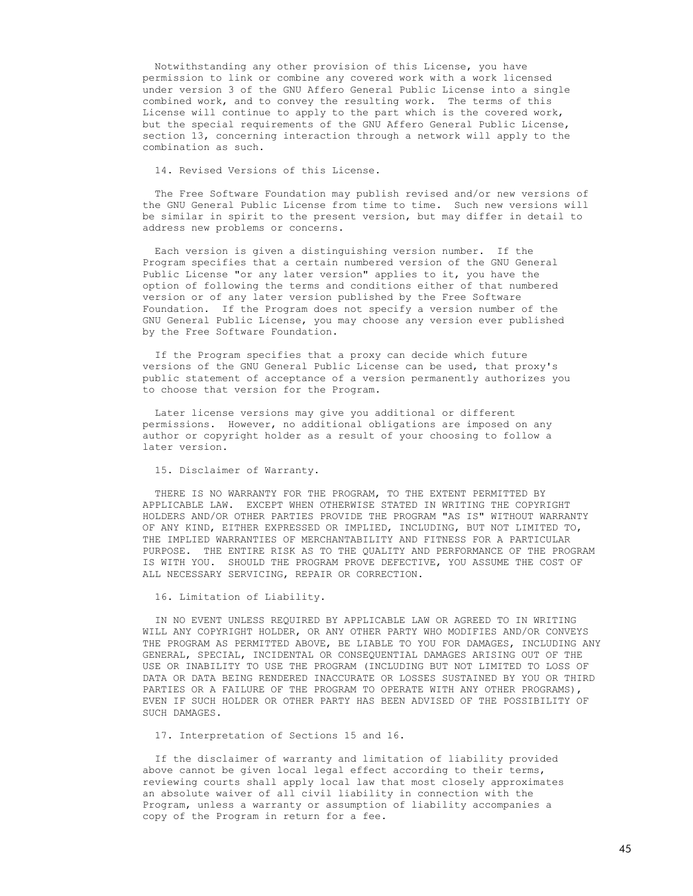Notwithstanding any other provision of this License, you have permission to link or combine any covered work with a work licensed under version 3 of the GNU Affero General Public License into a single combined work, and to convey the resulting work. The terms of this License will continue to apply to the part which is the covered work, but the special requirements of the GNU Affero General Public License, section 13, concerning interaction through a network will apply to the combination as such.

14. Revised Versions of this License.

The Free Software Foundation may publish revised and/or new versions of the GNU General Public License from time to time. Such new versions will be similar in spirit to the present version, but may differ in detail to address new problems or concerns.

Each version is given a distinguishing version number. If the Program specifies that a certain numbered version of the GNU General Public License "or any later version" applies to it, you have the option of following the terms and conditions either of that numbered version or of any later version published by the Free Software Foundation. If the Program does not specify a version number of the GNU General Public License, you may choose any version ever published by the Free Software Foundation.

If the Program specifies that a proxy can decide which future versions of the GNU General Public License can be used, that proxy's public statement of acceptance of a version permanently authorizes you to choose that version for the Program.

Later license versions may give you additional or different permissions. However, no additional obligations are imposed on any author or copyright holder as a result of your choosing to follow a later version.

15. Disclaimer of Warranty.

THERE IS NO WARRANTY FOR THE PROGRAM, TO THE EXTENT PERMITTED BY APPLICABLE LAW. EXCEPT WHEN OTHERWISE STATED IN WRITING THE COPYRIGHT HOLDERS AND/OR OTHER PARTIES PROVIDE THE PROGRAM "AS IS" WITHOUT WARRANTY OF ANY KIND, EITHER EXPRESSED OR IMPLIED, INCLUDING, BUT NOT LIMITED TO, THE IMPLIED WARRANTIES OF MERCHANTABILITY AND FITNESS FOR A PARTICULAR PURPOSE. THE ENTIRE RISK AS TO THE QUALITY AND PERFORMANCE OF THE PROGRAM IS WITH YOU. SHOULD THE PROGRAM PROVE DEFECTIVE, YOU ASSUME THE COST OF ALL NECESSARY SERVICING, REPAIR OR CORRECTION.

16. Limitation of Liability.

IN NO EVENT UNLESS REQUIRED BY APPLICABLE LAW OR AGREED TO IN WRITING WILL ANY COPYRIGHT HOLDER, OR ANY OTHER PARTY WHO MODIFIES AND/OR CONVEYS THE PROGRAM AS PERMITTED ABOVE, BE LIABLE TO YOU FOR DAMAGES, INCLUDING ANY GENERAL, SPECIAL, INCIDENTAL OR CONSEQUENTIAL DAMAGES ARISING OUT OF THE USE OR INABILITY TO USE THE PROGRAM (INCLUDING BUT NOT LIMITED TO LOSS OF DATA OR DATA BEING RENDERED INACCURATE OR LOSSES SUSTAINED BY YOU OR THIRD PARTIES OR A FAILURE OF THE PROGRAM TO OPERATE WITH ANY OTHER PROGRAMS), EVEN IF SUCH HOLDER OR OTHER PARTY HAS BEEN ADVISED OF THE POSSIBILITY OF SUCH DAMAGES.

17. Interpretation of Sections 15 and 16.

If the disclaimer of warranty and limitation of liability provided above cannot be given local legal effect according to their terms, reviewing courts shall apply local law that most closely approximates an absolute waiver of all civil liability in connection with the Program, unless a warranty or assumption of liability accompanies a copy of the Program in return for a fee.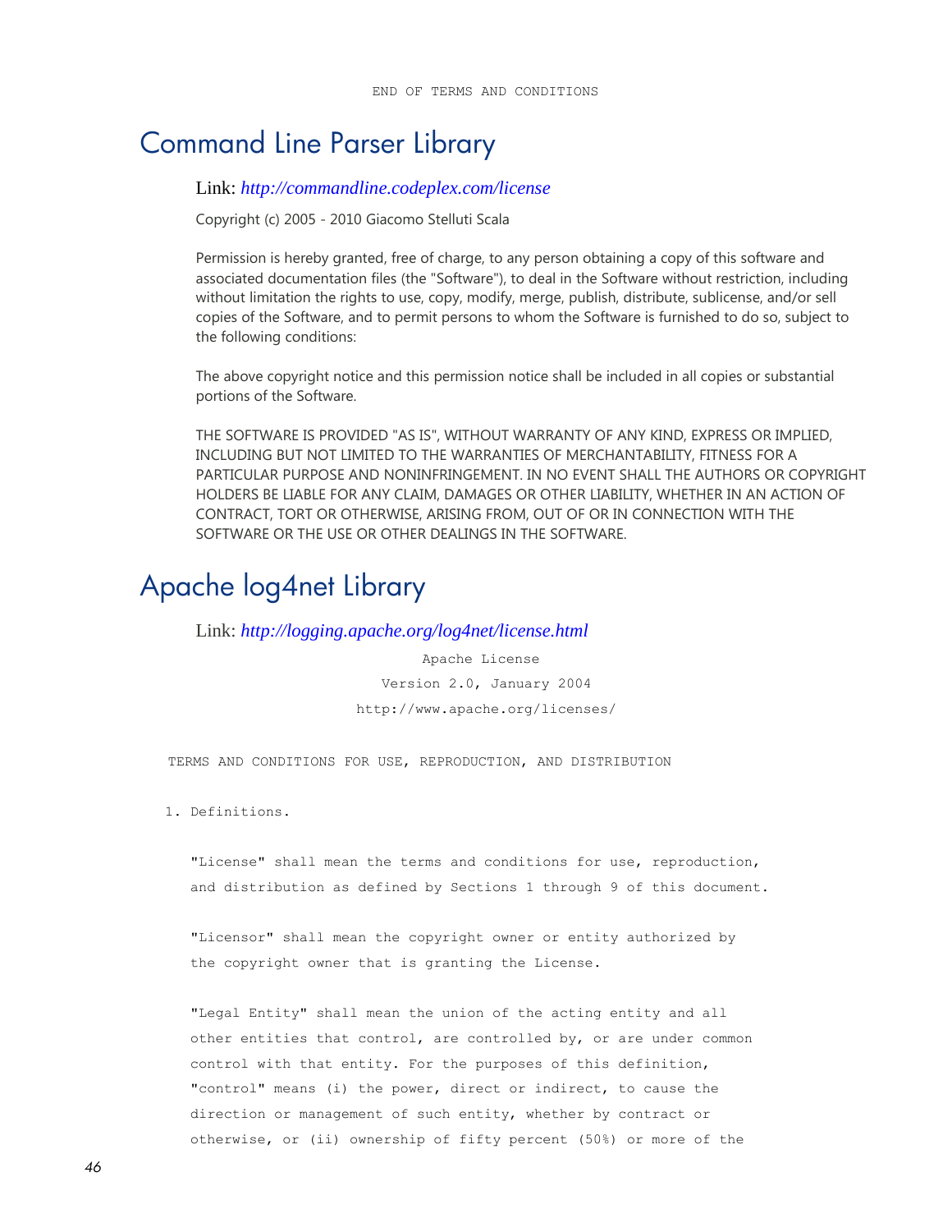END OF TERMS AND CONDITIONS

# Command Line Parser Library

Link: *http://commandline.codeplex.com/license*

Copyright (c) 2005 - 2010 Giacomo Stelluti Scala

Permission is hereby granted, free of charge, to any person obtaining a copy of this software and associated documentation files (the "Software"), to deal in the Software without restriction, including without limitation the rights to use, copy, modify, merge, publish, distribute, sublicense, and/or sell copies of the Software, and to permit persons to whom the Software is furnished to do so, subject to the following conditions:

The above copyright notice and this permission notice shall be included in all copies or substantial portions of the Software.

THE SOFTWARE IS PROVIDED "AS IS", WITHOUT WARRANTY OF ANY KIND, EXPRESS OR IMPLIED, INCLUDING BUT NOT LIMITED TO THE WARRANTIES OF MERCHANTABILITY, FITNESS FOR A PARTICULAR PURPOSE AND NONINFRINGEMENT. IN NO EVENT SHALL THE AUTHORS OR COPYRIGHT HOLDERS BE LIABLE FOR ANY CLAIM, DAMAGES OR OTHER LIABILITY, WHETHER IN AN ACTION OF CONTRACT, TORT OR OTHERWISE, ARISING FROM, OUT OF OR IN CONNECTION WITH THE SOFTWARE OR THE USE OR OTHER DEALINGS IN THE SOFTWARE.

# Apache log4net Library

Link: *http://logging.apache.org/log4net/license.html*

Apache License

Version 2.0, January 2004

http://www.apache.org/licenses/

TERMS AND CONDITIONS FOR USE, REPRODUCTION, AND DISTRIBUTION

1. Definitions.

"License" shall mean the terms and conditions for use, reproduction, and distribution as defined by Sections 1 through 9 of this document.

"Licensor" shall mean the copyright owner or entity authorized by the copyright owner that is granting the License.

"Legal Entity" shall mean the union of the acting entity and all other entities that control, are controlled by, or are under common control with that entity. For the purposes of this definition, "control" means (i) the power, direct or indirect, to cause the direction or management of such entity, whether by contract or otherwise, or (ii) ownership of fifty percent (50%) or more of the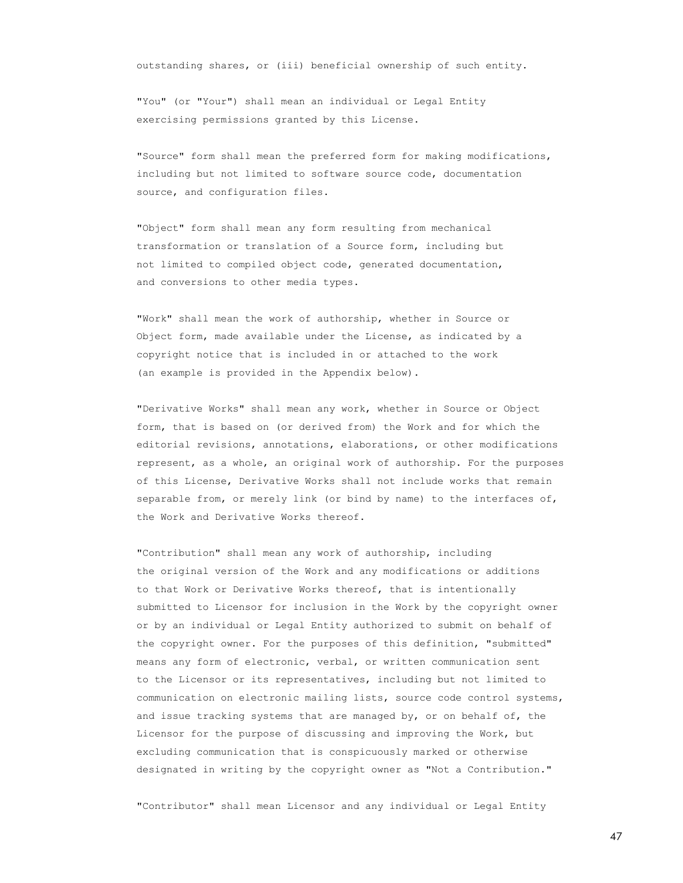outstanding shares, or (iii) beneficial ownership of such entity.

"You" (or "Your") shall mean an individual or Legal Entity exercising permissions granted by this License.

"Source" form shall mean the preferred form for making modifications, including but not limited to software source code, documentation source, and configuration files.

"Object" form shall mean any form resulting from mechanical transformation or translation of a Source form, including but not limited to compiled object code, generated documentation, and conversions to other media types.

"Work" shall mean the work of authorship, whether in Source or Object form, made available under the License, as indicated by a copyright notice that is included in or attached to the work (an example is provided in the Appendix below).

"Derivative Works" shall mean any work, whether in Source or Object form, that is based on (or derived from) the Work and for which the editorial revisions, annotations, elaborations, or other modifications represent, as a whole, an original work of authorship. For the purposes of this License, Derivative Works shall not include works that remain separable from, or merely link (or bind by name) to the interfaces of, the Work and Derivative Works thereof.

"Contribution" shall mean any work of authorship, including the original version of the Work and any modifications or additions to that Work or Derivative Works thereof, that is intentionally submitted to Licensor for inclusion in the Work by the copyright owner or by an individual or Legal Entity authorized to submit on behalf of the copyright owner. For the purposes of this definition, "submitted" means any form of electronic, verbal, or written communication sent to the Licensor or its representatives, including but not limited to communication on electronic mailing lists, source code control systems, and issue tracking systems that are managed by, or on behalf of, the Licensor for the purpose of discussing and improving the Work, but excluding communication that is conspicuously marked or otherwise designated in writing by the copyright owner as "Not a Contribution."

"Contributor" shall mean Licensor and any individual or Legal Entity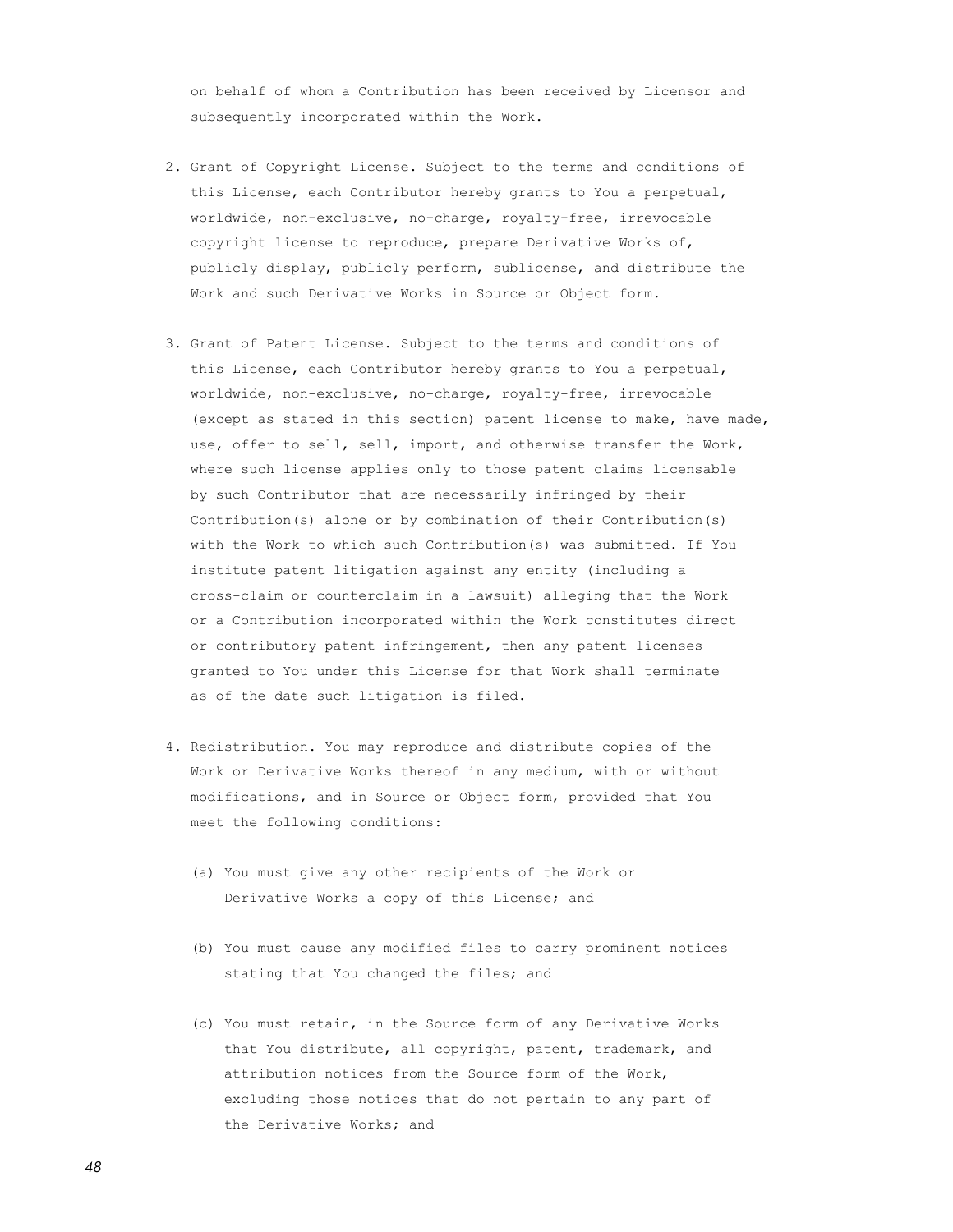on behalf of whom a Contribution has been received by Licensor and subsequently incorporated within the Work.

2. Grant of Copyright License. Subject to the terms and conditions of this License, each Contributor hereby grants to You a perpetual, worldwide, non-exclusive, no-charge, royalty-free, irrevocable copyright license to reproduce, prepare Derivative Works of, publicly display, publicly perform, sublicense, and distribute the Work and such Derivative Works in Source or Object form.

3. Grant of Patent License. Subject to the terms and conditions of this License, each Contributor hereby grants to You a perpetual, worldwide, non-exclusive, no-charge, royalty-free, irrevocable (except as stated in this section) patent license to make, have made, use, offer to sell, sell, import, and otherwise transfer the Work, where such license applies only to those patent claims licensable by such Contributor that are necessarily infringed by their Contribution(s) alone or by combination of their Contribution(s) with the Work to which such Contribution(s) was submitted. If You institute patent litigation against any entity (including a cross-claim or counterclaim in a lawsuit) alleging that the Work or a Contribution incorporated within the Work constitutes direct or contributory patent infringement, then any patent licenses granted to You under this License for that Work shall terminate as of the date such litigation is filed.

4. Redistribution. You may reproduce and distribute copies of the Work or Derivative Works thereof in any medium, with or without modifications, and in Source or Object form, provided that You meet the following conditions:

   (a) You must give any other recipients of the Work or Derivative Works a copy of this License; and

   (b) You must cause any modified files to carry prominent notices stating that You changed the files; and

   (c) You must retain, in the Source form of any Derivative Works that You distribute, all copyright, patent, trademark, and attribution notices from the Source form of the Work, excluding those notices that do not pertain to any part of the Derivative Works; and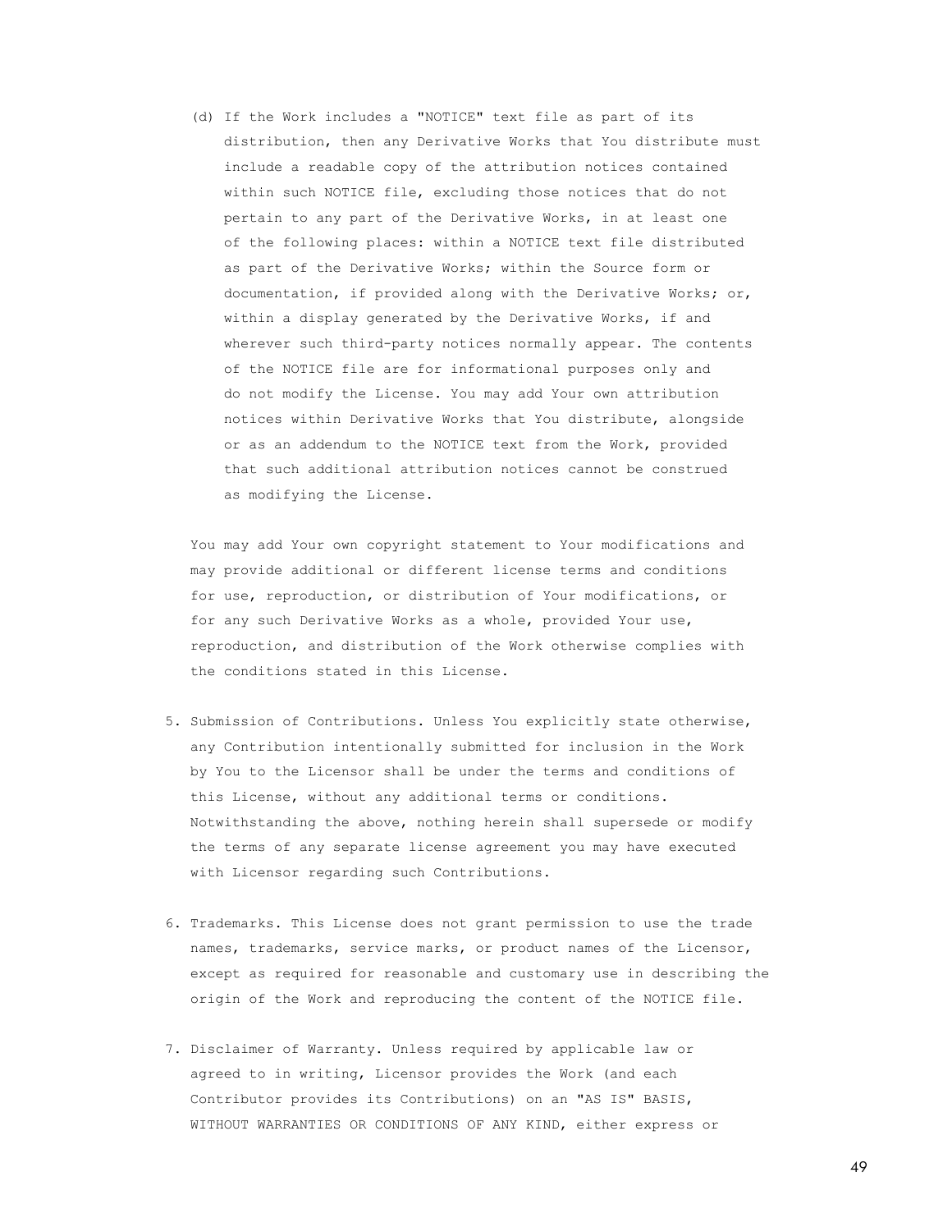(d) If the Work includes a "NOTICE" text file as part of its distribution, then any Derivative Works that You distribute must include a readable copy of the attribution notices contained within such NOTICE file, excluding those notices that do not pertain to any part of the Derivative Works, in at least one of the following places: within a NOTICE text file distributed as part of the Derivative Works; within the Source form or documentation, if provided along with the Derivative Works; or, within a display generated by the Derivative Works, if and wherever such third-party notices normally appear. The contents of the NOTICE file are for informational purposes only and do not modify the License. You may add Your own attribution notices within Derivative Works that You distribute, alongside or as an addendum to the NOTICE text from the Work, provided that such additional attribution notices cannot be construed as modifying the License.

You may add Your own copyright statement to Your modifications and may provide additional or different license terms and conditions for use, reproduction, or distribution of Your modifications, or for any such Derivative Works as a whole, provided Your use, reproduction, and distribution of the Work otherwise complies with the conditions stated in this License.

5. Submission of Contributions. Unless You explicitly state otherwise, any Contribution intentionally submitted for inclusion in the Work by You to the Licensor shall be under the terms and conditions of this License, without any additional terms or conditions. Notwithstanding the above, nothing herein shall supersede or modify the terms of any separate license agreement you may have executed with Licensor regarding such Contributions.

6. Trademarks. This License does not grant permission to use the trade names, trademarks, service marks, or product names of the Licensor, except as required for reasonable and customary use in describing the origin of the Work and reproducing the content of the NOTICE file.

7. Disclaimer of Warranty. Unless required by applicable law or agreed to in writing, Licensor provides the Work (and each Contributor provides its Contributions) on an "AS IS" BASIS, WITHOUT WARRANTIES OR CONDITIONS OF ANY KIND, either express or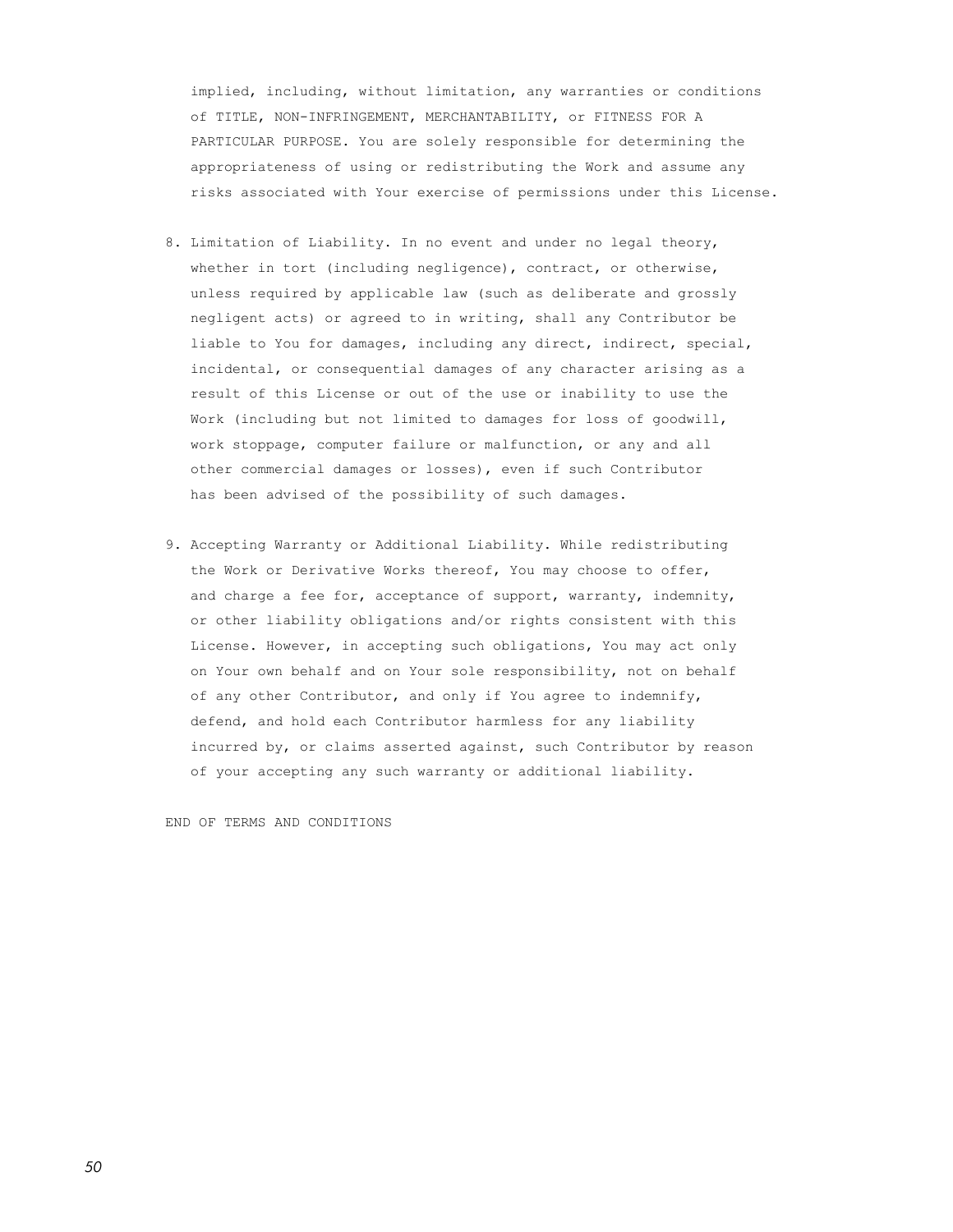implied, including, without limitation, any warranties or conditions of TITLE, NON-INFRINGEMENT, MERCHANTABILITY, or FITNESS FOR A PARTICULAR PURPOSE. You are solely responsible for determining the appropriateness of using or redistributing the Work and assume any risks associated with Your exercise of permissions under this License.

8. Limitation of Liability. In no event and under no legal theory, whether in tort (including negligence), contract, or otherwise, unless required by applicable law (such as deliberate and grossly negligent acts) or agreed to in writing, shall any Contributor be liable to You for damages, including any direct, indirect, special, incidental, or consequential damages of any character arising as a result of this License or out of the use or inability to use the Work (including but not limited to damages for loss of goodwill, work stoppage, computer failure or malfunction, or any and all other commercial damages or losses), even if such Contributor has been advised of the possibility of such damages.

9. Accepting Warranty or Additional Liability. While redistributing the Work or Derivative Works thereof, You may choose to offer, and charge a fee for, acceptance of support, warranty, indemnity, or other liability obligations and/or rights consistent with this License. However, in accepting such obligations, You may act only on Your own behalf and on Your sole responsibility, not on behalf of any other Contributor, and only if You agree to indemnify, defend, and hold each Contributor harmless for any liability incurred by, or claims asserted against, such Contributor by reason of your accepting any such warranty or additional liability.

END OF TERMS AND CONDITIONS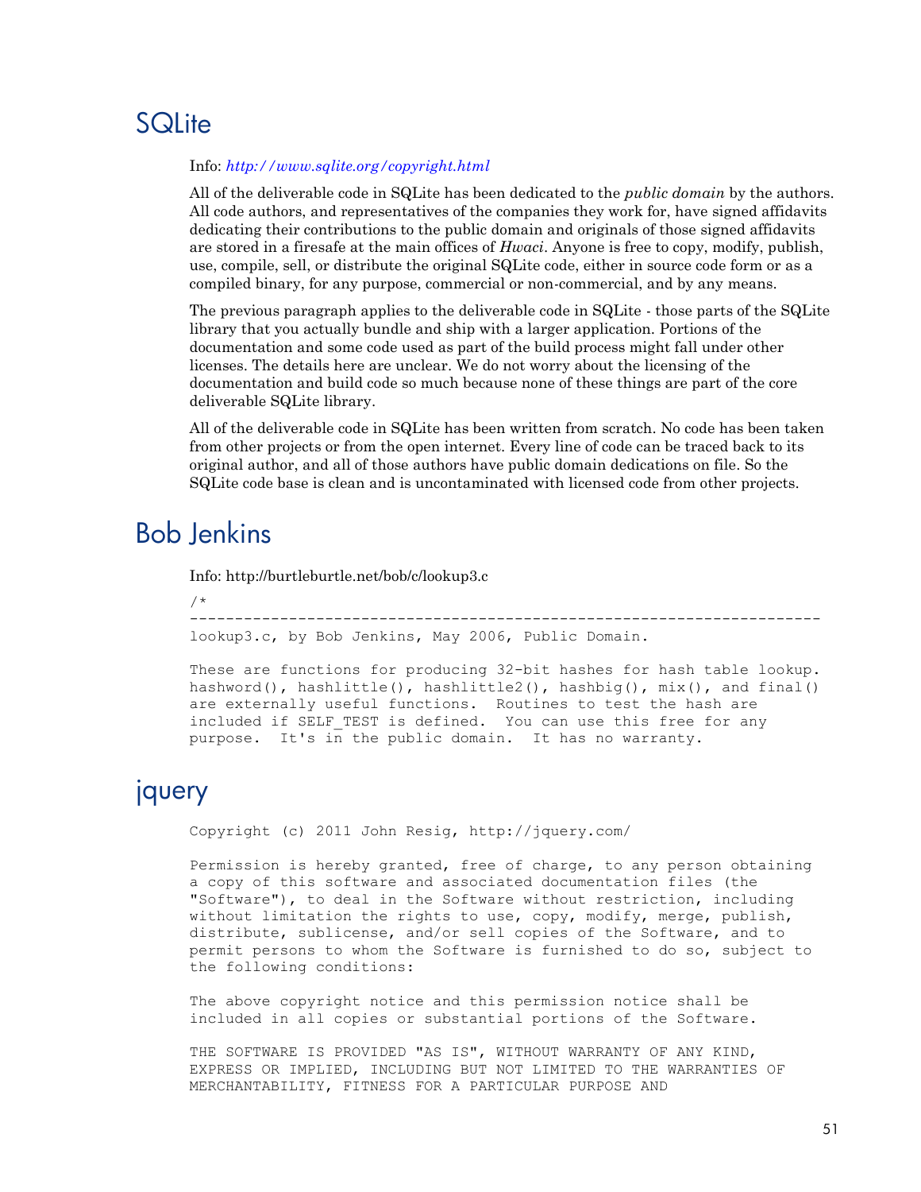## SQLite

Info: *http://www.sqlite.org/copyright.html*

All of the deliverable code in SQLite has been dedicated to the *public domain* by the authors. All code authors, and representatives of the companies they work for, have signed affidavits dedicating their contributions to the public domain and originals of those signed affidavits are stored in a firesafe at the main offices of *Hwaci*. Anyone is free to copy, modify, publish, use, compile, sell, or distribute the original SQLite code, either in source code form or as a compiled binary, for any purpose, commercial or non-commercial, and by any means.

The previous paragraph applies to the deliverable code in SQLite - those parts of the SQLite library that you actually bundle and ship with a larger application. Portions of the documentation and some code used as part of the build process might fall under other licenses. The details here are unclear. We do not worry about the licensing of the documentation and build code so much because none of these things are part of the core deliverable SQLite library.

All of the deliverable code in SQLite has been written from scratch. No code has been taken from other projects or from the open internet. Every line of code can be traced back to its original author, and all of those authors have public domain dedications on file. So the SQLite code base is clean and is uncontaminated with licensed code from other projects.

## Bob Jenkins

Info: http://burtleburtle.net/bob/c/lookup3.c

```
/*
-------------------------------------------------------------------------
lookup3.c, by Bob Jenkins, May 2006, Public Domain.

These are functions for producing 32-bit hashes for hash table lookup.
hashword(), hashlittle(), hashlittle2(), hashbig(), mix(), and final()
are externally useful functions.  Routines to test the hash are
included if SELF_TEST is defined.  You can use this free for any
purpose.  It's in the public domain.  It has no warranty.
```

## jquery

```
Copyright (c) 2011 John Resig, http://jquery.com/

Permission is hereby granted, free of charge, to any person obtaining
a copy of this software and associated documentation files (the
"Software"), to deal in the Software without restriction, including
without limitation the rights to use, copy, modify, merge, publish,
distribute, sublicense, and/or sell copies of the Software, and to
permit persons to whom the Software is furnished to do so, subject to
the following conditions:

The above copyright notice and this permission notice shall be
included in all copies or substantial portions of the Software.

THE SOFTWARE IS PROVIDED "AS IS", WITHOUT WARRANTY OF ANY KIND,
EXPRESS OR IMPLIED, INCLUDING BUT NOT LIMITED TO THE WARRANTIES OF
MERCHANTABILITY, FITNESS FOR A PARTICULAR PURPOSE AND
```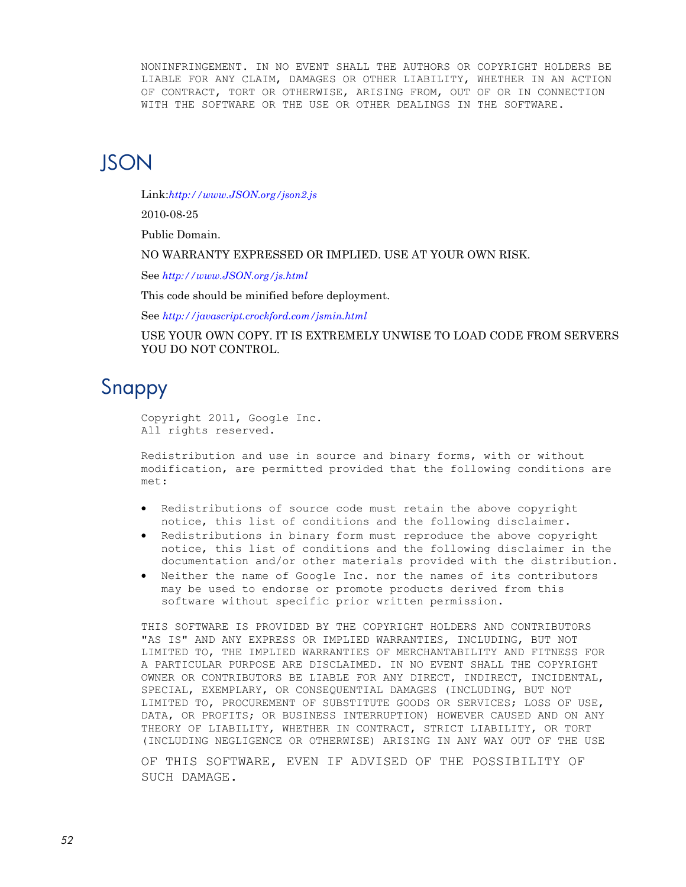```
NONINFRINGEMENT. IN NO EVENT SHALL THE AUTHORS OR COPYRIGHT HOLDERS BE
LIABLE FOR ANY CLAIM, DAMAGES OR OTHER LIABILITY, WHETHER IN AN ACTION
OF CONTRACT, TORT OR OTHERWISE, ARISING FROM, OUT OF OR IN CONNECTION
WITH THE SOFTWARE OR THE USE OR OTHER DEALINGS IN THE SOFTWARE.
```

# JSON

Link:*http://www.JSON.org/json2.js*

2010-08-25

Public Domain.

NO WARRANTY EXPRESSED OR IMPLIED. USE AT YOUR OWN RISK.

See *http://www.JSON.org/js.html*

This code should be minified before deployment.

See *http://javascript.crockford.com/jsmin.html*

USE YOUR OWN COPY. IT IS EXTREMELY UNWISE TO LOAD CODE FROM SERVERS YOU DO NOT CONTROL.

# Snappy

```
Copyright 2011, Google Inc.
All rights reserved.

Redistribution and use in source and binary forms, with or without
modification, are permitted provided that the following conditions are
met:
```

- Redistributions of source code must retain the above copyright notice, this list of conditions and the following disclaimer.
- Redistributions in binary form must reproduce the above copyright notice, this list of conditions and the following disclaimer in the documentation and/or other materials provided with the distribution.
- Neither the name of Google Inc. nor the names of its contributors may be used to endorse or promote products derived from this software without specific prior written permission.

```
THIS SOFTWARE IS PROVIDED BY THE COPYRIGHT HOLDERS AND CONTRIBUTORS
"AS IS" AND ANY EXPRESS OR IMPLIED WARRANTIES, INCLUDING, BUT NOT
LIMITED TO, THE IMPLIED WARRANTIES OF MERCHANTABILITY AND FITNESS FOR
A PARTICULAR PURPOSE ARE DISCLAIMED. IN NO EVENT SHALL THE COPYRIGHT
OWNER OR CONTRIBUTORS BE LIABLE FOR ANY DIRECT, INDIRECT, INCIDENTAL,
SPECIAL, EXEMPLARY, OR CONSEQUENTIAL DAMAGES (INCLUDING, BUT NOT
LIMITED TO, PROCUREMENT OF SUBSTITUTE GOODS OR SERVICES; LOSS OF USE,
DATA, OR PROFITS; OR BUSINESS INTERRUPTION) HOWEVER CAUSED AND ON ANY
THEORY OF LIABILITY, WHETHER IN CONTRACT, STRICT LIABILITY, OR TORT
(INCLUDING NEGLIGENCE OR OTHERWISE) ARISING IN ANY WAY OUT OF THE USE
OF THIS SOFTWARE, EVEN IF ADVISED OF THE POSSIBILITY OF
SUCH DAMAGE.
```